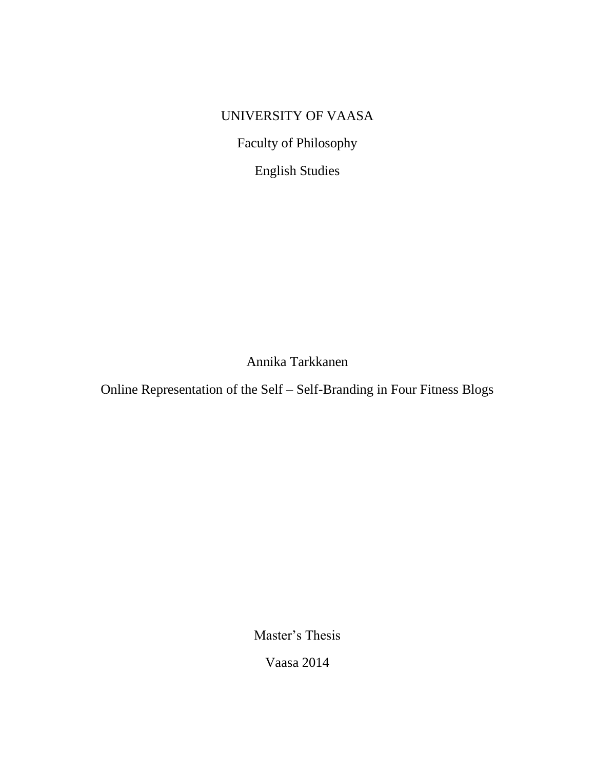UNIVERSITY OF VAASA

Faculty of Philosophy

English Studies

Annika Tarkkanen

# Online Representation of the Self – Self-Branding in Four Fitness Blogs

Master's Thesis

Vaasa 2014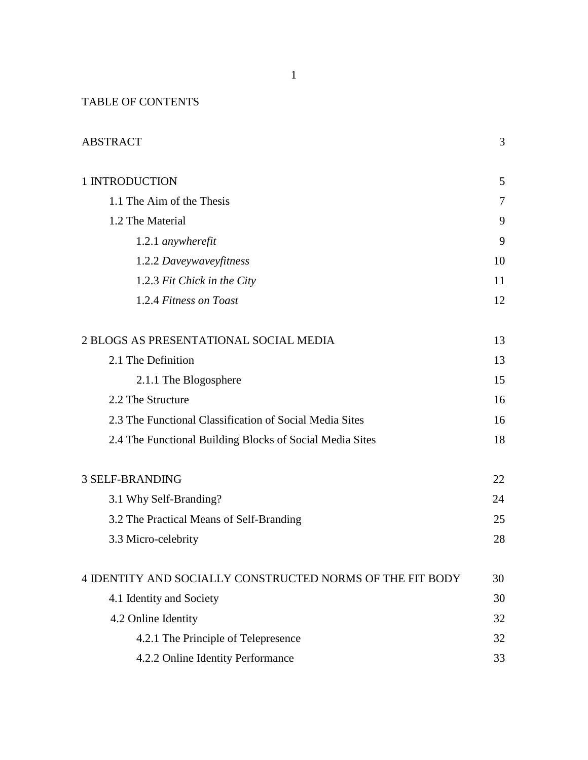TABLE OF CONTENTS

| | |
|---|---|
| ABSTRACT | 3 |
| 1 INTRODUCTION | 5 |
| 1.1 The Aim of the Thesis | 7 |
| 1.2 The Material | 9 |
| 1.2.1 *anywherefit* | 9 |
| 1.2.2 *Daveywaveyfitness* | 10 |
| 1.2.3 *Fit Chick in the City* | 11 |
| 1.2.4 *Fitness on Toast* | 12 |
| 2 BLOGS AS PRESENTATIONAL SOCIAL MEDIA | 13 |
| 2.1 The Definition | 13 |
| 2.1.1 The Blogosphere | 15 |
| 2.2 The Structure | 16 |
| 2.3 The Functional Classification of Social Media Sites | 16 |
| 2.4 The Functional Building Blocks of Social Media Sites | 18 |
| 3 SELF-BRANDING | 22 |
| 3.1 Why Self-Branding? | 24 |
| 3.2 The Practical Means of Self-Branding | 25 |
| 3.3 Micro-celebrity | 28 |
| 4 IDENTITY AND SOCIALLY CONSTRUCTED NORMS OF THE FIT BODY | 30 |
| 4.1 Identity and Society | 30 |
| 4.2 Online Identity | 32 |
| 4.2.1 The Principle of Telepresence | 32 |
| 4.2.2 Online Identity Performance | 33 |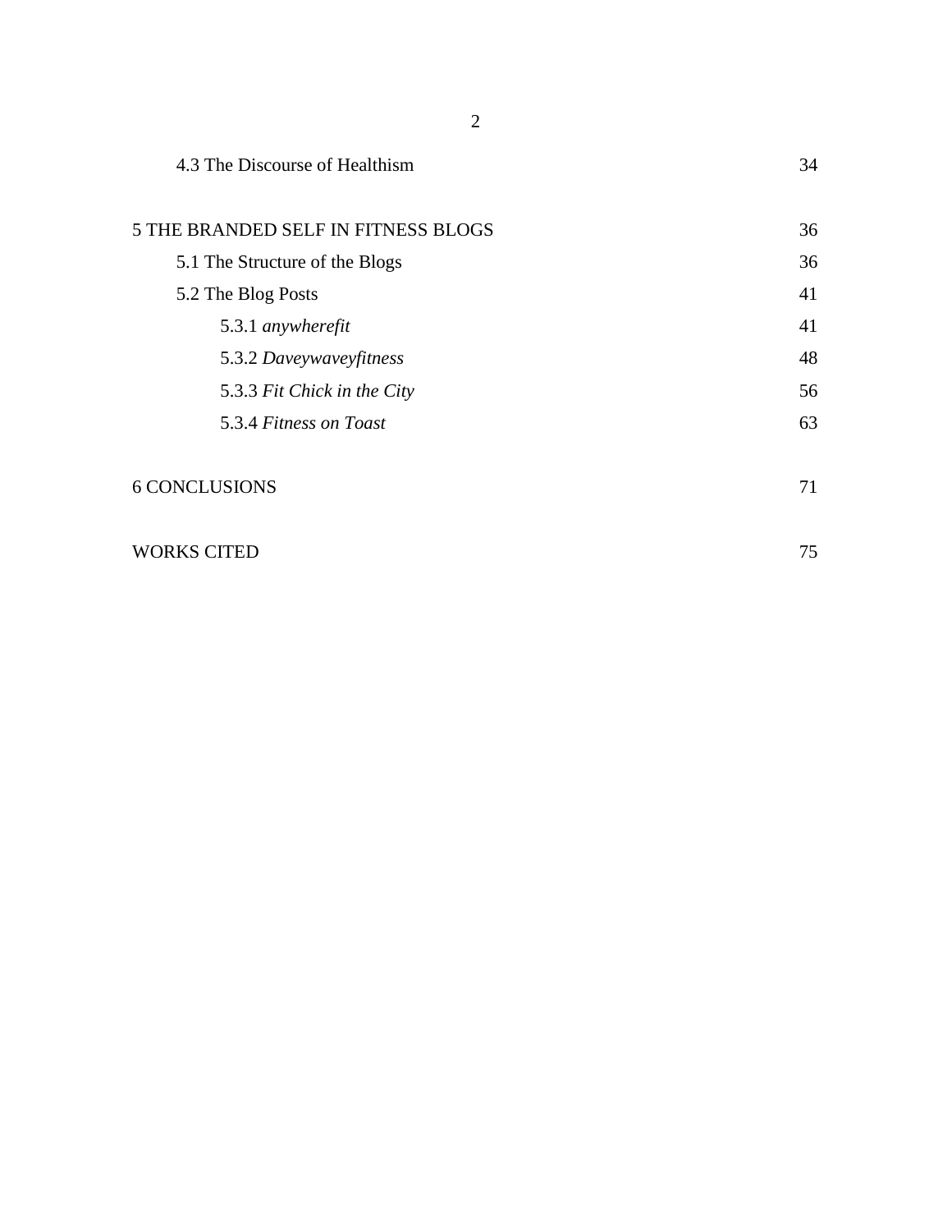| | |
|---|---|
| 4.3 The Discourse of Healthism | 34 |
| 5 THE BRANDED SELF IN FITNESS BLOGS | 36 |
| 5.1 The Structure of the Blogs | 36 |
| 5.2 The Blog Posts | 41 |
| 5.3.1 *anywherefit* | 41 |
| 5.3.2 *Daveywaveyfitness* | 48 |
| 5.3.3 *Fit Chick in the City* | 56 |
| 5.3.4 *Fitness on Toast* | 63 |
| 6 CONCLUSIONS | 71 |
| WORKS CITED | 75 |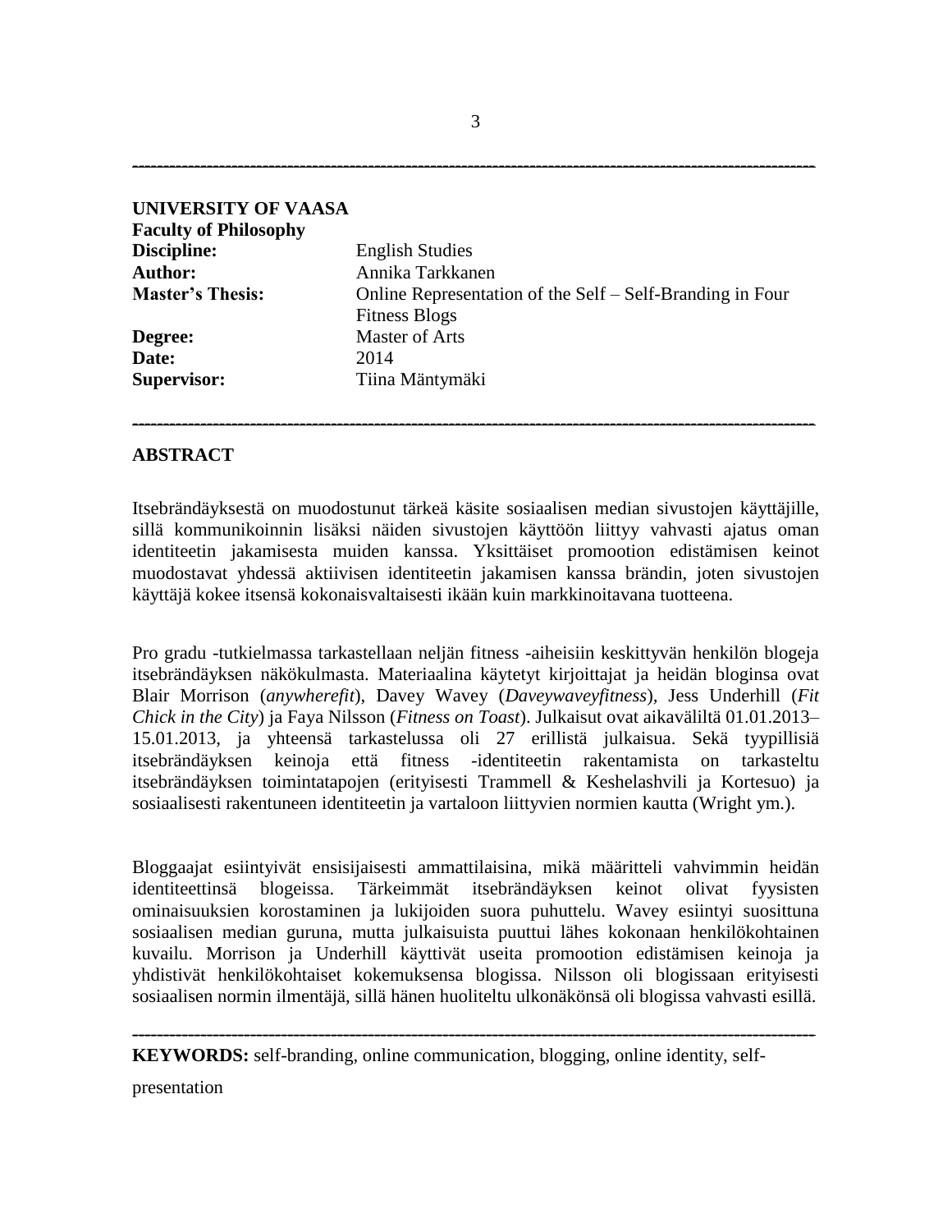**UNIVERSITY OF VAASA**
**Faculty of Philosophy**

| | |
|---|---|
| **Discipline:** | English Studies |
| **Author:** | Annika Tarkkanen |
| **Master's Thesis:** | Online Representation of the Self – Self-Branding in Four Fitness Blogs |
| **Degree:** | Master of Arts |
| **Date:** | 2014 |
| **Supervisor:** | Tiina Mäntymäki |

---

## ABSTRACT

Itsebrändäyksestä on muodostunut tärkeä käsite sosiaalisen median sivustojen käyttäjille, sillä kommunikoinnin lisäksi näiden sivustojen käyttöön liittyy vahvasti ajatus oman identiteetin jakamisesta muiden kanssa. Yksittäiset promootion edistämisen keinot muodostavat yhdessä aktiivisen identiteetin jakamisen kanssa brändin, joten sivustojen käyttäjä kokee itsensä kokonaisvaltaisesti ikään kuin markkinoitavana tuotteena.

Pro gradu -tutkielmassa tarkastellaan neljän fitness -aiheisiin keskittyvän henkilön blogeja itsebrändäyksen näkökulmasta. Materiaalina käytetyt kirjoittajat ja heidän bloginsa ovat Blair Morrison (*anywherefit*), Davey Wavey (*Daveywaveyfitness*), Jess Underhill (*Fit Chick in the City*) ja Faya Nilsson (*Fitness on Toast*). Julkaisut ovat aikaväliltä 01.01.2013–15.01.2013, ja yhteensä tarkastelussa oli 27 erillistä julkaisua. Sekä tyypillisiä itsebrändäyksen keinoja että fitness -identiteetin rakentamista on tarkasteltu itsebrändäyksen toimintatapojen (erityisesti Trammell & Keshelashvili ja Kortesuo) ja sosiaalisesti rakentuneen identiteetin ja vartaloon liittyvien normien kautta (Wright ym.).

Bloggaajat esiintyivät ensisijaisesti ammattilaisina, mikä määritteli vahvimmin heidän identiteettinsä blogeissa. Tärkeimmät itsebrändäyksen keinot olivat fyysisten ominaisuuksien korostaminen ja lukijoiden suora puhuttelu. Wavey esiintyi suosittuna sosiaalisen median guruna, mutta julkaisuista puuttui lähes kokonaan henkilökohtainen kuvailu. Morrison ja Underhill käyttivät useita promootion edistämisen keinoja ja yhdistivät henkilökohtaiset kokemuksensa blogissa. Nilsson oli blogissaan erityisesti sosiaalisen normin ilmentäjä, sillä hänen huoliteltu ulkonäkönsä oli blogissa vahvasti esillä.

---

**KEYWORDS:** self-branding, online communication, blogging, online identity, self-presentation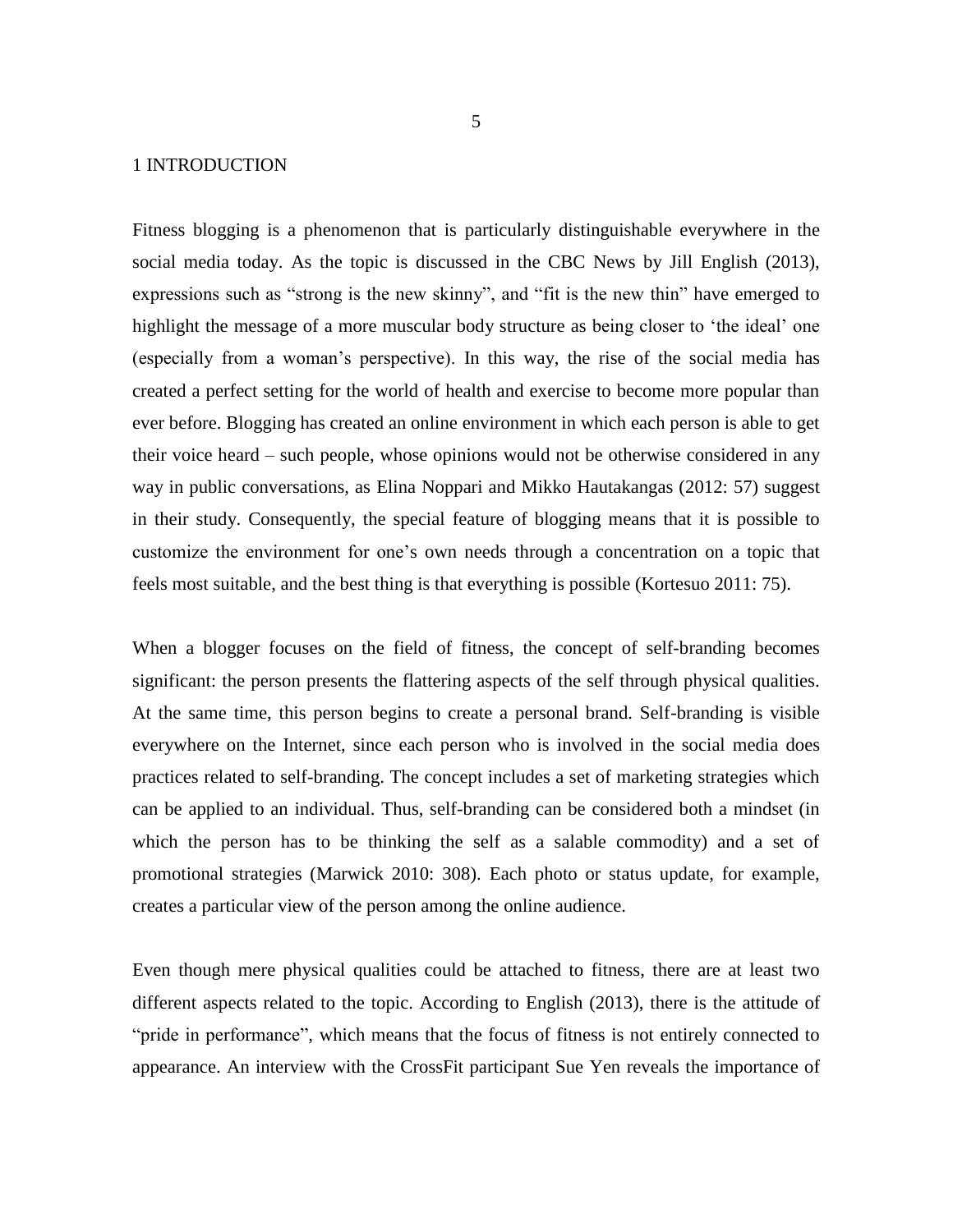# 1 INTRODUCTION

Fitness blogging is a phenomenon that is particularly distinguishable everywhere in the social media today. As the topic is discussed in the CBC News by Jill English (2013), expressions such as “strong is the new skinny”, and “fit is the new thin” have emerged to highlight the message of a more muscular body structure as being closer to ‘the ideal’ one (especially from a woman’s perspective). In this way, the rise of the social media has created a perfect setting for the world of health and exercise to become more popular than ever before. Blogging has created an online environment in which each person is able to get their voice heard – such people, whose opinions would not be otherwise considered in any way in public conversations, as Elina Noppari and Mikko Hautakangas (2012: 57) suggest in their study. Consequently, the special feature of blogging means that it is possible to customize the environment for one’s own needs through a concentration on a topic that feels most suitable, and the best thing is that everything is possible (Kortesuo 2011: 75).

When a blogger focuses on the field of fitness, the concept of self-branding becomes significant: the person presents the flattering aspects of the self through physical qualities. At the same time, this person begins to create a personal brand. Self-branding is visible everywhere on the Internet, since each person who is involved in the social media does practices related to self-branding. The concept includes a set of marketing strategies which can be applied to an individual. Thus, self-branding can be considered both a mindset (in which the person has to be thinking the self as a salable commodity) and a set of promotional strategies (Marwick 2010: 308). Each photo or status update, for example, creates a particular view of the person among the online audience.

Even though mere physical qualities could be attached to fitness, there are at least two different aspects related to the topic. According to English (2013), there is the attitude of “pride in performance”, which means that the focus of fitness is not entirely connected to appearance. An interview with the CrossFit participant Sue Yen reveals the importance of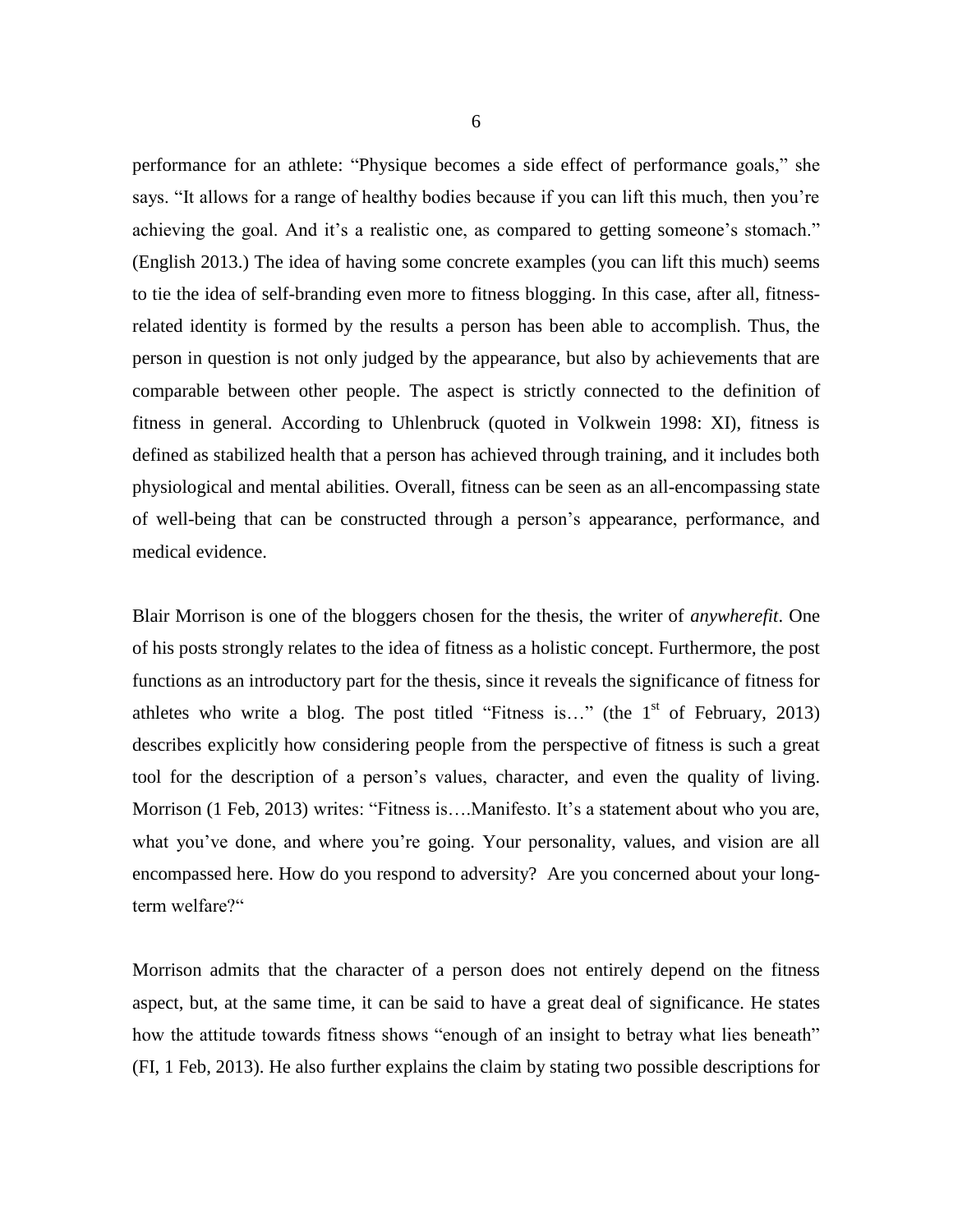performance for an athlete: "Physique becomes a side effect of performance goals," she says. "It allows for a range of healthy bodies because if you can lift this much, then you're achieving the goal. And it's a realistic one, as compared to getting someone's stomach." (English 2013.) The idea of having some concrete examples (you can lift this much) seems to tie the idea of self-branding even more to fitness blogging. In this case, after all, fitness-related identity is formed by the results a person has been able to accomplish. Thus, the person in question is not only judged by the appearance, but also by achievements that are comparable between other people. The aspect is strictly connected to the definition of fitness in general. According to Uhlenbruck (quoted in Volkwein 1998: XI), fitness is defined as stabilized health that a person has achieved through training, and it includes both physiological and mental abilities. Overall, fitness can be seen as an all-encompassing state of well-being that can be constructed through a person's appearance, performance, and medical evidence.

Blair Morrison is one of the bloggers chosen for the thesis, the writer of *anywherefit*. One of his posts strongly relates to the idea of fitness as a holistic concept. Furthermore, the post functions as an introductory part for the thesis, since it reveals the significance of fitness for athletes who write a blog. The post titled "Fitness is…" (the 1st of February, 2013) describes explicitly how considering people from the perspective of fitness is such a great tool for the description of a person's values, character, and even the quality of living. Morrison (1 Feb, 2013) writes: "Fitness is….Manifesto. It's a statement about who you are, what you've done, and where you're going. Your personality, values, and vision are all encompassed here. How do you respond to adversity? Are you concerned about your long-term welfare?"

Morrison admits that the character of a person does not entirely depend on the fitness aspect, but, at the same time, it can be said to have a great deal of significance. He states how the attitude towards fitness shows "enough of an insight to betray what lies beneath" (FI, 1 Feb, 2013). He also further explains the claim by stating two possible descriptions for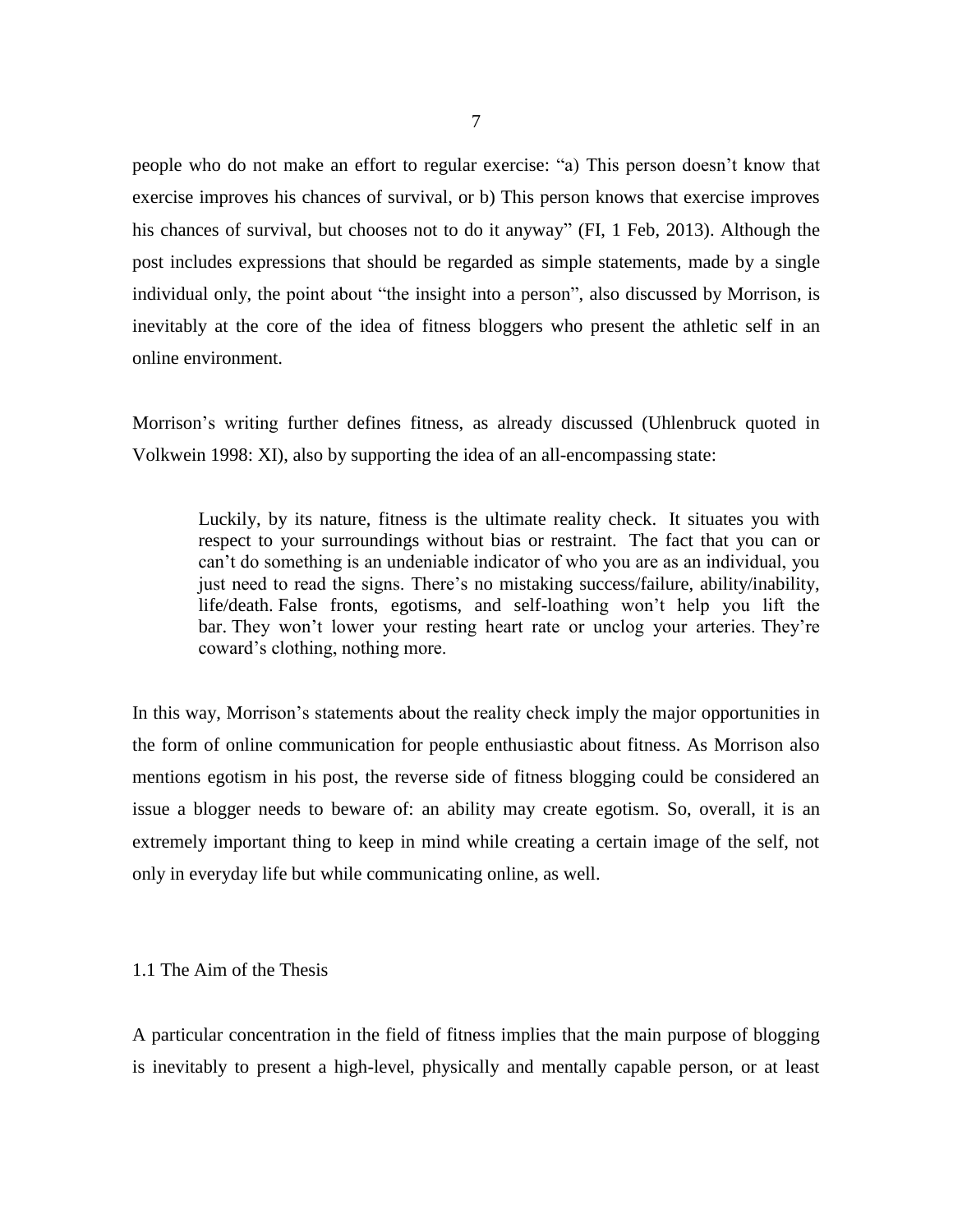people who do not make an effort to regular exercise: "a) This person doesn't know that exercise improves his chances of survival, or b) This person knows that exercise improves his chances of survival, but chooses not to do it anyway" (FI, 1 Feb, 2013). Although the post includes expressions that should be regarded as simple statements, made by a single individual only, the point about "the insight into a person", also discussed by Morrison, is inevitably at the core of the idea of fitness bloggers who present the athletic self in an online environment.

Morrison's writing further defines fitness, as already discussed (Uhlenbruck quoted in Volkwein 1998: XI), also by supporting the idea of an all-encompassing state:

> Luckily, by its nature, fitness is the ultimate reality check. It situates you with respect to your surroundings without bias or restraint. The fact that you can or can't do something is an undeniable indicator of who you are as an individual, you just need to read the signs. There's no mistaking success/failure, ability/inability, life/death. False fronts, egotisms, and self-loathing won't help you lift the bar. They won't lower your resting heart rate or unclog your arteries. They're coward's clothing, nothing more.

In this way, Morrison's statements about the reality check imply the major opportunities in the form of online communication for people enthusiastic about fitness. As Morrison also mentions egotism in his post, the reverse side of fitness blogging could be considered an issue a blogger needs to beware of: an ability may create egotism. So, overall, it is an extremely important thing to keep in mind while creating a certain image of the self, not only in everyday life but while communicating online, as well.

## 1.1 The Aim of the Thesis

A particular concentration in the field of fitness implies that the main purpose of blogging is inevitably to present a high-level, physically and mentally capable person, or at least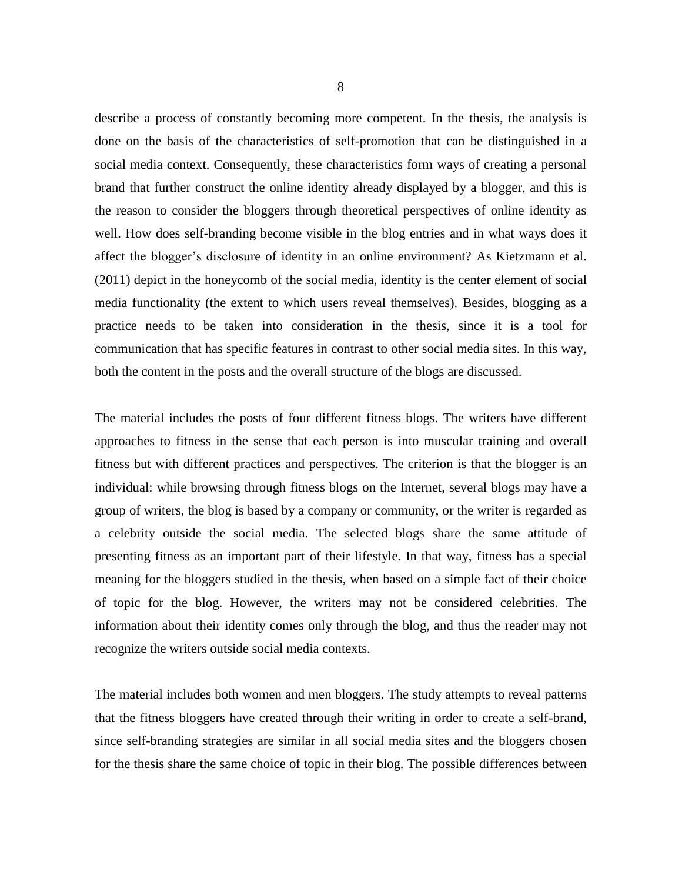describe a process of constantly becoming more competent. In the thesis, the analysis is done on the basis of the characteristics of self-promotion that can be distinguished in a social media context. Consequently, these characteristics form ways of creating a personal brand that further construct the online identity already displayed by a blogger, and this is the reason to consider the bloggers through theoretical perspectives of online identity as well. How does self-branding become visible in the blog entries and in what ways does it affect the blogger's disclosure of identity in an online environment? As Kietzmann et al. (2011) depict in the honeycomb of the social media, identity is the center element of social media functionality (the extent to which users reveal themselves). Besides, blogging as a practice needs to be taken into consideration in the thesis, since it is a tool for communication that has specific features in contrast to other social media sites. In this way, both the content in the posts and the overall structure of the blogs are discussed.

The material includes the posts of four different fitness blogs. The writers have different approaches to fitness in the sense that each person is into muscular training and overall fitness but with different practices and perspectives. The criterion is that the blogger is an individual: while browsing through fitness blogs on the Internet, several blogs may have a group of writers, the blog is based by a company or community, or the writer is regarded as a celebrity outside the social media. The selected blogs share the same attitude of presenting fitness as an important part of their lifestyle. In that way, fitness has a special meaning for the bloggers studied in the thesis, when based on a simple fact of their choice of topic for the blog. However, the writers may not be considered celebrities. The information about their identity comes only through the blog, and thus the reader may not recognize the writers outside social media contexts.

The material includes both women and men bloggers. The study attempts to reveal patterns that the fitness bloggers have created through their writing in order to create a self-brand, since self-branding strategies are similar in all social media sites and the bloggers chosen for the thesis share the same choice of topic in their blog. The possible differences between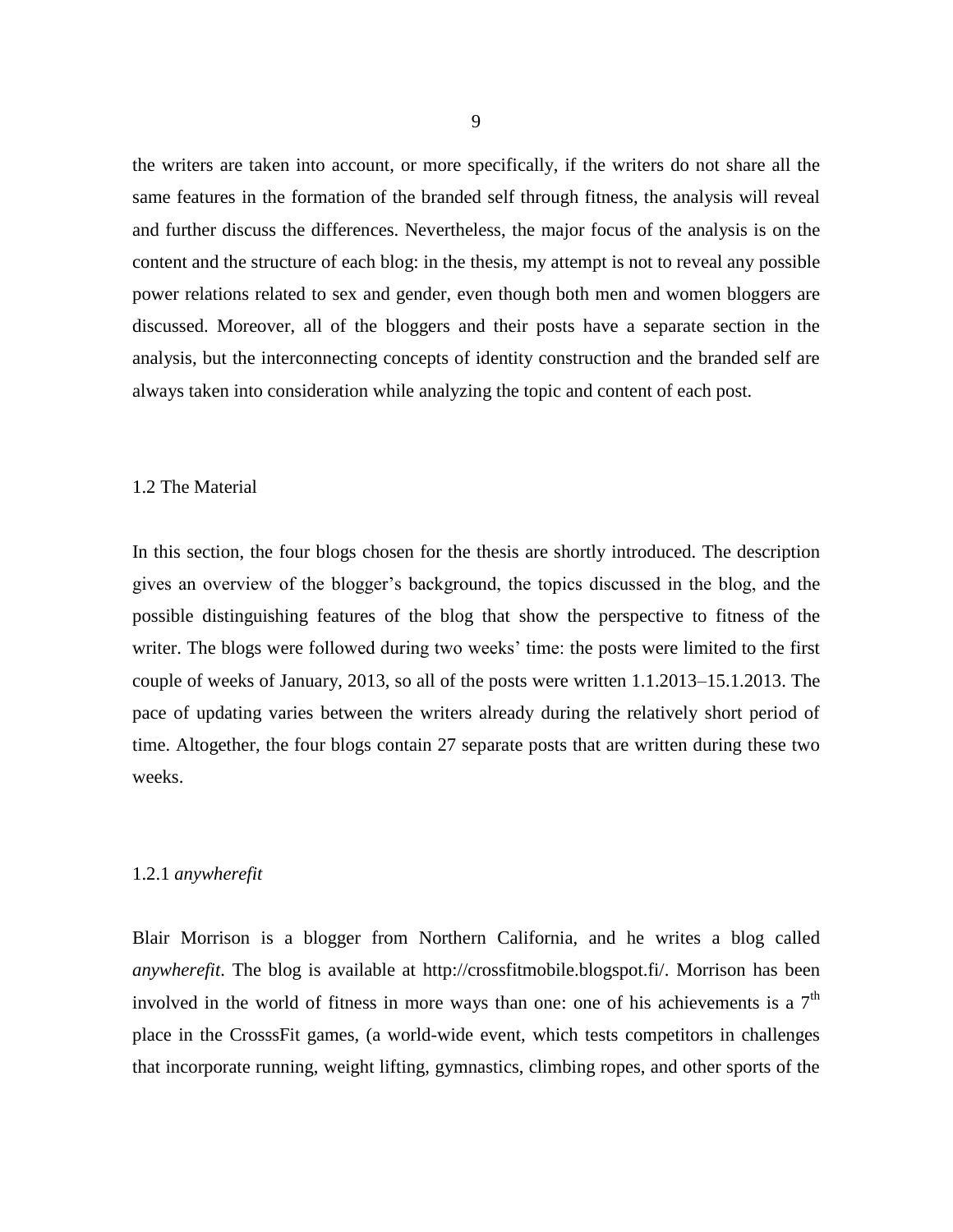the writers are taken into account, or more specifically, if the writers do not share all the same features in the formation of the branded self through fitness, the analysis will reveal and further discuss the differences. Nevertheless, the major focus of the analysis is on the content and the structure of each blog: in the thesis, my attempt is not to reveal any possible power relations related to sex and gender, even though both men and women bloggers are discussed. Moreover, all of the bloggers and their posts have a separate section in the analysis, but the interconnecting concepts of identity construction and the branded self are always taken into consideration while analyzing the topic and content of each post.

## 1.2 The Material

In this section, the four blogs chosen for the thesis are shortly introduced. The description gives an overview of the blogger's background, the topics discussed in the blog, and the possible distinguishing features of the blog that show the perspective to fitness of the writer. The blogs were followed during two weeks' time: the posts were limited to the first couple of weeks of January, 2013, so all of the posts were written 1.1.2013–15.1.2013. The pace of updating varies between the writers already during the relatively short period of time. Altogether, the four blogs contain 27 separate posts that are written during these two weeks.

### 1.2.1 *anywherefit*

Blair Morrison is a blogger from Northern California, and he writes a blog called *anywherefit*. The blog is available at http://crossfitmobile.blogspot.fi/. Morrison has been involved in the world of fitness in more ways than one: one of his achievements is a 7th place in the CrosssFit games, (a world-wide event, which tests competitors in challenges that incorporate running, weight lifting, gymnastics, climbing ropes, and other sports of the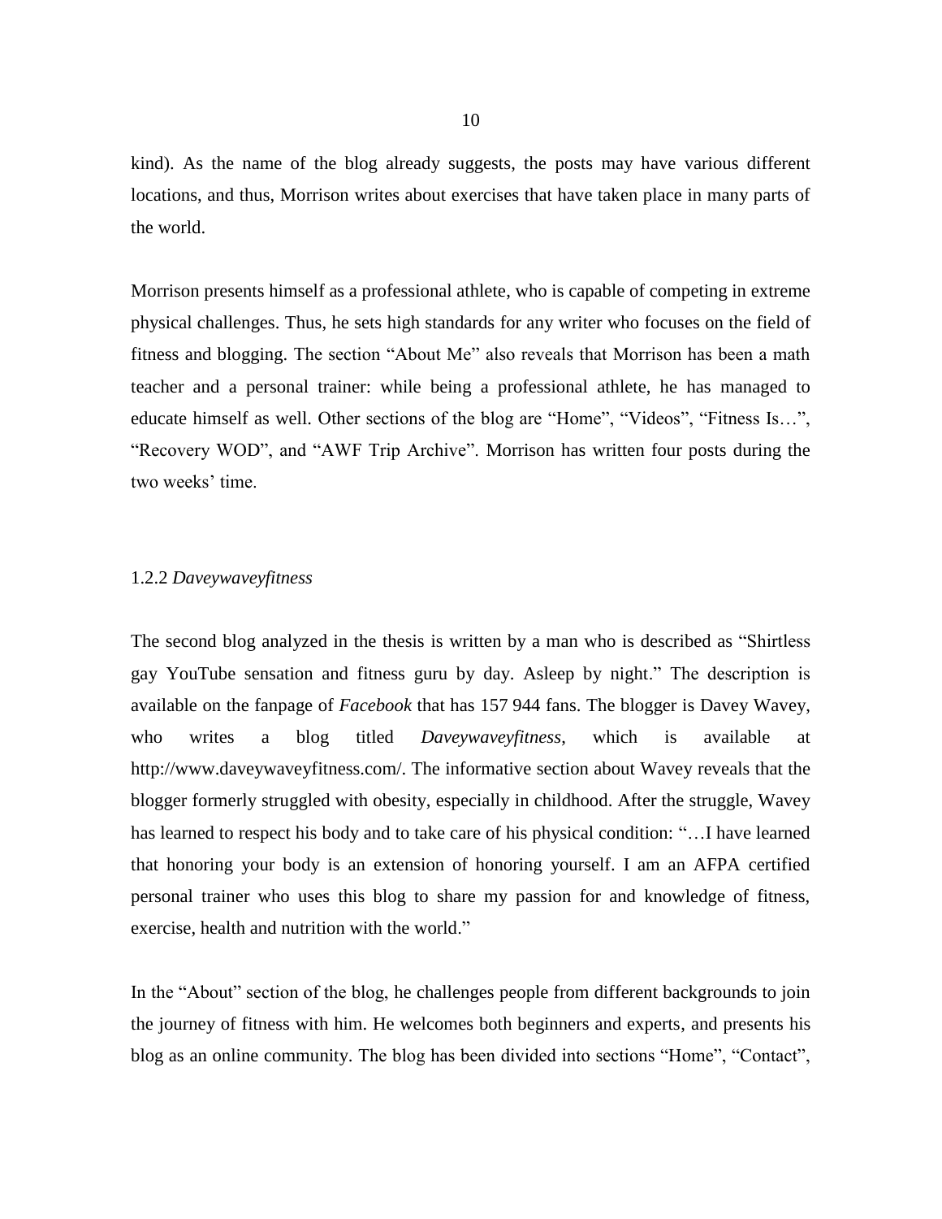kind). As the name of the blog already suggests, the posts may have various different locations, and thus, Morrison writes about exercises that have taken place in many parts of the world.

Morrison presents himself as a professional athlete, who is capable of competing in extreme physical challenges. Thus, he sets high standards for any writer who focuses on the field of fitness and blogging. The section "About Me" also reveals that Morrison has been a math teacher and a personal trainer: while being a professional athlete, he has managed to educate himself as well. Other sections of the blog are "Home", "Videos", "Fitness Is…", "Recovery WOD", and "AWF Trip Archive". Morrison has written four posts during the two weeks' time.

### 1.2.2 *Daveywaveyfitness*

The second blog analyzed in the thesis is written by a man who is described as "Shirtless gay YouTube sensation and fitness guru by day. Asleep by night." The description is available on the fanpage of *Facebook* that has 157 944 fans. The blogger is Davey Wavey, who writes a blog titled *Daveywaveyfitness*, which is available at http://www.daveywaveyfitness.com/. The informative section about Wavey reveals that the blogger formerly struggled with obesity, especially in childhood. After the struggle, Wavey has learned to respect his body and to take care of his physical condition: "…I have learned that honoring your body is an extension of honoring yourself. I am an AFPA certified personal trainer who uses this blog to share my passion for and knowledge of fitness, exercise, health and nutrition with the world."

In the "About" section of the blog, he challenges people from different backgrounds to join the journey of fitness with him. He welcomes both beginners and experts, and presents his blog as an online community. The blog has been divided into sections "Home", "Contact",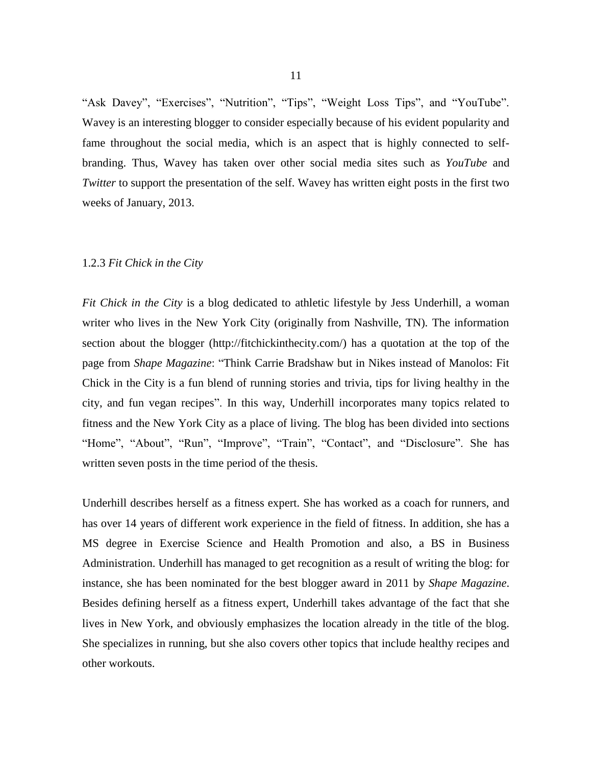"Ask Davey", "Exercises", "Nutrition", "Tips", "Weight Loss Tips", and "YouTube". Wavey is an interesting blogger to consider especially because of his evident popularity and fame throughout the social media, which is an aspect that is highly connected to self-branding. Thus, Wavey has taken over other social media sites such as *YouTube* and *Twitter* to support the presentation of the self. Wavey has written eight posts in the first two weeks of January, 2013.

### 1.2.3 *Fit Chick in the City*

*Fit Chick in the City* is a blog dedicated to athletic lifestyle by Jess Underhill, a woman writer who lives in the New York City (originally from Nashville, TN). The information section about the blogger (http://fitchickinthecity.com/) has a quotation at the top of the page from *Shape Magazine*: "Think Carrie Bradshaw but in Nikes instead of Manolos: Fit Chick in the City is a fun blend of running stories and trivia, tips for living healthy in the city, and fun vegan recipes". In this way, Underhill incorporates many topics related to fitness and the New York City as a place of living. The blog has been divided into sections "Home", "About", "Run", "Improve", "Train", "Contact", and "Disclosure". She has written seven posts in the time period of the thesis.

Underhill describes herself as a fitness expert. She has worked as a coach for runners, and has over 14 years of different work experience in the field of fitness. In addition, she has a MS degree in Exercise Science and Health Promotion and also, a BS in Business Administration. Underhill has managed to get recognition as a result of writing the blog: for instance, she has been nominated for the best blogger award in 2011 by *Shape Magazine*. Besides defining herself as a fitness expert, Underhill takes advantage of the fact that she lives in New York, and obviously emphasizes the location already in the title of the blog. She specializes in running, but she also covers other topics that include healthy recipes and other workouts.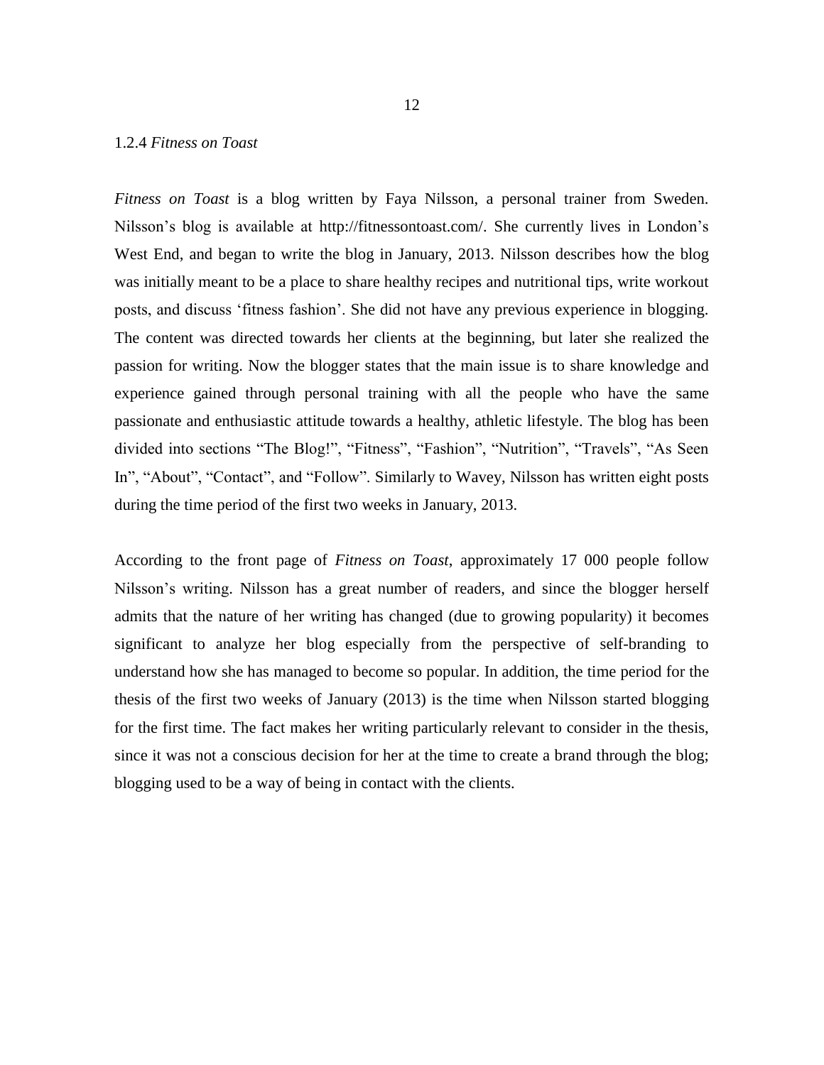### 1.2.4 *Fitness on Toast*

*Fitness on Toast* is a blog written by Faya Nilsson, a personal trainer from Sweden. Nilsson's blog is available at http://fitnessontoast.com/. She currently lives in London's West End, and began to write the blog in January, 2013. Nilsson describes how the blog was initially meant to be a place to share healthy recipes and nutritional tips, write workout posts, and discuss 'fitness fashion'. She did not have any previous experience in blogging. The content was directed towards her clients at the beginning, but later she realized the passion for writing. Now the blogger states that the main issue is to share knowledge and experience gained through personal training with all the people who have the same passionate and enthusiastic attitude towards a healthy, athletic lifestyle. The blog has been divided into sections "The Blog!", "Fitness", "Fashion", "Nutrition", "Travels", "As Seen In", "About", "Contact", and "Follow". Similarly to Wavey, Nilsson has written eight posts during the time period of the first two weeks in January, 2013.

According to the front page of *Fitness on Toast*, approximately 17 000 people follow Nilsson's writing. Nilsson has a great number of readers, and since the blogger herself admits that the nature of her writing has changed (due to growing popularity) it becomes significant to analyze her blog especially from the perspective of self-branding to understand how she has managed to become so popular. In addition, the time period for the thesis of the first two weeks of January (2013) is the time when Nilsson started blogging for the first time. The fact makes her writing particularly relevant to consider in the thesis, since it was not a conscious decision for her at the time to create a brand through the blog; blogging used to be a way of being in contact with the clients.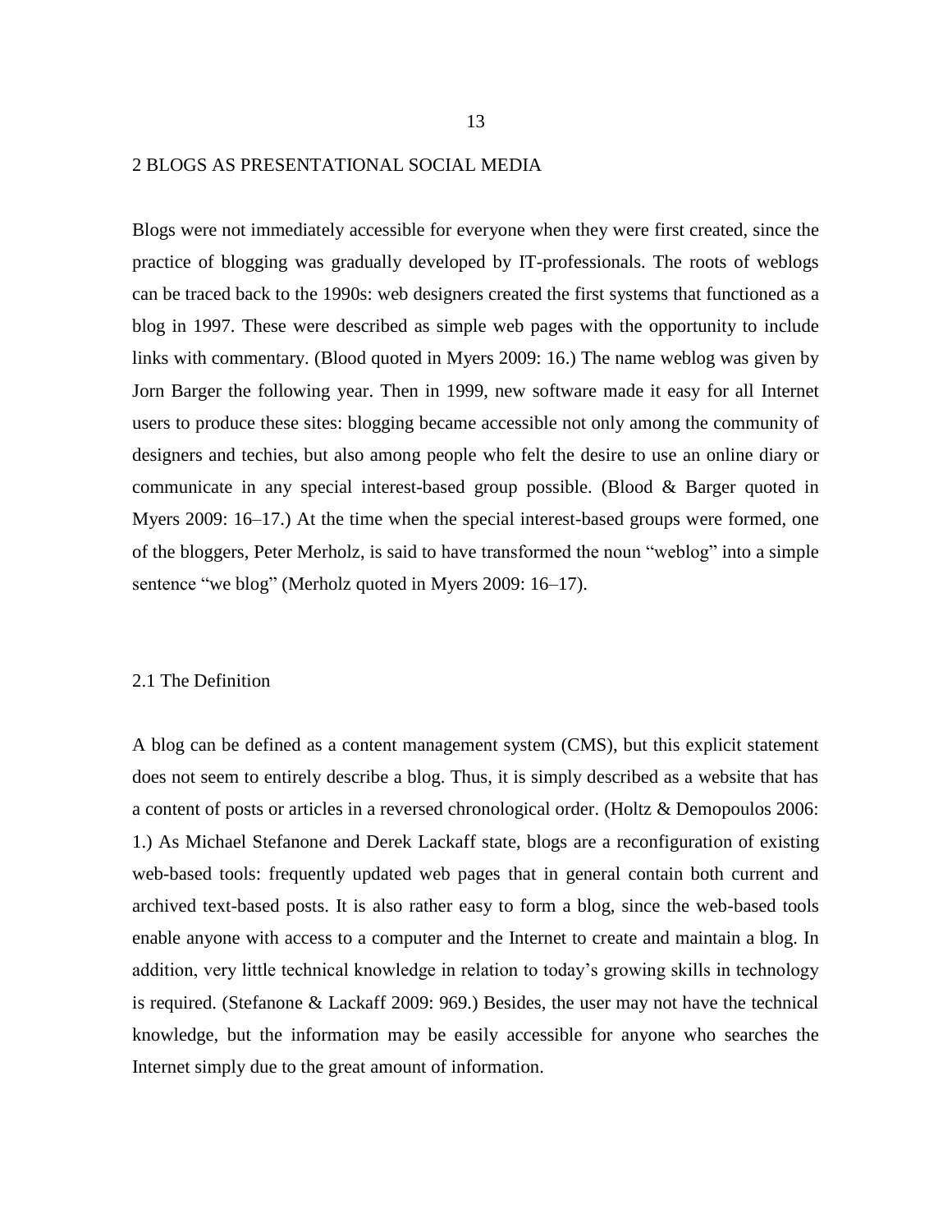# 2 BLOGS AS PRESENTATIONAL SOCIAL MEDIA

Blogs were not immediately accessible for everyone when they were first created, since the practice of blogging was gradually developed by IT-professionals. The roots of weblogs can be traced back to the 1990s: web designers created the first systems that functioned as a blog in 1997. These were described as simple web pages with the opportunity to include links with commentary. (Blood quoted in Myers 2009: 16.) The name weblog was given by Jorn Barger the following year. Then in 1999, new software made it easy for all Internet users to produce these sites: blogging became accessible not only among the community of designers and techies, but also among people who felt the desire to use an online diary or communicate in any special interest-based group possible. (Blood & Barger quoted in Myers 2009: 16–17.) At the time when the special interest-based groups were formed, one of the bloggers, Peter Merholz, is said to have transformed the noun "weblog" into a simple sentence "we blog" (Merholz quoted in Myers 2009: 16–17).

## 2.1 The Definition

A blog can be defined as a content management system (CMS), but this explicit statement does not seem to entirely describe a blog. Thus, it is simply described as a website that has a content of posts or articles in a reversed chronological order. (Holtz & Demopoulos 2006: 1.) As Michael Stefanone and Derek Lackaff state, blogs are a reconfiguration of existing web-based tools: frequently updated web pages that in general contain both current and archived text-based posts. It is also rather easy to form a blog, since the web-based tools enable anyone with access to a computer and the Internet to create and maintain a blog. In addition, very little technical knowledge in relation to today's growing skills in technology is required. (Stefanone & Lackaff 2009: 969.) Besides, the user may not have the technical knowledge, but the information may be easily accessible for anyone who searches the Internet simply due to the great amount of information.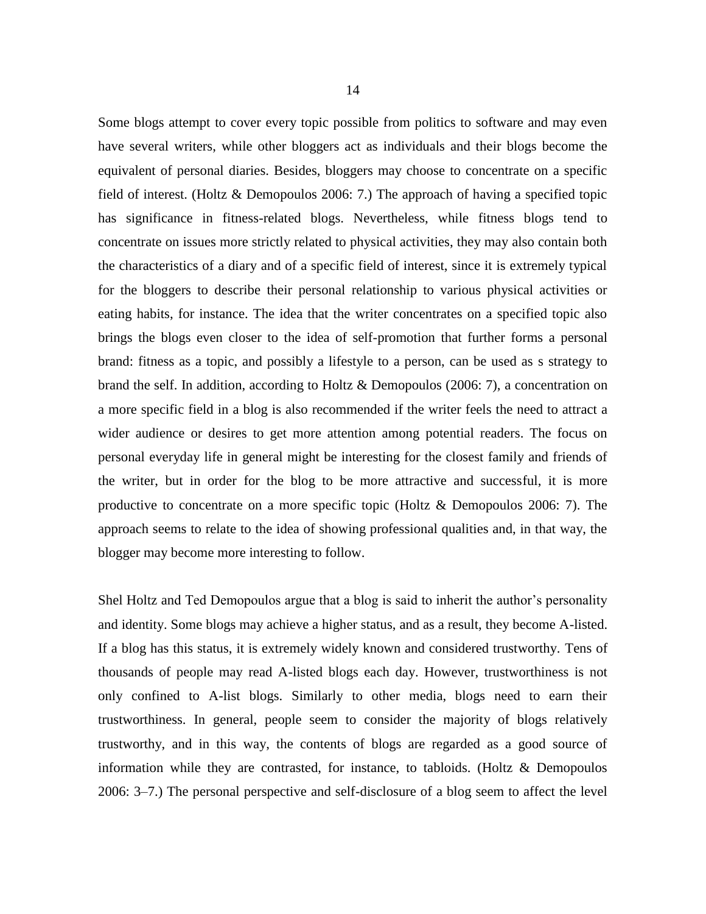Some blogs attempt to cover every topic possible from politics to software and may even have several writers, while other bloggers act as individuals and their blogs become the equivalent of personal diaries. Besides, bloggers may choose to concentrate on a specific field of interest. (Holtz & Demopoulos 2006: 7.) The approach of having a specified topic has significance in fitness-related blogs. Nevertheless, while fitness blogs tend to concentrate on issues more strictly related to physical activities, they may also contain both the characteristics of a diary and of a specific field of interest, since it is extremely typical for the bloggers to describe their personal relationship to various physical activities or eating habits, for instance. The idea that the writer concentrates on a specified topic also brings the blogs even closer to the idea of self-promotion that further forms a personal brand: fitness as a topic, and possibly a lifestyle to a person, can be used as s strategy to brand the self. In addition, according to Holtz & Demopoulos (2006: 7), a concentration on a more specific field in a blog is also recommended if the writer feels the need to attract a wider audience or desires to get more attention among potential readers. The focus on personal everyday life in general might be interesting for the closest family and friends of the writer, but in order for the blog to be more attractive and successful, it is more productive to concentrate on a more specific topic (Holtz & Demopoulos 2006: 7). The approach seems to relate to the idea of showing professional qualities and, in that way, the blogger may become more interesting to follow.

Shel Holtz and Ted Demopoulos argue that a blog is said to inherit the author's personality and identity. Some blogs may achieve a higher status, and as a result, they become A-listed. If a blog has this status, it is extremely widely known and considered trustworthy. Tens of thousands of people may read A-listed blogs each day. However, trustworthiness is not only confined to A-list blogs. Similarly to other media, blogs need to earn their trustworthiness. In general, people seem to consider the majority of blogs relatively trustworthy, and in this way, the contents of blogs are regarded as a good source of information while they are contrasted, for instance, to tabloids. (Holtz & Demopoulos 2006: 3–7.) The personal perspective and self-disclosure of a blog seem to affect the level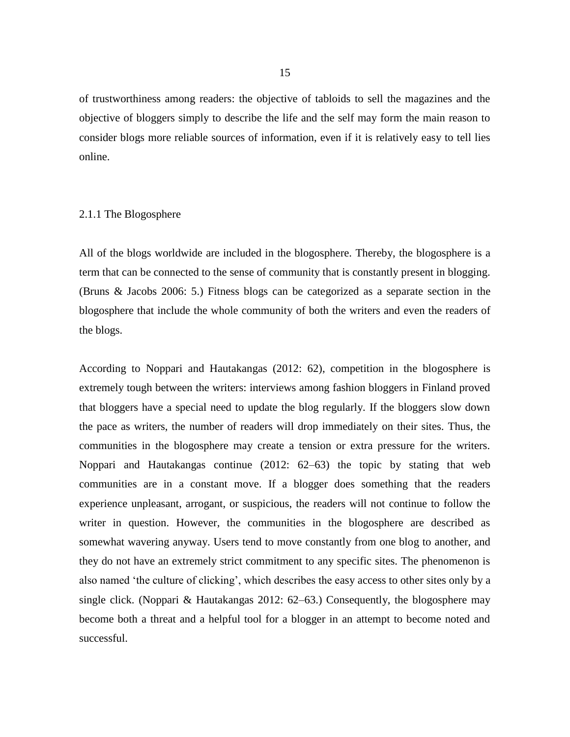of trustworthiness among readers: the objective of tabloids to sell the magazines and the objective of bloggers simply to describe the life and the self may form the main reason to consider blogs more reliable sources of information, even if it is relatively easy to tell lies online.

### 2.1.1 The Blogosphere

All of the blogs worldwide are included in the blogosphere. Thereby, the blogosphere is a term that can be connected to the sense of community that is constantly present in blogging. (Bruns & Jacobs 2006: 5.) Fitness blogs can be categorized as a separate section in the blogosphere that include the whole community of both the writers and even the readers of the blogs.

According to Noppari and Hautakangas (2012: 62), competition in the blogosphere is extremely tough between the writers: interviews among fashion bloggers in Finland proved that bloggers have a special need to update the blog regularly. If the bloggers slow down the pace as writers, the number of readers will drop immediately on their sites. Thus, the communities in the blogosphere may create a tension or extra pressure for the writers. Noppari and Hautakangas continue (2012: 62–63) the topic by stating that web communities are in a constant move. If a blogger does something that the readers experience unpleasant, arrogant, or suspicious, the readers will not continue to follow the writer in question. However, the communities in the blogosphere are described as somewhat wavering anyway. Users tend to move constantly from one blog to another, and they do not have an extremely strict commitment to any specific sites. The phenomenon is also named 'the culture of clicking', which describes the easy access to other sites only by a single click. (Noppari & Hautakangas 2012: 62–63.) Consequently, the blogosphere may become both a threat and a helpful tool for a blogger in an attempt to become noted and successful.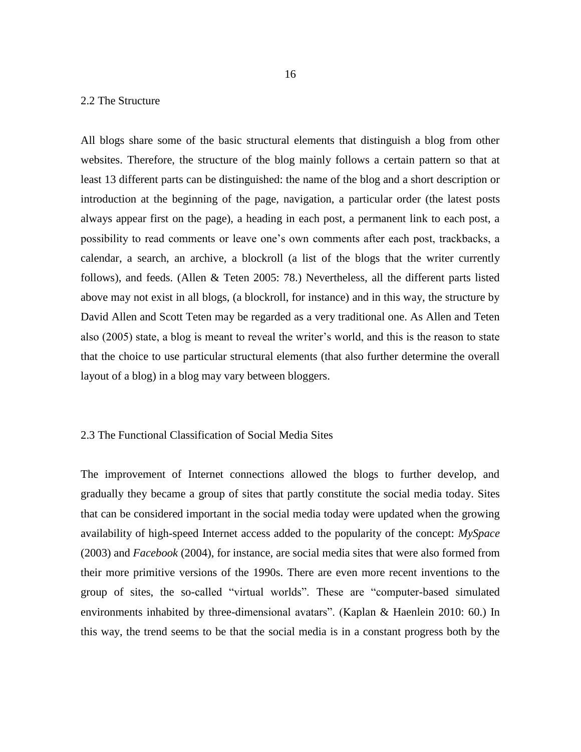## 2.2 The Structure

All blogs share some of the basic structural elements that distinguish a blog from other websites. Therefore, the structure of the blog mainly follows a certain pattern so that at least 13 different parts can be distinguished: the name of the blog and a short description or introduction at the beginning of the page, navigation, a particular order (the latest posts always appear first on the page), a heading in each post, a permanent link to each post, a possibility to read comments or leave one's own comments after each post, trackbacks, a calendar, a search, an archive, a blockroll (a list of the blogs that the writer currently follows), and feeds. (Allen & Teten 2005: 78.) Nevertheless, all the different parts listed above may not exist in all blogs, (a blockroll, for instance) and in this way, the structure by David Allen and Scott Teten may be regarded as a very traditional one. As Allen and Teten also (2005) state, a blog is meant to reveal the writer's world, and this is the reason to state that the choice to use particular structural elements (that also further determine the overall layout of a blog) in a blog may vary between bloggers.

## 2.3 The Functional Classification of Social Media Sites

The improvement of Internet connections allowed the blogs to further develop, and gradually they became a group of sites that partly constitute the social media today. Sites that can be considered important in the social media today were updated when the growing availability of high-speed Internet access added to the popularity of the concept: *MySpace* (2003) and *Facebook* (2004), for instance, are social media sites that were also formed from their more primitive versions of the 1990s. There are even more recent inventions to the group of sites, the so-called "virtual worlds". These are "computer-based simulated environments inhabited by three-dimensional avatars". (Kaplan & Haenlein 2010: 60.) In this way, the trend seems to be that the social media is in a constant progress both by the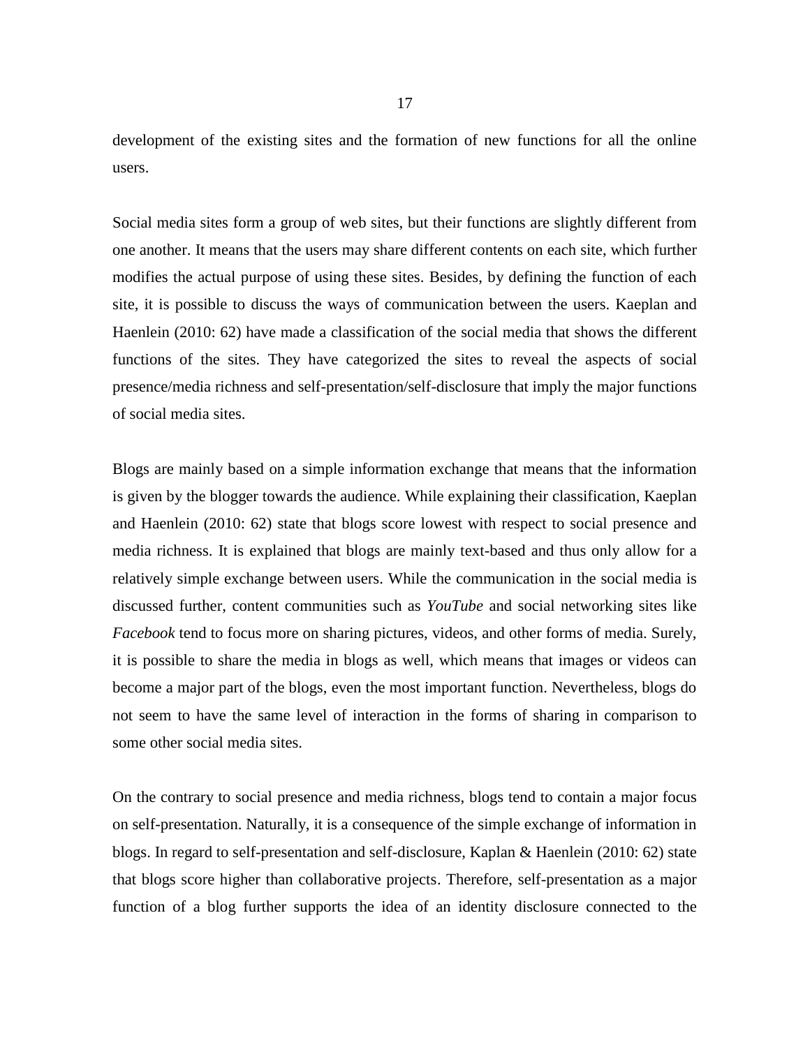development of the existing sites and the formation of new functions for all the online users.

Social media sites form a group of web sites, but their functions are slightly different from one another. It means that the users may share different contents on each site, which further modifies the actual purpose of using these sites. Besides, by defining the function of each site, it is possible to discuss the ways of communication between the users. Kaeplan and Haenlein (2010: 62) have made a classification of the social media that shows the different functions of the sites. They have categorized the sites to reveal the aspects of social presence/media richness and self-presentation/self-disclosure that imply the major functions of social media sites.

Blogs are mainly based on a simple information exchange that means that the information is given by the blogger towards the audience. While explaining their classification, Kaeplan and Haenlein (2010: 62) state that blogs score lowest with respect to social presence and media richness. It is explained that blogs are mainly text-based and thus only allow for a relatively simple exchange between users. While the communication in the social media is discussed further, content communities such as *YouTube* and social networking sites like *Facebook* tend to focus more on sharing pictures, videos, and other forms of media. Surely, it is possible to share the media in blogs as well, which means that images or videos can become a major part of the blogs, even the most important function. Nevertheless, blogs do not seem to have the same level of interaction in the forms of sharing in comparison to some other social media sites.

On the contrary to social presence and media richness, blogs tend to contain a major focus on self-presentation. Naturally, it is a consequence of the simple exchange of information in blogs. In regard to self-presentation and self-disclosure, Kaplan & Haenlein (2010: 62) state that blogs score higher than collaborative projects. Therefore, self-presentation as a major function of a blog further supports the idea of an identity disclosure connected to the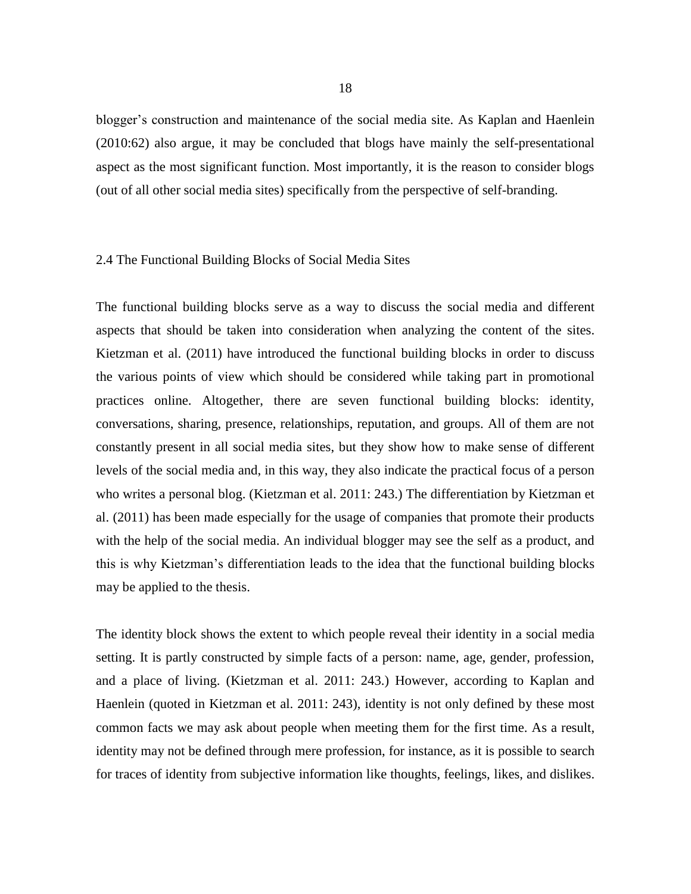blogger's construction and maintenance of the social media site. As Kaplan and Haenlein (2010:62) also argue, it may be concluded that blogs have mainly the self-presentational aspect as the most significant function. Most importantly, it is the reason to consider blogs (out of all other social media sites) specifically from the perspective of self-branding.

## 2.4 The Functional Building Blocks of Social Media Sites

The functional building blocks serve as a way to discuss the social media and different aspects that should be taken into consideration when analyzing the content of the sites. Kietzman et al. (2011) have introduced the functional building blocks in order to discuss the various points of view which should be considered while taking part in promotional practices online. Altogether, there are seven functional building blocks: identity, conversations, sharing, presence, relationships, reputation, and groups. All of them are not constantly present in all social media sites, but they show how to make sense of different levels of the social media and, in this way, they also indicate the practical focus of a person who writes a personal blog. (Kietzman et al. 2011: 243.) The differentiation by Kietzman et al. (2011) has been made especially for the usage of companies that promote their products with the help of the social media. An individual blogger may see the self as a product, and this is why Kietzman's differentiation leads to the idea that the functional building blocks may be applied to the thesis.

The identity block shows the extent to which people reveal their identity in a social media setting. It is partly constructed by simple facts of a person: name, age, gender, profession, and a place of living. (Kietzman et al. 2011: 243.) However, according to Kaplan and Haenlein (quoted in Kietzman et al. 2011: 243), identity is not only defined by these most common facts we may ask about people when meeting them for the first time. As a result, identity may not be defined through mere profession, for instance, as it is possible to search for traces of identity from subjective information like thoughts, feelings, likes, and dislikes.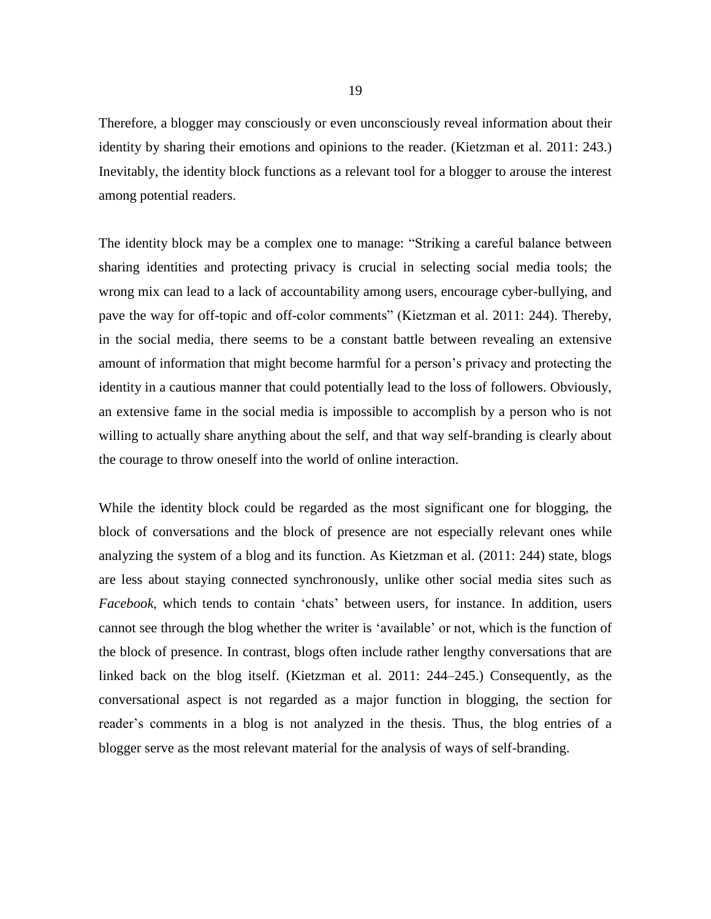Therefore, a blogger may consciously or even unconsciously reveal information about their identity by sharing their emotions and opinions to the reader. (Kietzman et al. 2011: 243.) Inevitably, the identity block functions as a relevant tool for a blogger to arouse the interest among potential readers.

The identity block may be a complex one to manage: "Striking a careful balance between sharing identities and protecting privacy is crucial in selecting social media tools; the wrong mix can lead to a lack of accountability among users, encourage cyber-bullying, and pave the way for off-topic and off-color comments" (Kietzman et al. 2011: 244). Thereby, in the social media, there seems to be a constant battle between revealing an extensive amount of information that might become harmful for a person's privacy and protecting the identity in a cautious manner that could potentially lead to the loss of followers. Obviously, an extensive fame in the social media is impossible to accomplish by a person who is not willing to actually share anything about the self, and that way self-branding is clearly about the courage to throw oneself into the world of online interaction.

While the identity block could be regarded as the most significant one for blogging, the block of conversations and the block of presence are not especially relevant ones while analyzing the system of a blog and its function. As Kietzman et al. (2011: 244) state, blogs are less about staying connected synchronously, unlike other social media sites such as *Facebook*, which tends to contain 'chats' between users, for instance. In addition, users cannot see through the blog whether the writer is 'available' or not, which is the function of the block of presence. In contrast, blogs often include rather lengthy conversations that are linked back on the blog itself. (Kietzman et al. 2011: 244–245.) Consequently, as the conversational aspect is not regarded as a major function in blogging, the section for reader's comments in a blog is not analyzed in the thesis. Thus, the blog entries of a blogger serve as the most relevant material for the analysis of ways of self-branding.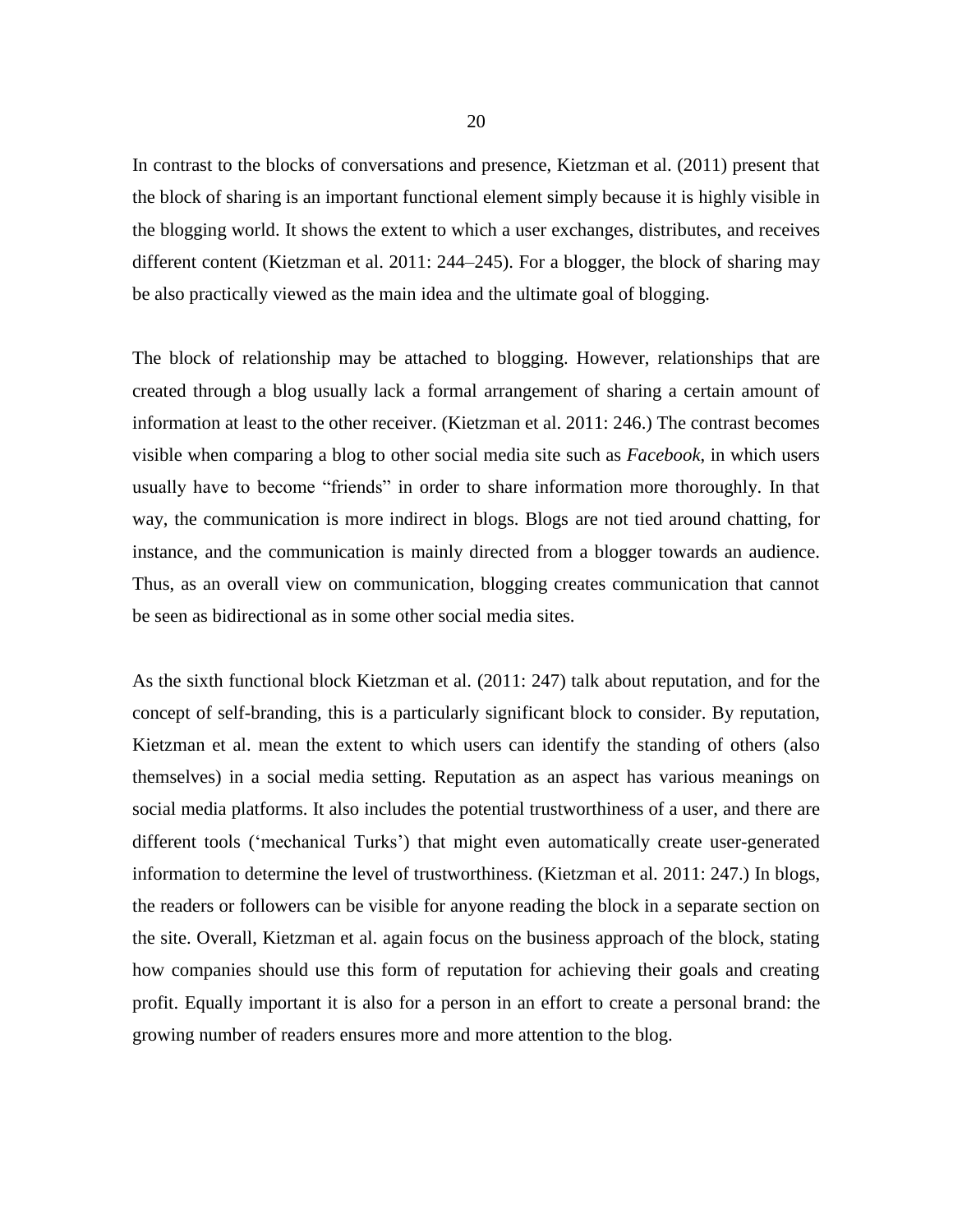In contrast to the blocks of conversations and presence, Kietzman et al. (2011) present that the block of sharing is an important functional element simply because it is highly visible in the blogging world. It shows the extent to which a user exchanges, distributes, and receives different content (Kietzman et al. 2011: 244–245). For a blogger, the block of sharing may be also practically viewed as the main idea and the ultimate goal of blogging.

The block of relationship may be attached to blogging. However, relationships that are created through a blog usually lack a formal arrangement of sharing a certain amount of information at least to the other receiver. (Kietzman et al. 2011: 246.) The contrast becomes visible when comparing a blog to other social media site such as *Facebook*, in which users usually have to become "friends" in order to share information more thoroughly. In that way, the communication is more indirect in blogs. Blogs are not tied around chatting, for instance, and the communication is mainly directed from a blogger towards an audience. Thus, as an overall view on communication, blogging creates communication that cannot be seen as bidirectional as in some other social media sites.

As the sixth functional block Kietzman et al. (2011: 247) talk about reputation, and for the concept of self-branding, this is a particularly significant block to consider. By reputation, Kietzman et al. mean the extent to which users can identify the standing of others (also themselves) in a social media setting. Reputation as an aspect has various meanings on social media platforms. It also includes the potential trustworthiness of a user, and there are different tools ('mechanical Turks') that might even automatically create user-generated information to determine the level of trustworthiness. (Kietzman et al. 2011: 247.) In blogs, the readers or followers can be visible for anyone reading the block in a separate section on the site. Overall, Kietzman et al. again focus on the business approach of the block, stating how companies should use this form of reputation for achieving their goals and creating profit. Equally important it is also for a person in an effort to create a personal brand: the growing number of readers ensures more and more attention to the blog.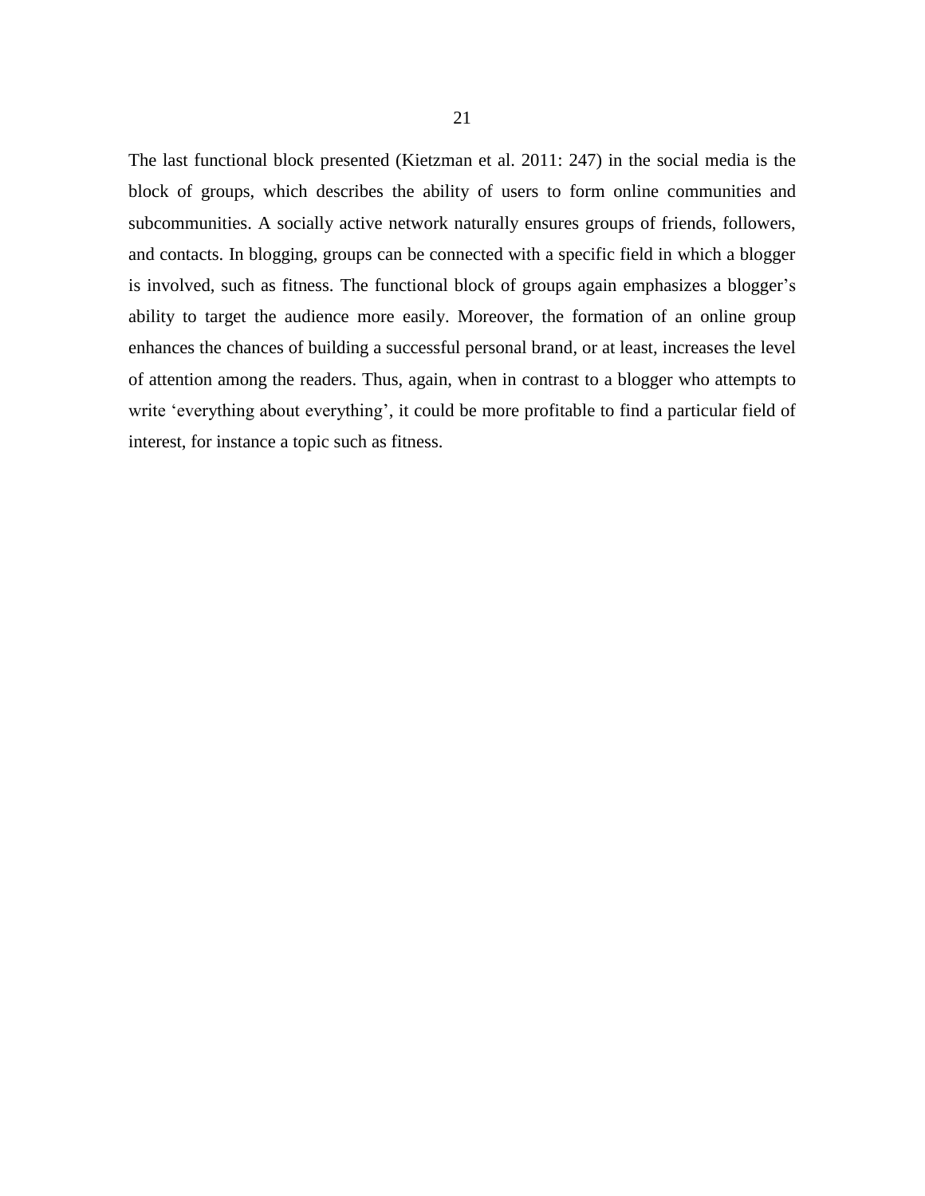The last functional block presented (Kietzman et al. 2011: 247) in the social media is the block of groups, which describes the ability of users to form online communities and subcommunities. A socially active network naturally ensures groups of friends, followers, and contacts. In blogging, groups can be connected with a specific field in which a blogger is involved, such as fitness. The functional block of groups again emphasizes a blogger's ability to target the audience more easily. Moreover, the formation of an online group enhances the chances of building a successful personal brand, or at least, increases the level of attention among the readers. Thus, again, when in contrast to a blogger who attempts to write 'everything about everything', it could be more profitable to find a particular field of interest, for instance a topic such as fitness.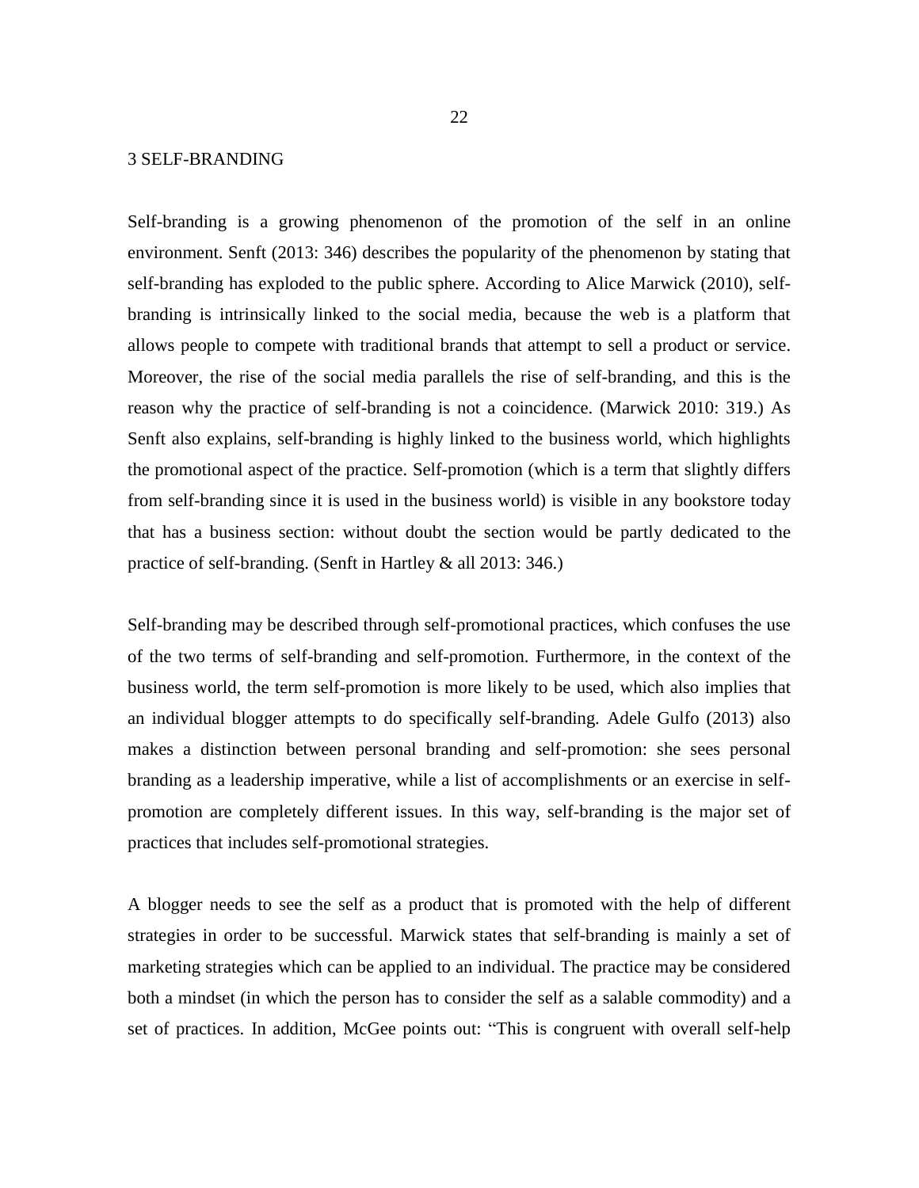# 3 SELF-BRANDING

Self-branding is a growing phenomenon of the promotion of the self in an online environment. Senft (2013: 346) describes the popularity of the phenomenon by stating that self-branding has exploded to the public sphere. According to Alice Marwick (2010), self-branding is intrinsically linked to the social media, because the web is a platform that allows people to compete with traditional brands that attempt to sell a product or service. Moreover, the rise of the social media parallels the rise of self-branding, and this is the reason why the practice of self-branding is not a coincidence. (Marwick 2010: 319.) As Senft also explains, self-branding is highly linked to the business world, which highlights the promotional aspect of the practice. Self-promotion (which is a term that slightly differs from self-branding since it is used in the business world) is visible in any bookstore today that has a business section: without doubt the section would be partly dedicated to the practice of self-branding. (Senft in Hartley & all 2013: 346.)

Self-branding may be described through self-promotional practices, which confuses the use of the two terms of self-branding and self-promotion. Furthermore, in the context of the business world, the term self-promotion is more likely to be used, which also implies that an individual blogger attempts to do specifically self-branding. Adele Gulfo (2013) also makes a distinction between personal branding and self-promotion: she sees personal branding as a leadership imperative, while a list of accomplishments or an exercise in self-promotion are completely different issues. In this way, self-branding is the major set of practices that includes self-promotional strategies.

A blogger needs to see the self as a product that is promoted with the help of different strategies in order to be successful. Marwick states that self-branding is mainly a set of marketing strategies which can be applied to an individual. The practice may be considered both a mindset (in which the person has to consider the self as a salable commodity) and a set of practices. In addition, McGee points out: "This is congruent with overall self-help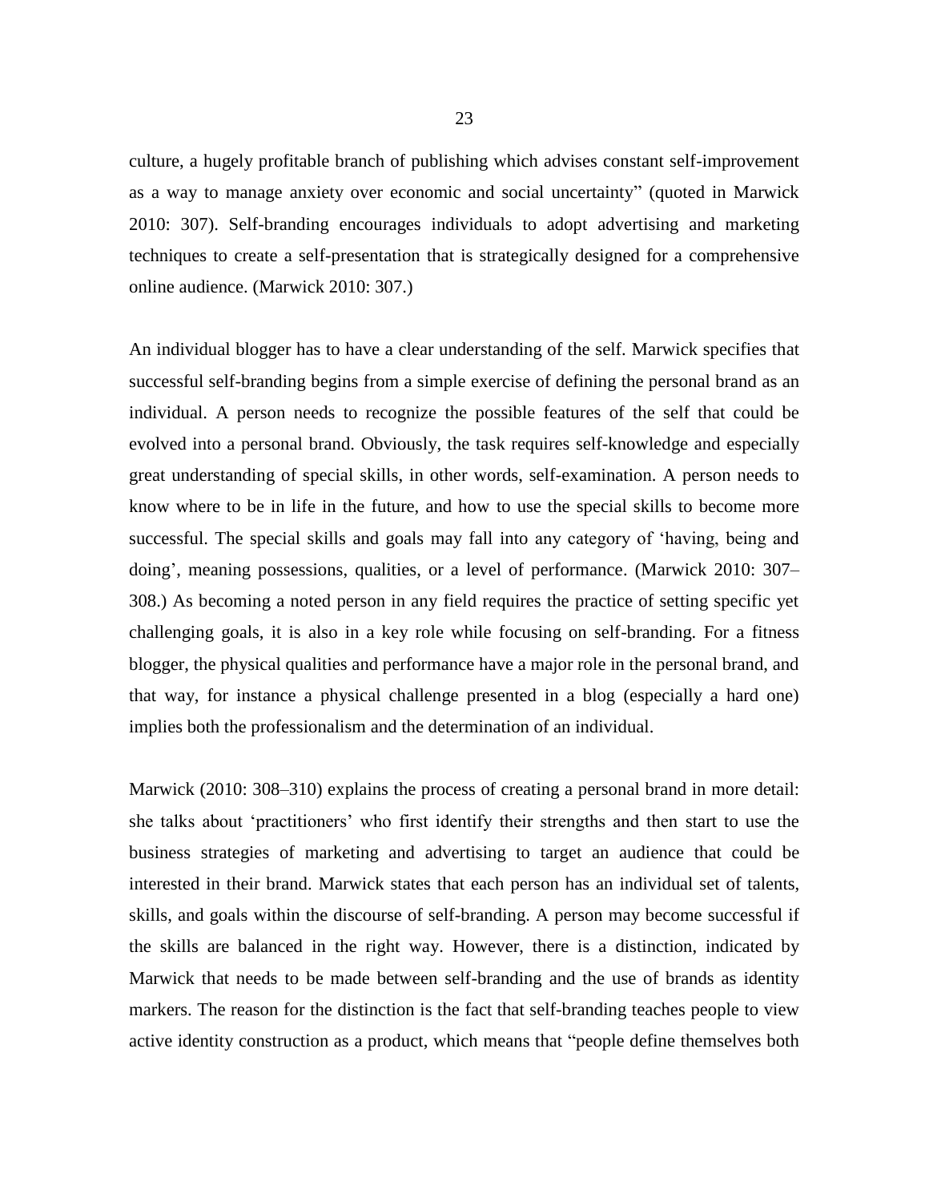culture, a hugely profitable branch of publishing which advises constant self-improvement as a way to manage anxiety over economic and social uncertainty" (quoted in Marwick 2010: 307). Self-branding encourages individuals to adopt advertising and marketing techniques to create a self-presentation that is strategically designed for a comprehensive online audience. (Marwick 2010: 307.)

An individual blogger has to have a clear understanding of the self. Marwick specifies that successful self-branding begins from a simple exercise of defining the personal brand as an individual. A person needs to recognize the possible features of the self that could be evolved into a personal brand. Obviously, the task requires self-knowledge and especially great understanding of special skills, in other words, self-examination. A person needs to know where to be in life in the future, and how to use the special skills to become more successful. The special skills and goals may fall into any category of 'having, being and doing', meaning possessions, qualities, or a level of performance. (Marwick 2010: 307–308.) As becoming a noted person in any field requires the practice of setting specific yet challenging goals, it is also in a key role while focusing on self-branding. For a fitness blogger, the physical qualities and performance have a major role in the personal brand, and that way, for instance a physical challenge presented in a blog (especially a hard one) implies both the professionalism and the determination of an individual.

Marwick (2010: 308–310) explains the process of creating a personal brand in more detail: she talks about 'practitioners' who first identify their strengths and then start to use the business strategies of marketing and advertising to target an audience that could be interested in their brand. Marwick states that each person has an individual set of talents, skills, and goals within the discourse of self-branding. A person may become successful if the skills are balanced in the right way. However, there is a distinction, indicated by Marwick that needs to be made between self-branding and the use of brands as identity markers. The reason for the distinction is the fact that self-branding teaches people to view active identity construction as a product, which means that "people define themselves both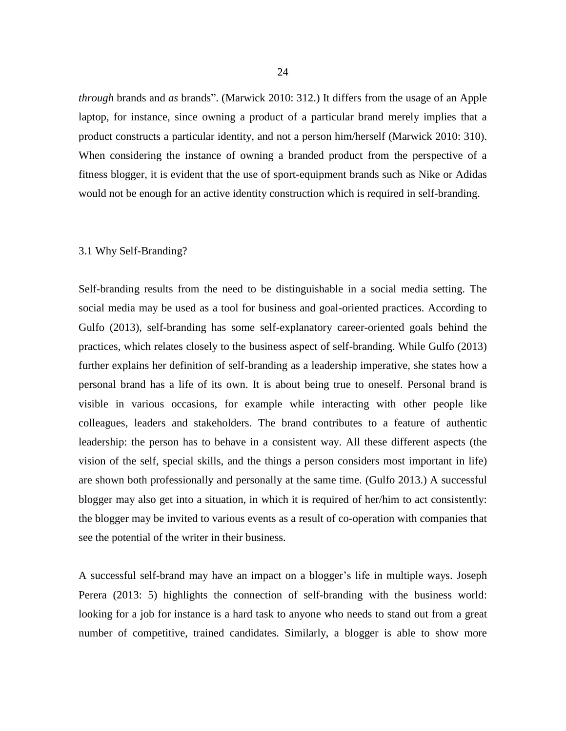*through* brands and *as* brands". (Marwick 2010: 312.) It differs from the usage of an Apple laptop, for instance, since owning a product of a particular brand merely implies that a product constructs a particular identity, and not a person him/herself (Marwick 2010: 310). When considering the instance of owning a branded product from the perspective of a fitness blogger, it is evident that the use of sport-equipment brands such as Nike or Adidas would not be enough for an active identity construction which is required in self-branding.

## 3.1 Why Self-Branding?

Self-branding results from the need to be distinguishable in a social media setting. The social media may be used as a tool for business and goal-oriented practices. According to Gulfo (2013), self-branding has some self-explanatory career-oriented goals behind the practices, which relates closely to the business aspect of self-branding. While Gulfo (2013) further explains her definition of self-branding as a leadership imperative, she states how a personal brand has a life of its own. It is about being true to oneself. Personal brand is visible in various occasions, for example while interacting with other people like colleagues, leaders and stakeholders. The brand contributes to a feature of authentic leadership: the person has to behave in a consistent way. All these different aspects (the vision of the self, special skills, and the things a person considers most important in life) are shown both professionally and personally at the same time. (Gulfo 2013.) A successful blogger may also get into a situation, in which it is required of her/him to act consistently: the blogger may be invited to various events as a result of co-operation with companies that see the potential of the writer in their business.

A successful self-brand may have an impact on a blogger's life in multiple ways. Joseph Perera (2013: 5) highlights the connection of self-branding with the business world: looking for a job for instance is a hard task to anyone who needs to stand out from a great number of competitive, trained candidates. Similarly, a blogger is able to show more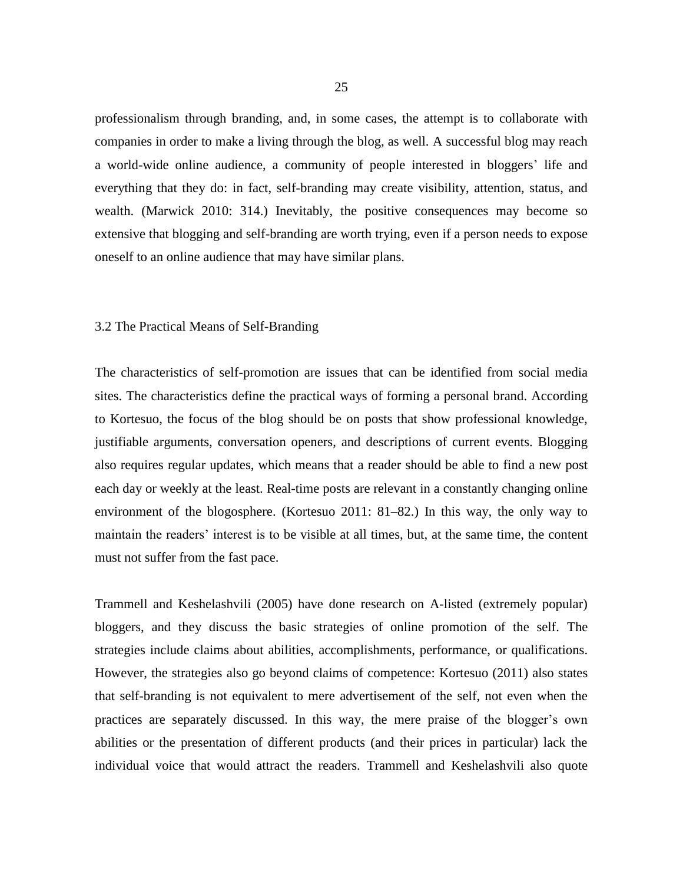professionalism through branding, and, in some cases, the attempt is to collaborate with companies in order to make a living through the blog, as well. A successful blog may reach a world-wide online audience, a community of people interested in bloggers' life and everything that they do: in fact, self-branding may create visibility, attention, status, and wealth. (Marwick 2010: 314.) Inevitably, the positive consequences may become so extensive that blogging and self-branding are worth trying, even if a person needs to expose oneself to an online audience that may have similar plans.

## 3.2 The Practical Means of Self-Branding

The characteristics of self-promotion are issues that can be identified from social media sites. The characteristics define the practical ways of forming a personal brand. According to Kortesuo, the focus of the blog should be on posts that show professional knowledge, justifiable arguments, conversation openers, and descriptions of current events. Blogging also requires regular updates, which means that a reader should be able to find a new post each day or weekly at the least. Real-time posts are relevant in a constantly changing online environment of the blogosphere. (Kortesuo 2011: 81–82.) In this way, the only way to maintain the readers' interest is to be visible at all times, but, at the same time, the content must not suffer from the fast pace.

Trammell and Keshelashvili (2005) have done research on A-listed (extremely popular) bloggers, and they discuss the basic strategies of online promotion of the self. The strategies include claims about abilities, accomplishments, performance, or qualifications. However, the strategies also go beyond claims of competence: Kortesuo (2011) also states that self-branding is not equivalent to mere advertisement of the self, not even when the practices are separately discussed. In this way, the mere praise of the blogger's own abilities or the presentation of different products (and their prices in particular) lack the individual voice that would attract the readers. Trammell and Keshelashvili also quote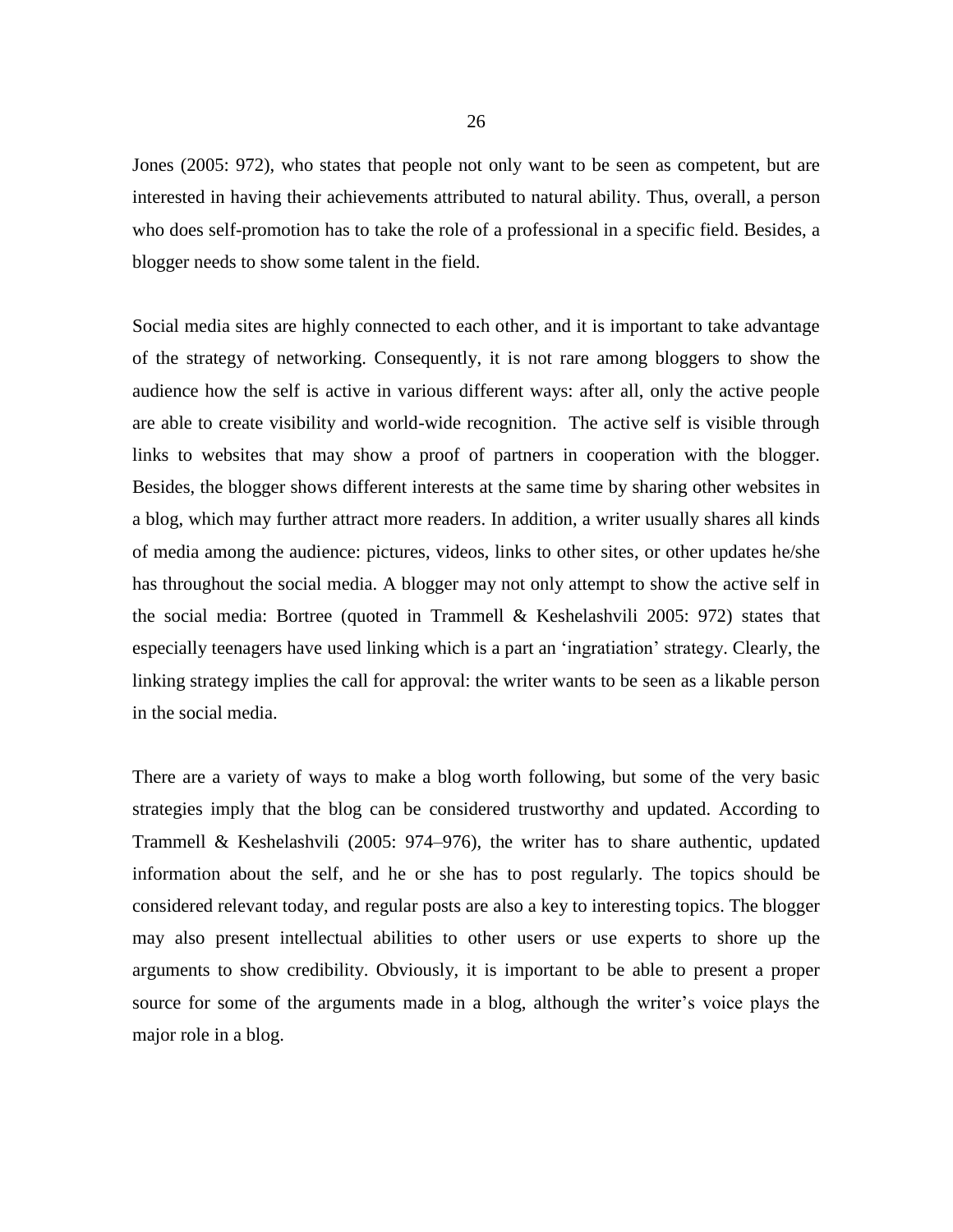Jones (2005: 972), who states that people not only want to be seen as competent, but are interested in having their achievements attributed to natural ability. Thus, overall, a person who does self-promotion has to take the role of a professional in a specific field. Besides, a blogger needs to show some talent in the field.

Social media sites are highly connected to each other, and it is important to take advantage of the strategy of networking. Consequently, it is not rare among bloggers to show the audience how the self is active in various different ways: after all, only the active people are able to create visibility and world-wide recognition. The active self is visible through links to websites that may show a proof of partners in cooperation with the blogger. Besides, the blogger shows different interests at the same time by sharing other websites in a blog, which may further attract more readers. In addition, a writer usually shares all kinds of media among the audience: pictures, videos, links to other sites, or other updates he/she has throughout the social media. A blogger may not only attempt to show the active self in the social media: Bortree (quoted in Trammell & Keshelashvili 2005: 972) states that especially teenagers have used linking which is a part an 'ingratiation' strategy. Clearly, the linking strategy implies the call for approval: the writer wants to be seen as a likable person in the social media.

There are a variety of ways to make a blog worth following, but some of the very basic strategies imply that the blog can be considered trustworthy and updated. According to Trammell & Keshelashvili (2005: 974–976), the writer has to share authentic, updated information about the self, and he or she has to post regularly. The topics should be considered relevant today, and regular posts are also a key to interesting topics. The blogger may also present intellectual abilities to other users or use experts to shore up the arguments to show credibility. Obviously, it is important to be able to present a proper source for some of the arguments made in a blog, although the writer's voice plays the major role in a blog.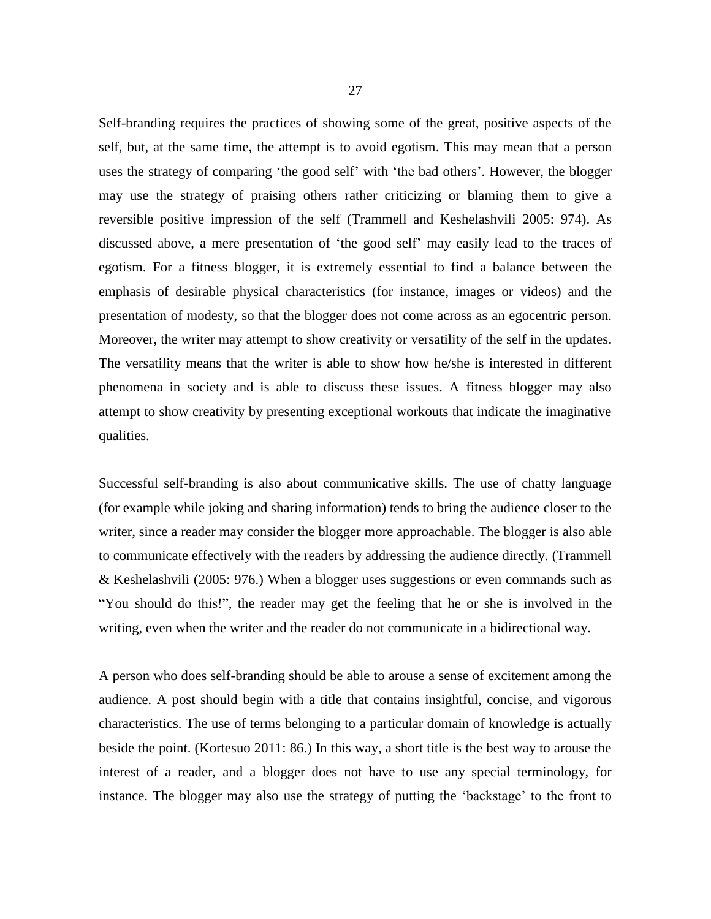Self-branding requires the practices of showing some of the great, positive aspects of the self, but, at the same time, the attempt is to avoid egotism. This may mean that a person uses the strategy of comparing 'the good self' with 'the bad others'. However, the blogger may use the strategy of praising others rather criticizing or blaming them to give a reversible positive impression of the self (Trammell and Keshelashvili 2005: 974). As discussed above, a mere presentation of 'the good self' may easily lead to the traces of egotism. For a fitness blogger, it is extremely essential to find a balance between the emphasis of desirable physical characteristics (for instance, images or videos) and the presentation of modesty, so that the blogger does not come across as an egocentric person. Moreover, the writer may attempt to show creativity or versatility of the self in the updates. The versatility means that the writer is able to show how he/she is interested in different phenomena in society and is able to discuss these issues. A fitness blogger may also attempt to show creativity by presenting exceptional workouts that indicate the imaginative qualities.

Successful self-branding is also about communicative skills. The use of chatty language (for example while joking and sharing information) tends to bring the audience closer to the writer, since a reader may consider the blogger more approachable. The blogger is also able to communicate effectively with the readers by addressing the audience directly. (Trammell & Keshelashvili (2005: 976.) When a blogger uses suggestions or even commands such as "You should do this!", the reader may get the feeling that he or she is involved in the writing, even when the writer and the reader do not communicate in a bidirectional way.

A person who does self-branding should be able to arouse a sense of excitement among the audience. A post should begin with a title that contains insightful, concise, and vigorous characteristics. The use of terms belonging to a particular domain of knowledge is actually beside the point. (Kortesuo 2011: 86.) In this way, a short title is the best way to arouse the interest of a reader, and a blogger does not have to use any special terminology, for instance. The blogger may also use the strategy of putting the 'backstage' to the front to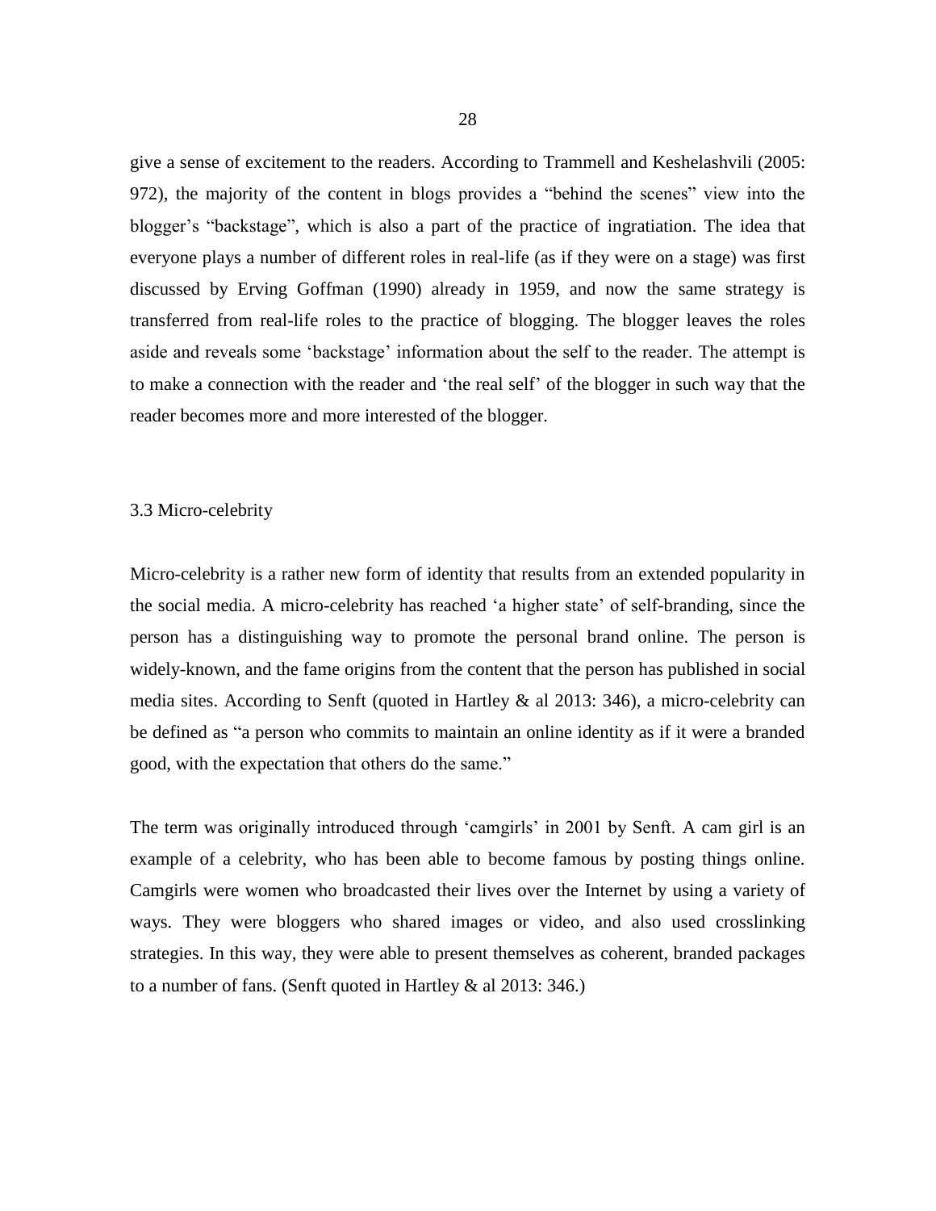give a sense of excitement to the readers. According to Trammell and Keshelashvili (2005: 972), the majority of the content in blogs provides a "behind the scenes" view into the blogger's "backstage", which is also a part of the practice of ingratiation. The idea that everyone plays a number of different roles in real-life (as if they were on a stage) was first discussed by Erving Goffman (1990) already in 1959, and now the same strategy is transferred from real-life roles to the practice of blogging. The blogger leaves the roles aside and reveals some 'backstage' information about the self to the reader. The attempt is to make a connection with the reader and 'the real self' of the blogger in such way that the reader becomes more and more interested of the blogger.

## 3.3 Micro-celebrity

Micro-celebrity is a rather new form of identity that results from an extended popularity in the social media. A micro-celebrity has reached 'a higher state' of self-branding, since the person has a distinguishing way to promote the personal brand online. The person is widely-known, and the fame origins from the content that the person has published in social media sites. According to Senft (quoted in Hartley & al 2013: 346), a micro-celebrity can be defined as "a person who commits to maintain an online identity as if it were a branded good, with the expectation that others do the same."

The term was originally introduced through 'camgirls' in 2001 by Senft. A cam girl is an example of a celebrity, who has been able to become famous by posting things online. Camgirls were women who broadcasted their lives over the Internet by using a variety of ways. They were bloggers who shared images or video, and also used crosslinking strategies. In this way, they were able to present themselves as coherent, branded packages to a number of fans. (Senft quoted in Hartley & al 2013: 346.)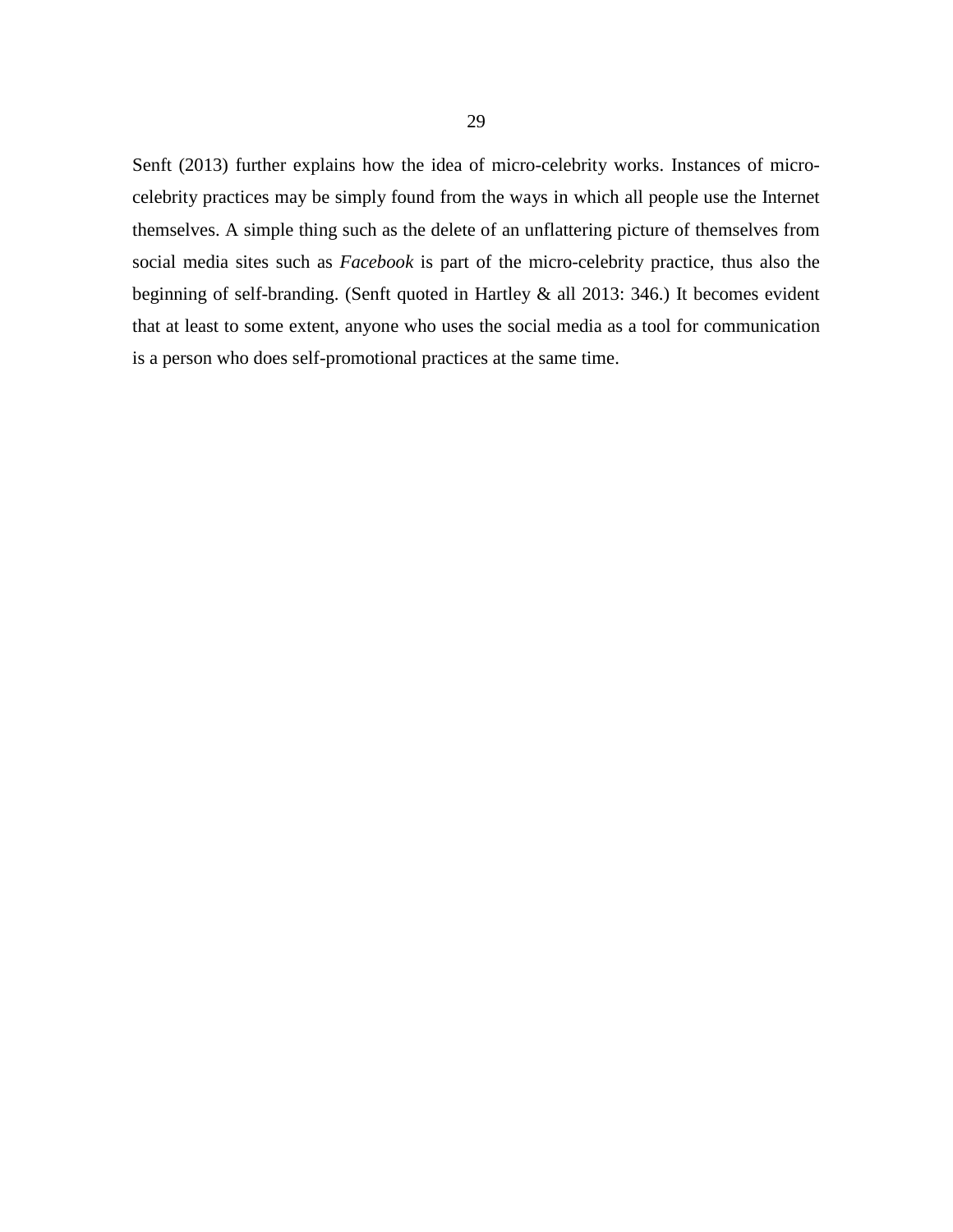Senft (2013) further explains how the idea of micro-celebrity works. Instances of micro-celebrity practices may be simply found from the ways in which all people use the Internet themselves. A simple thing such as the delete of an unflattering picture of themselves from social media sites such as *Facebook* is part of the micro-celebrity practice, thus also the beginning of self-branding. (Senft quoted in Hartley & all 2013: 346.) It becomes evident that at least to some extent, anyone who uses the social media as a tool for communication is a person who does self-promotional practices at the same time.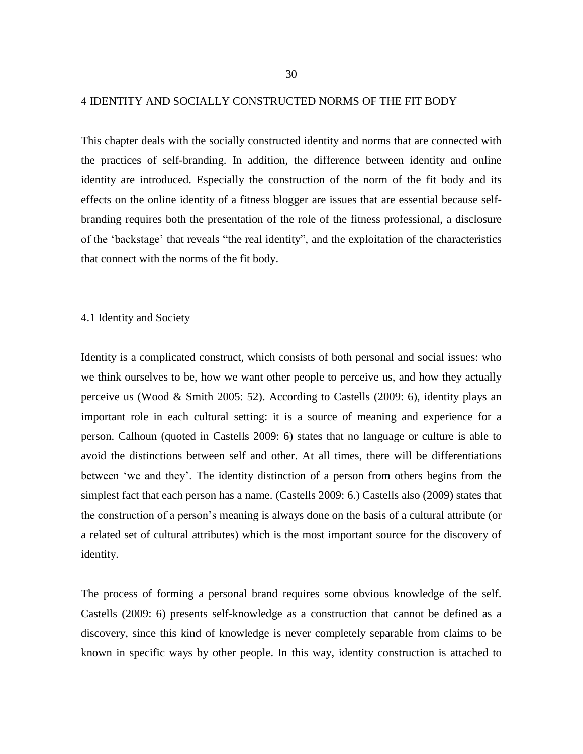# 4 IDENTITY AND SOCIALLY CONSTRUCTED NORMS OF THE FIT BODY

This chapter deals with the socially constructed identity and norms that are connected with the practices of self-branding. In addition, the difference between identity and online identity are introduced. Especially the construction of the norm of the fit body and its effects on the online identity of a fitness blogger are issues that are essential because self-branding requires both the presentation of the role of the fitness professional, a disclosure of the 'backstage' that reveals "the real identity", and the exploitation of the characteristics that connect with the norms of the fit body.

## 4.1 Identity and Society

Identity is a complicated construct, which consists of both personal and social issues: who we think ourselves to be, how we want other people to perceive us, and how they actually perceive us (Wood & Smith 2005: 52). According to Castells (2009: 6), identity plays an important role in each cultural setting: it is a source of meaning and experience for a person. Calhoun (quoted in Castells 2009: 6) states that no language or culture is able to avoid the distinctions between self and other. At all times, there will be differentiations between 'we and they'. The identity distinction of a person from others begins from the simplest fact that each person has a name. (Castells 2009: 6.) Castells also (2009) states that the construction of a person's meaning is always done on the basis of a cultural attribute (or a related set of cultural attributes) which is the most important source for the discovery of identity.

The process of forming a personal brand requires some obvious knowledge of the self. Castells (2009: 6) presents self-knowledge as a construction that cannot be defined as a discovery, since this kind of knowledge is never completely separable from claims to be known in specific ways by other people. In this way, identity construction is attached to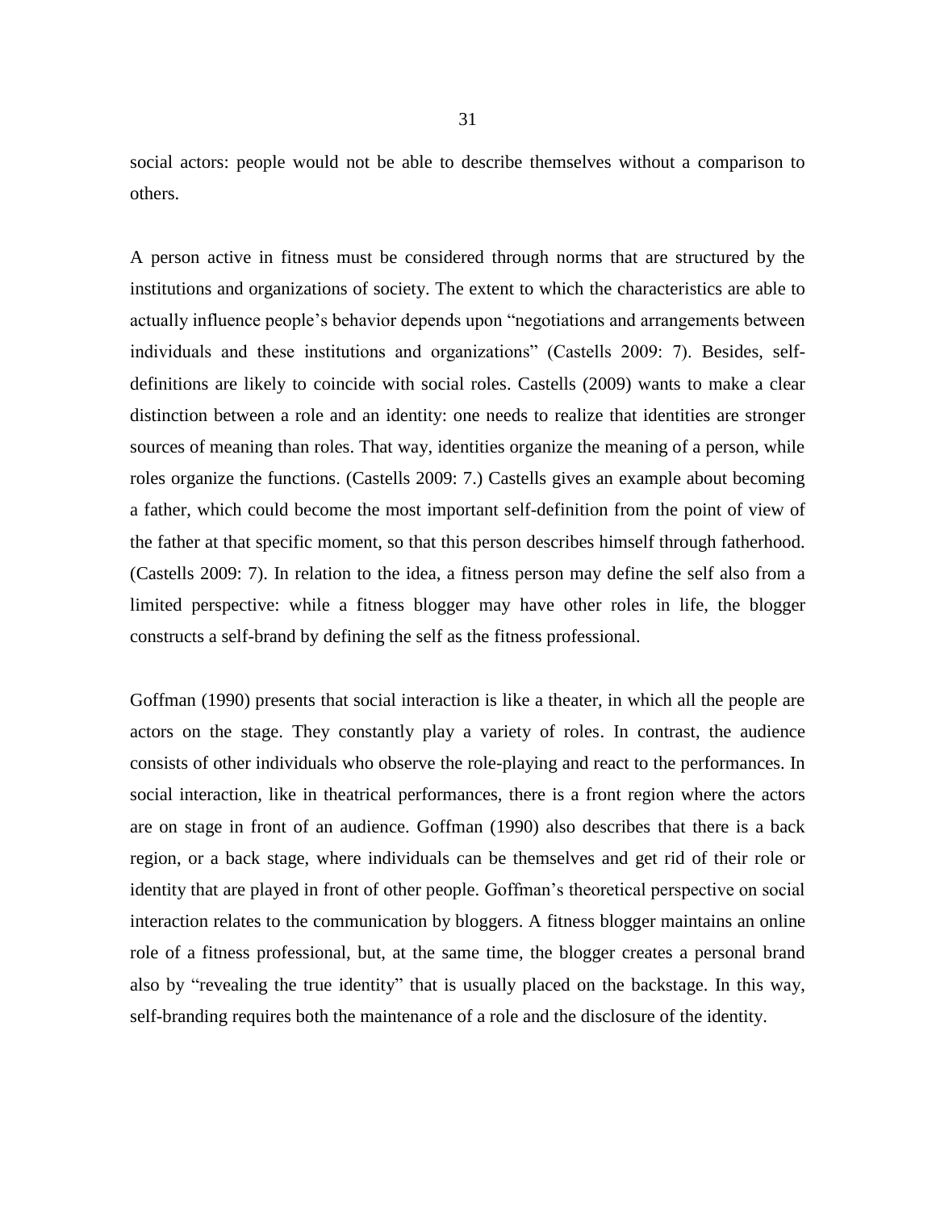social actors: people would not be able to describe themselves without a comparison to others.

A person active in fitness must be considered through norms that are structured by the institutions and organizations of society. The extent to which the characteristics are able to actually influence people's behavior depends upon "negotiations and arrangements between individuals and these institutions and organizations" (Castells 2009: 7). Besides, self-definitions are likely to coincide with social roles. Castells (2009) wants to make a clear distinction between a role and an identity: one needs to realize that identities are stronger sources of meaning than roles. That way, identities organize the meaning of a person, while roles organize the functions. (Castells 2009: 7.) Castells gives an example about becoming a father, which could become the most important self-definition from the point of view of the father at that specific moment, so that this person describes himself through fatherhood. (Castells 2009: 7). In relation to the idea, a fitness person may define the self also from a limited perspective: while a fitness blogger may have other roles in life, the blogger constructs a self-brand by defining the self as the fitness professional.

Goffman (1990) presents that social interaction is like a theater, in which all the people are actors on the stage. They constantly play a variety of roles. In contrast, the audience consists of other individuals who observe the role-playing and react to the performances. In social interaction, like in theatrical performances, there is a front region where the actors are on stage in front of an audience. Goffman (1990) also describes that there is a back region, or a back stage, where individuals can be themselves and get rid of their role or identity that are played in front of other people. Goffman's theoretical perspective on social interaction relates to the communication by bloggers. A fitness blogger maintains an online role of a fitness professional, but, at the same time, the blogger creates a personal brand also by "revealing the true identity" that is usually placed on the backstage. In this way, self-branding requires both the maintenance of a role and the disclosure of the identity.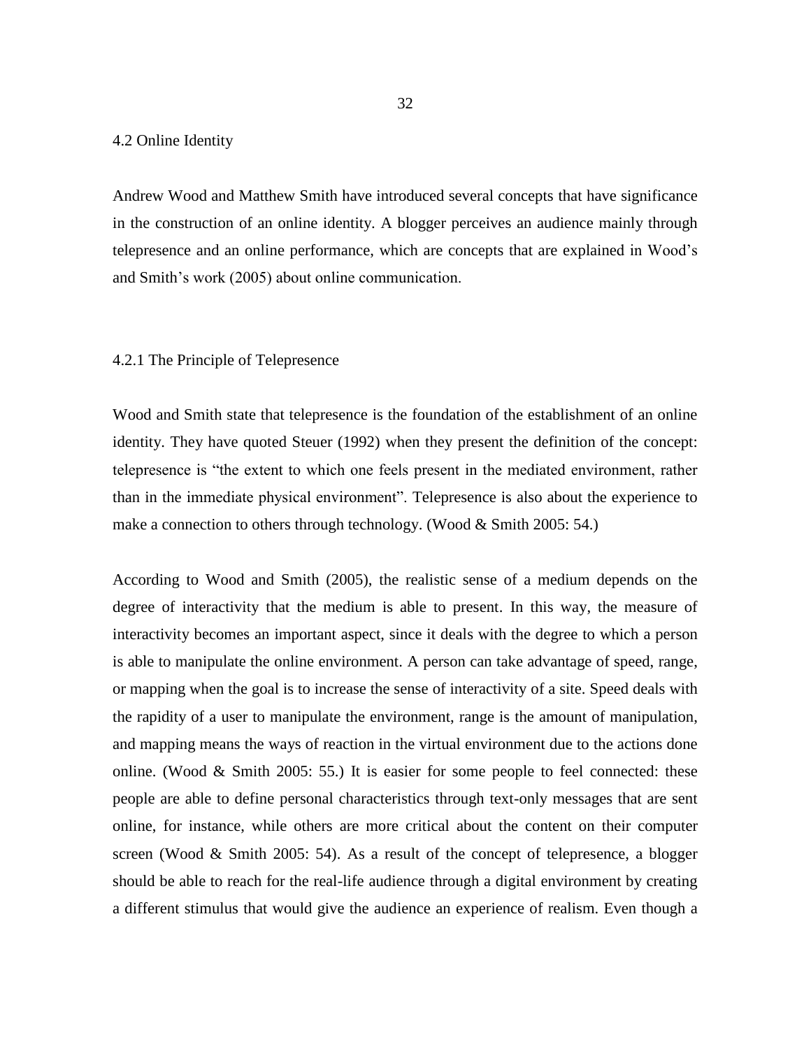## 4.2 Online Identity

Andrew Wood and Matthew Smith have introduced several concepts that have significance in the construction of an online identity. A blogger perceives an audience mainly through telepresence and an online performance, which are concepts that are explained in Wood's and Smith's work (2005) about online communication.

### 4.2.1 The Principle of Telepresence

Wood and Smith state that telepresence is the foundation of the establishment of an online identity. They have quoted Steuer (1992) when they present the definition of the concept: telepresence is "the extent to which one feels present in the mediated environment, rather than in the immediate physical environment". Telepresence is also about the experience to make a connection to others through technology. (Wood & Smith 2005: 54.)

According to Wood and Smith (2005), the realistic sense of a medium depends on the degree of interactivity that the medium is able to present. In this way, the measure of interactivity becomes an important aspect, since it deals with the degree to which a person is able to manipulate the online environment. A person can take advantage of speed, range, or mapping when the goal is to increase the sense of interactivity of a site. Speed deals with the rapidity of a user to manipulate the environment, range is the amount of manipulation, and mapping means the ways of reaction in the virtual environment due to the actions done online. (Wood & Smith 2005: 55.) It is easier for some people to feel connected: these people are able to define personal characteristics through text-only messages that are sent online, for instance, while others are more critical about the content on their computer screen (Wood & Smith 2005: 54). As a result of the concept of telepresence, a blogger should be able to reach for the real-life audience through a digital environment by creating a different stimulus that would give the audience an experience of realism. Even though a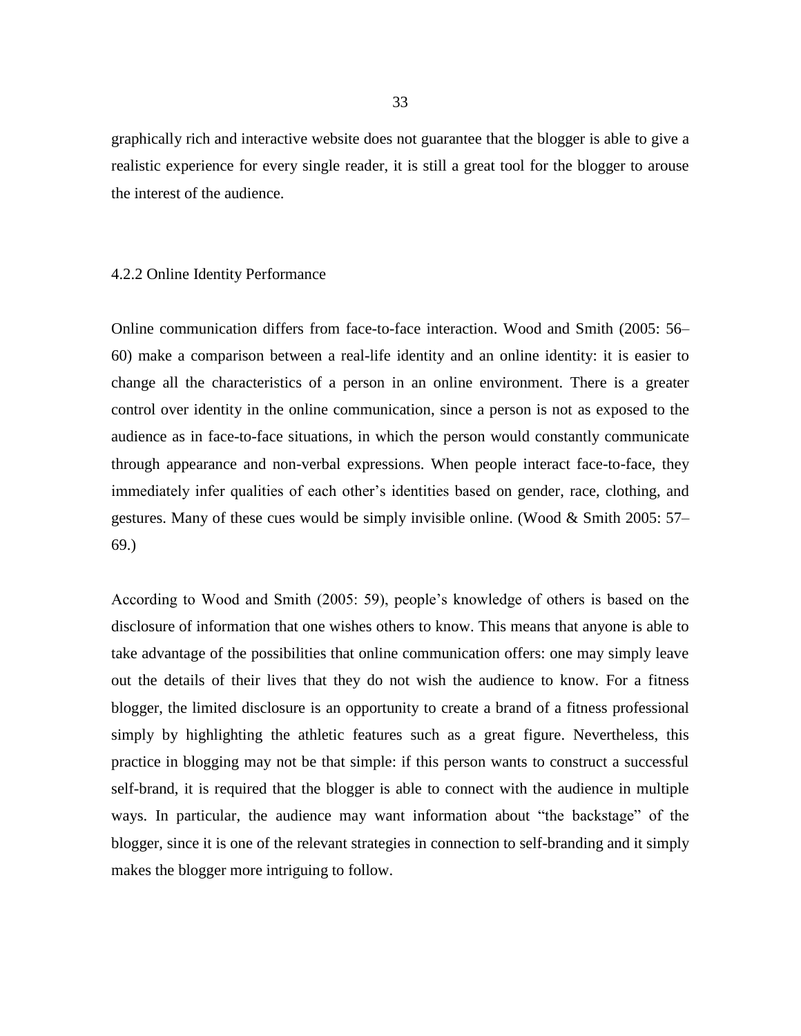graphically rich and interactive website does not guarantee that the blogger is able to give a realistic experience for every single reader, it is still a great tool for the blogger to arouse the interest of the audience.

### 4.2.2 Online Identity Performance

Online communication differs from face-to-face interaction. Wood and Smith (2005: 56–60) make a comparison between a real-life identity and an online identity: it is easier to change all the characteristics of a person in an online environment. There is a greater control over identity in the online communication, since a person is not as exposed to the audience as in face-to-face situations, in which the person would constantly communicate through appearance and non-verbal expressions. When people interact face-to-face, they immediately infer qualities of each other's identities based on gender, race, clothing, and gestures. Many of these cues would be simply invisible online. (Wood & Smith 2005: 57–69.)

According to Wood and Smith (2005: 59), people's knowledge of others is based on the disclosure of information that one wishes others to know. This means that anyone is able to take advantage of the possibilities that online communication offers: one may simply leave out the details of their lives that they do not wish the audience to know. For a fitness blogger, the limited disclosure is an opportunity to create a brand of a fitness professional simply by highlighting the athletic features such as a great figure. Nevertheless, this practice in blogging may not be that simple: if this person wants to construct a successful self-brand, it is required that the blogger is able to connect with the audience in multiple ways. In particular, the audience may want information about "the backstage" of the blogger, since it is one of the relevant strategies in connection to self-branding and it simply makes the blogger more intriguing to follow.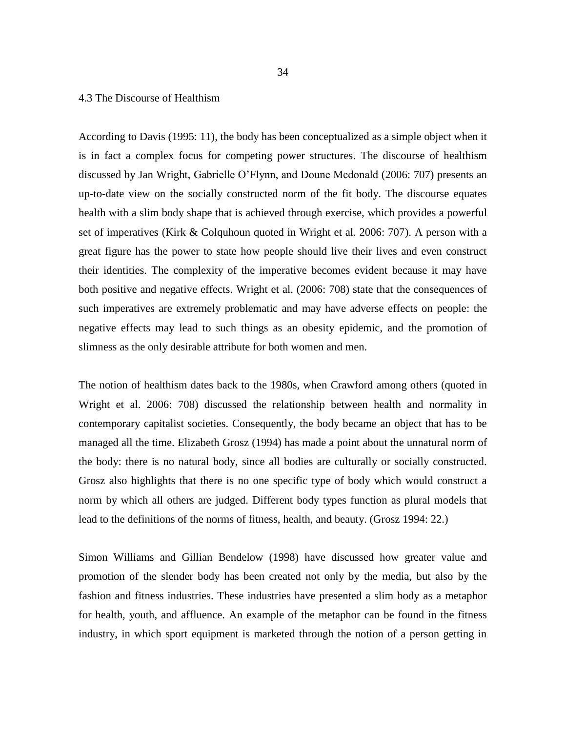## 4.3 The Discourse of Healthism

According to Davis (1995: 11), the body has been conceptualized as a simple object when it is in fact a complex focus for competing power structures. The discourse of healthism discussed by Jan Wright, Gabrielle O'Flynn, and Doune Mcdonald (2006: 707) presents an up-to-date view on the socially constructed norm of the fit body. The discourse equates health with a slim body shape that is achieved through exercise, which provides a powerful set of imperatives (Kirk & Colquhoun quoted in Wright et al. 2006: 707). A person with a great figure has the power to state how people should live their lives and even construct their identities. The complexity of the imperative becomes evident because it may have both positive and negative effects. Wright et al. (2006: 708) state that the consequences of such imperatives are extremely problematic and may have adverse effects on people: the negative effects may lead to such things as an obesity epidemic, and the promotion of slimness as the only desirable attribute for both women and men.

The notion of healthism dates back to the 1980s, when Crawford among others (quoted in Wright et al. 2006: 708) discussed the relationship between health and normality in contemporary capitalist societies. Consequently, the body became an object that has to be managed all the time. Elizabeth Grosz (1994) has made a point about the unnatural norm of the body: there is no natural body, since all bodies are culturally or socially constructed. Grosz also highlights that there is no one specific type of body which would construct a norm by which all others are judged. Different body types function as plural models that lead to the definitions of the norms of fitness, health, and beauty. (Grosz 1994: 22.)

Simon Williams and Gillian Bendelow (1998) have discussed how greater value and promotion of the slender body has been created not only by the media, but also by the fashion and fitness industries. These industries have presented a slim body as a metaphor for health, youth, and affluence. An example of the metaphor can be found in the fitness industry, in which sport equipment is marketed through the notion of a person getting in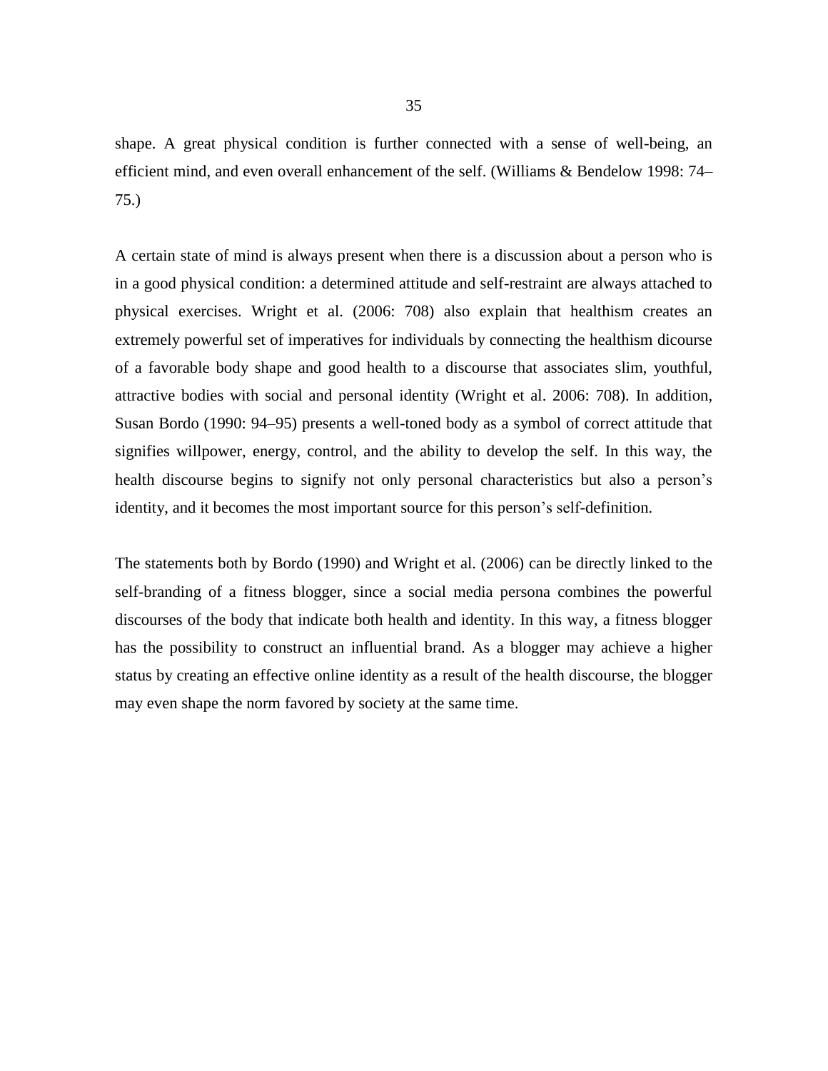shape. A great physical condition is further connected with a sense of well-being, an efficient mind, and even overall enhancement of the self. (Williams & Bendelow 1998: 74–75.)

A certain state of mind is always present when there is a discussion about a person who is in a good physical condition: a determined attitude and self-restraint are always attached to physical exercises. Wright et al. (2006: 708) also explain that healthism creates an extremely powerful set of imperatives for individuals by connecting the healthism dicourse of a favorable body shape and good health to a discourse that associates slim, youthful, attractive bodies with social and personal identity (Wright et al. 2006: 708). In addition, Susan Bordo (1990: 94–95) presents a well-toned body as a symbol of correct attitude that signifies willpower, energy, control, and the ability to develop the self. In this way, the health discourse begins to signify not only personal characteristics but also a person's identity, and it becomes the most important source for this person's self-definition.

The statements both by Bordo (1990) and Wright et al. (2006) can be directly linked to the self-branding of a fitness blogger, since a social media persona combines the powerful discourses of the body that indicate both health and identity. In this way, a fitness blogger has the possibility to construct an influential brand. As a blogger may achieve a higher status by creating an effective online identity as a result of the health discourse, the blogger may even shape the norm favored by society at the same time.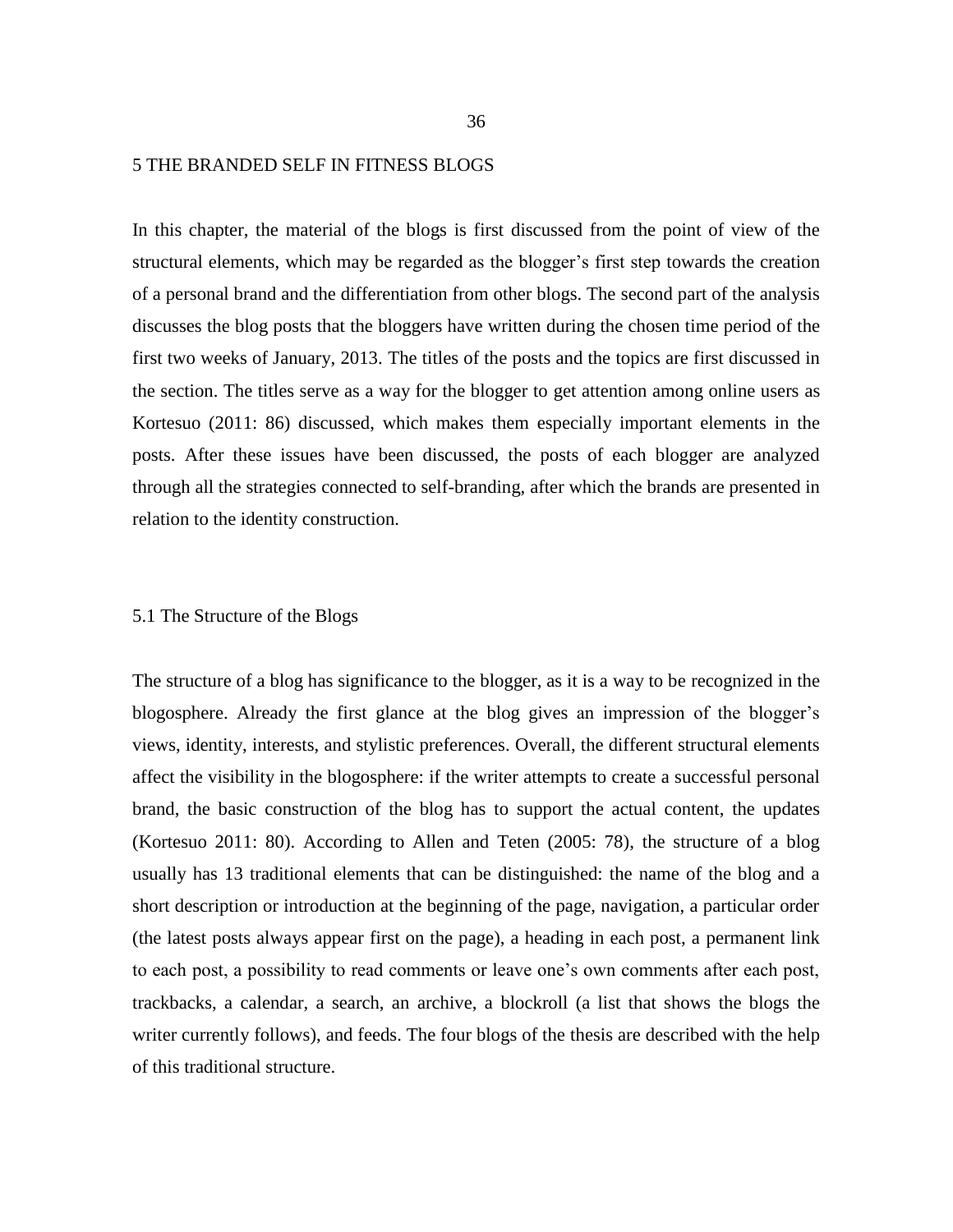# 5 THE BRANDED SELF IN FITNESS BLOGS

In this chapter, the material of the blogs is first discussed from the point of view of the structural elements, which may be regarded as the blogger's first step towards the creation of a personal brand and the differentiation from other blogs. The second part of the analysis discusses the blog posts that the bloggers have written during the chosen time period of the first two weeks of January, 2013. The titles of the posts and the topics are first discussed in the section. The titles serve as a way for the blogger to get attention among online users as Kortesuo (2011: 86) discussed, which makes them especially important elements in the posts. After these issues have been discussed, the posts of each blogger are analyzed through all the strategies connected to self-branding, after which the brands are presented in relation to the identity construction.

## 5.1 The Structure of the Blogs

The structure of a blog has significance to the blogger, as it is a way to be recognized in the blogosphere. Already the first glance at the blog gives an impression of the blogger's views, identity, interests, and stylistic preferences. Overall, the different structural elements affect the visibility in the blogosphere: if the writer attempts to create a successful personal brand, the basic construction of the blog has to support the actual content, the updates (Kortesuo 2011: 80). According to Allen and Teten (2005: 78), the structure of a blog usually has 13 traditional elements that can be distinguished: the name of the blog and a short description or introduction at the beginning of the page, navigation, a particular order (the latest posts always appear first on the page), a heading in each post, a permanent link to each post, a possibility to read comments or leave one's own comments after each post, trackbacks, a calendar, a search, an archive, a blockroll (a list that shows the blogs the writer currently follows), and feeds. The four blogs of the thesis are described with the help of this traditional structure.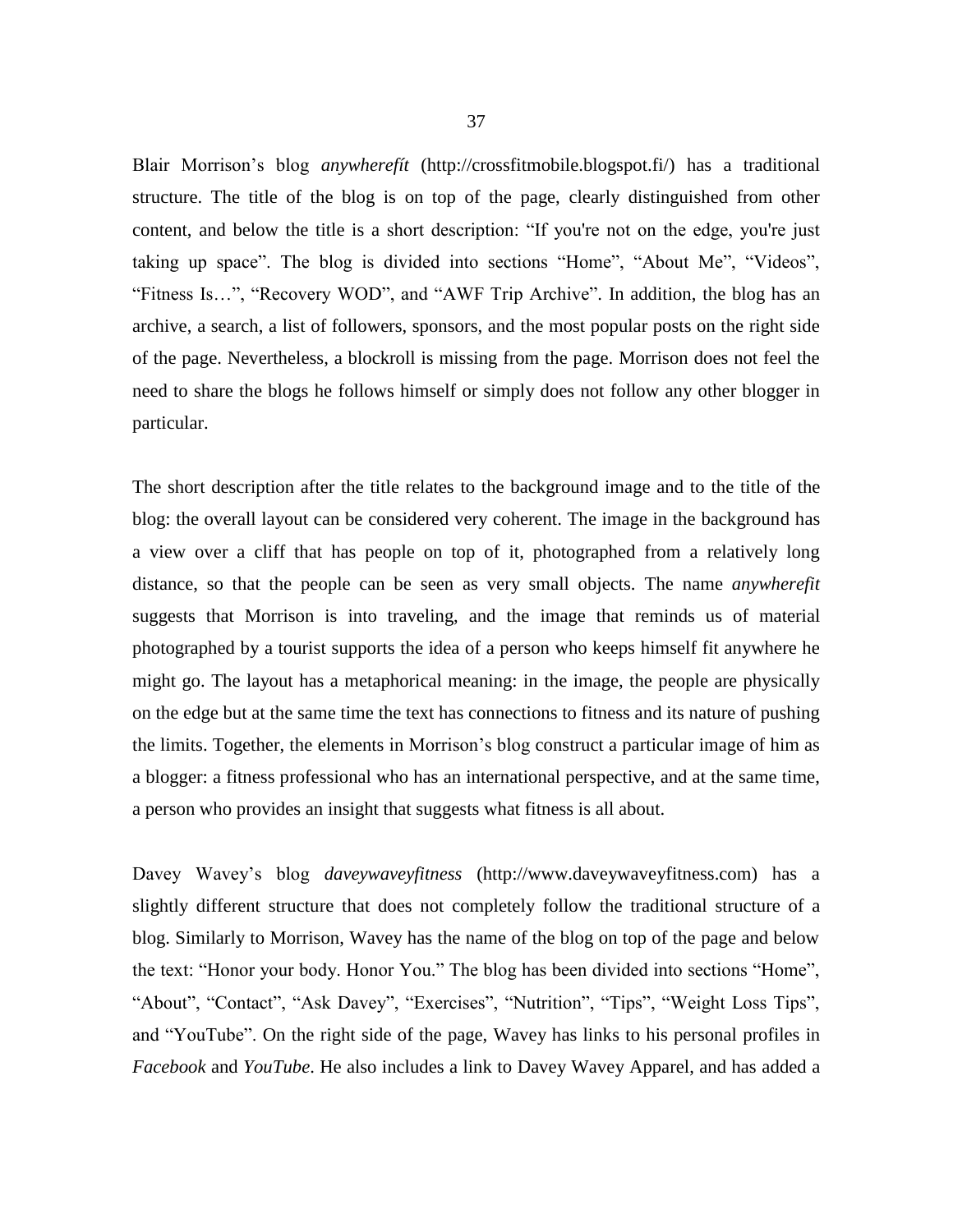Blair Morrison's blog *anywherefit* (http://crossfitmobile.blogspot.fi/) has a traditional structure. The title of the blog is on top of the page, clearly distinguished from other content, and below the title is a short description: "If you're not on the edge, you're just taking up space". The blog is divided into sections "Home", "About Me", "Videos", "Fitness Is…", "Recovery WOD", and "AWF Trip Archive". In addition, the blog has an archive, a search, a list of followers, sponsors, and the most popular posts on the right side of the page. Nevertheless, a blockroll is missing from the page. Morrison does not feel the need to share the blogs he follows himself or simply does not follow any other blogger in particular.

The short description after the title relates to the background image and to the title of the blog: the overall layout can be considered very coherent. The image in the background has a view over a cliff that has people on top of it, photographed from a relatively long distance, so that the people can be seen as very small objects. The name *anywherefit* suggests that Morrison is into traveling, and the image that reminds us of material photographed by a tourist supports the idea of a person who keeps himself fit anywhere he might go. The layout has a metaphorical meaning: in the image, the people are physically on the edge but at the same time the text has connections to fitness and its nature of pushing the limits. Together, the elements in Morrison's blog construct a particular image of him as a blogger: a fitness professional who has an international perspective, and at the same time, a person who provides an insight that suggests what fitness is all about.

Davey Wavey's blog *daveywaveyfitness* (http://www.daveywaveyfitness.com) has a slightly different structure that does not completely follow the traditional structure of a blog. Similarly to Morrison, Wavey has the name of the blog on top of the page and below the text: "Honor your body. Honor You." The blog has been divided into sections "Home", "About", "Contact", "Ask Davey", "Exercises", "Nutrition", "Tips", "Weight Loss Tips", and "YouTube". On the right side of the page, Wavey has links to his personal profiles in *Facebook* and *YouTube*. He also includes a link to Davey Wavey Apparel, and has added a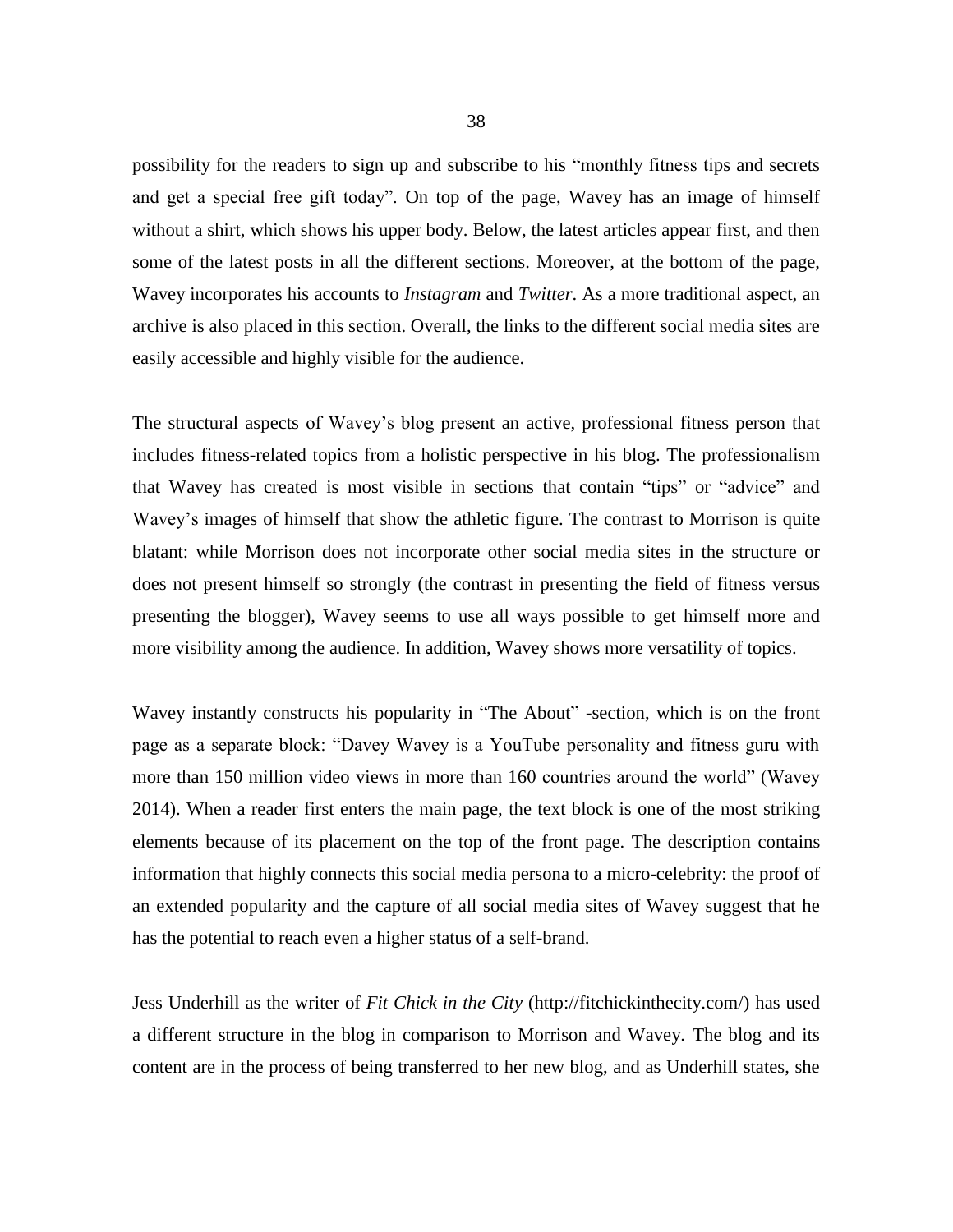possibility for the readers to sign up and subscribe to his "monthly fitness tips and secrets and get a special free gift today". On top of the page, Wavey has an image of himself without a shirt, which shows his upper body. Below, the latest articles appear first, and then some of the latest posts in all the different sections. Moreover, at the bottom of the page, Wavey incorporates his accounts to *Instagram* and *Twitter*. As a more traditional aspect, an archive is also placed in this section. Overall, the links to the different social media sites are easily accessible and highly visible for the audience.

The structural aspects of Wavey's blog present an active, professional fitness person that includes fitness-related topics from a holistic perspective in his blog. The professionalism that Wavey has created is most visible in sections that contain "tips" or "advice" and Wavey's images of himself that show the athletic figure. The contrast to Morrison is quite blatant: while Morrison does not incorporate other social media sites in the structure or does not present himself so strongly (the contrast in presenting the field of fitness versus presenting the blogger), Wavey seems to use all ways possible to get himself more and more visibility among the audience. In addition, Wavey shows more versatility of topics.

Wavey instantly constructs his popularity in "The About" -section, which is on the front page as a separate block: "Davey Wavey is a YouTube personality and fitness guru with more than 150 million video views in more than 160 countries around the world" (Wavey 2014). When a reader first enters the main page, the text block is one of the most striking elements because of its placement on the top of the front page. The description contains information that highly connects this social media persona to a micro-celebrity: the proof of an extended popularity and the capture of all social media sites of Wavey suggest that he has the potential to reach even a higher status of a self-brand.

Jess Underhill as the writer of *Fit Chick in the City* (http://fitchickinthecity.com/) has used a different structure in the blog in comparison to Morrison and Wavey. The blog and its content are in the process of being transferred to her new blog, and as Underhill states, she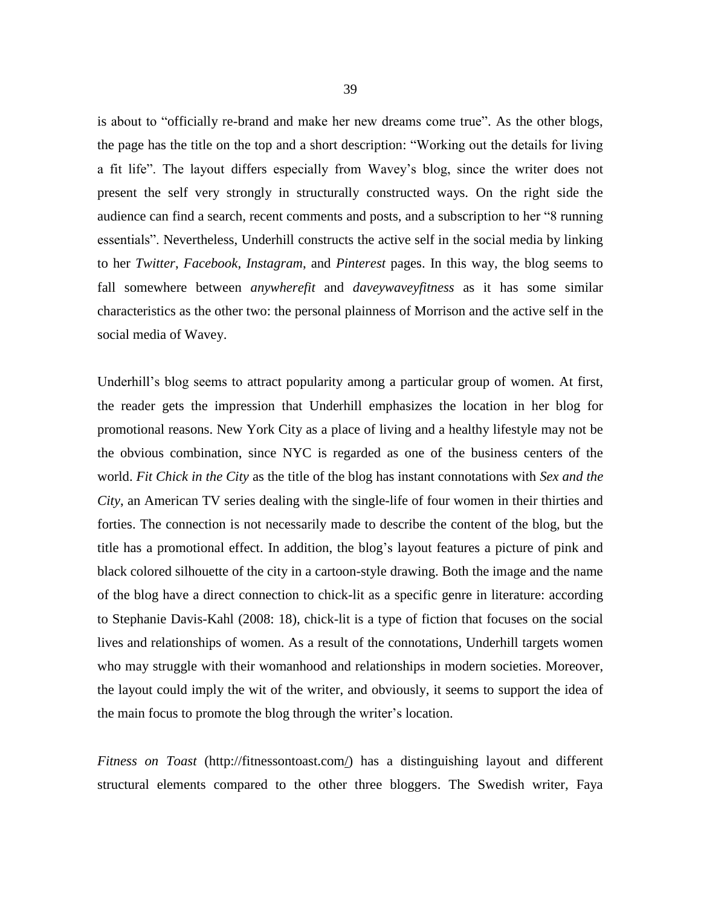is about to "officially re-brand and make her new dreams come true". As the other blogs, the page has the title on the top and a short description: "Working out the details for living a fit life". The layout differs especially from Wavey's blog, since the writer does not present the self very strongly in structurally constructed ways. On the right side the audience can find a search, recent comments and posts, and a subscription to her "8 running essentials". Nevertheless, Underhill constructs the active self in the social media by linking to her *Twitter*, *Facebook*, *Instagram*, and *Pinterest* pages. In this way, the blog seems to fall somewhere between *anywherefit* and *daveywaveyfitness* as it has some similar characteristics as the other two: the personal plainness of Morrison and the active self in the social media of Wavey.

Underhill's blog seems to attract popularity among a particular group of women. At first, the reader gets the impression that Underhill emphasizes the location in her blog for promotional reasons. New York City as a place of living and a healthy lifestyle may not be the obvious combination, since NYC is regarded as one of the business centers of the world. *Fit Chick in the City* as the title of the blog has instant connotations with *Sex and the City*, an American TV series dealing with the single-life of four women in their thirties and forties. The connection is not necessarily made to describe the content of the blog, but the title has a promotional effect. In addition, the blog's layout features a picture of pink and black colored silhouette of the city in a cartoon-style drawing. Both the image and the name of the blog have a direct connection to chick-lit as a specific genre in literature: according to Stephanie Davis-Kahl (2008: 18), chick-lit is a type of fiction that focuses on the social lives and relationships of women. As a result of the connotations, Underhill targets women who may struggle with their womanhood and relationships in modern societies. Moreover, the layout could imply the wit of the writer, and obviously, it seems to support the idea of the main focus to promote the blog through the writer's location.

*Fitness on Toast* (http://fitnessontoast.com/) has a distinguishing layout and different structural elements compared to the other three bloggers. The Swedish writer, Faya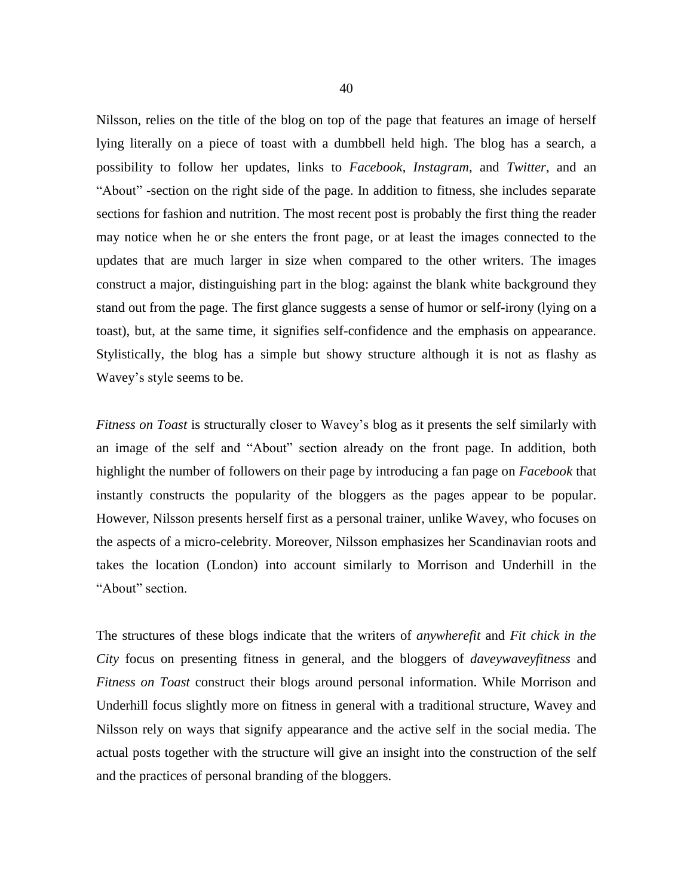Nilsson, relies on the title of the blog on top of the page that features an image of herself lying literally on a piece of toast with a dumbbell held high. The blog has a search, a possibility to follow her updates, links to *Facebook*, *Instagram*, and *Twitter*, and an "About" -section on the right side of the page. In addition to fitness, she includes separate sections for fashion and nutrition. The most recent post is probably the first thing the reader may notice when he or she enters the front page, or at least the images connected to the updates that are much larger in size when compared to the other writers. The images construct a major, distinguishing part in the blog: against the blank white background they stand out from the page. The first glance suggests a sense of humor or self-irony (lying on a toast), but, at the same time, it signifies self-confidence and the emphasis on appearance. Stylistically, the blog has a simple but showy structure although it is not as flashy as Wavey's style seems to be.

*Fitness on Toast* is structurally closer to Wavey's blog as it presents the self similarly with an image of the self and "About" section already on the front page. In addition, both highlight the number of followers on their page by introducing a fan page on *Facebook* that instantly constructs the popularity of the bloggers as the pages appear to be popular. However, Nilsson presents herself first as a personal trainer, unlike Wavey, who focuses on the aspects of a micro-celebrity. Moreover, Nilsson emphasizes her Scandinavian roots and takes the location (London) into account similarly to Morrison and Underhill in the "About" section.

The structures of these blogs indicate that the writers of *anywherefit* and *Fit chick in the City* focus on presenting fitness in general, and the bloggers of *daveywaveyfitness* and *Fitness on Toast* construct their blogs around personal information. While Morrison and Underhill focus slightly more on fitness in general with a traditional structure, Wavey and Nilsson rely on ways that signify appearance and the active self in the social media. The actual posts together with the structure will give an insight into the construction of the self and the practices of personal branding of the bloggers.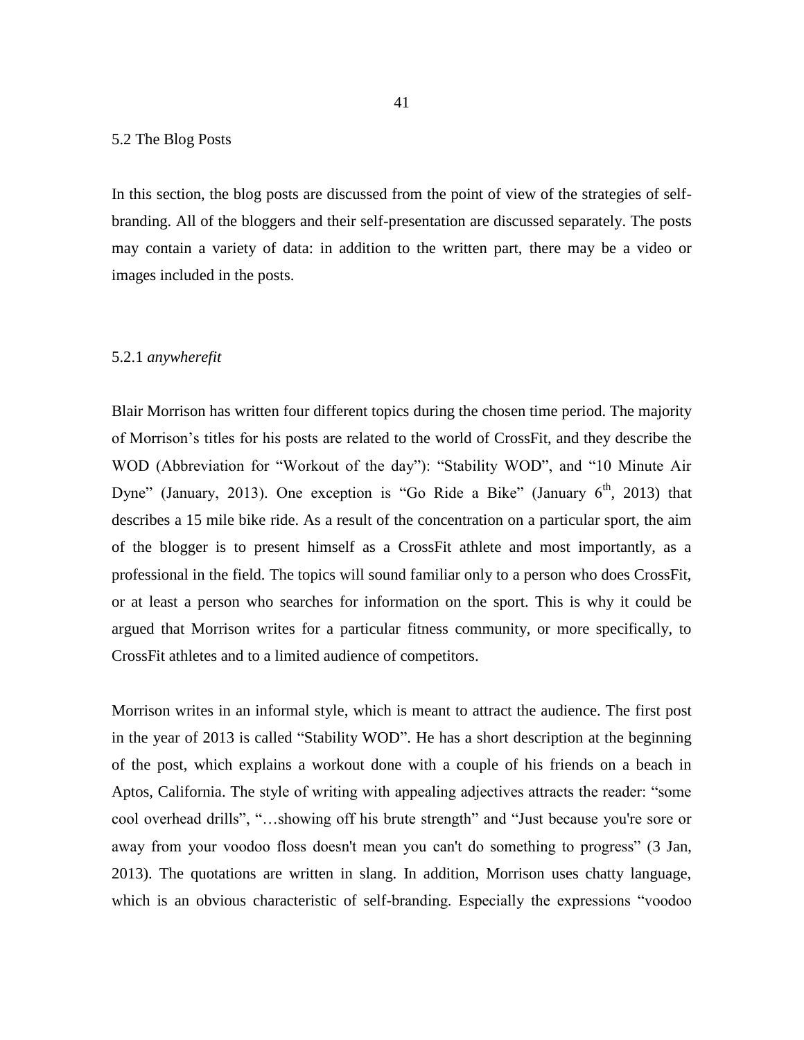## 5.2 The Blog Posts

In this section, the blog posts are discussed from the point of view of the strategies of self-branding. All of the bloggers and their self-presentation are discussed separately. The posts may contain a variety of data: in addition to the written part, there may be a video or images included in the posts.

### 5.2.1 *anywherefit*

Blair Morrison has written four different topics during the chosen time period. The majority of Morrison's titles for his posts are related to the world of CrossFit, and they describe the WOD (Abbreviation for "Workout of the day"): "Stability WOD", and "10 Minute Air Dyne" (January, 2013). One exception is "Go Ride a Bike" (January 6th, 2013) that describes a 15 mile bike ride. As a result of the concentration on a particular sport, the aim of the blogger is to present himself as a CrossFit athlete and most importantly, as a professional in the field. The topics will sound familiar only to a person who does CrossFit, or at least a person who searches for information on the sport. This is why it could be argued that Morrison writes for a particular fitness community, or more specifically, to CrossFit athletes and to a limited audience of competitors.

Morrison writes in an informal style, which is meant to attract the audience. The first post in the year of 2013 is called "Stability WOD". He has a short description at the beginning of the post, which explains a workout done with a couple of his friends on a beach in Aptos, California. The style of writing with appealing adjectives attracts the reader: "some cool overhead drills", "…showing off his brute strength" and "Just because you're sore or away from your voodoo floss doesn't mean you can't do something to progress" (3 Jan, 2013). The quotations are written in slang. In addition, Morrison uses chatty language, which is an obvious characteristic of self-branding. Especially the expressions "voodoo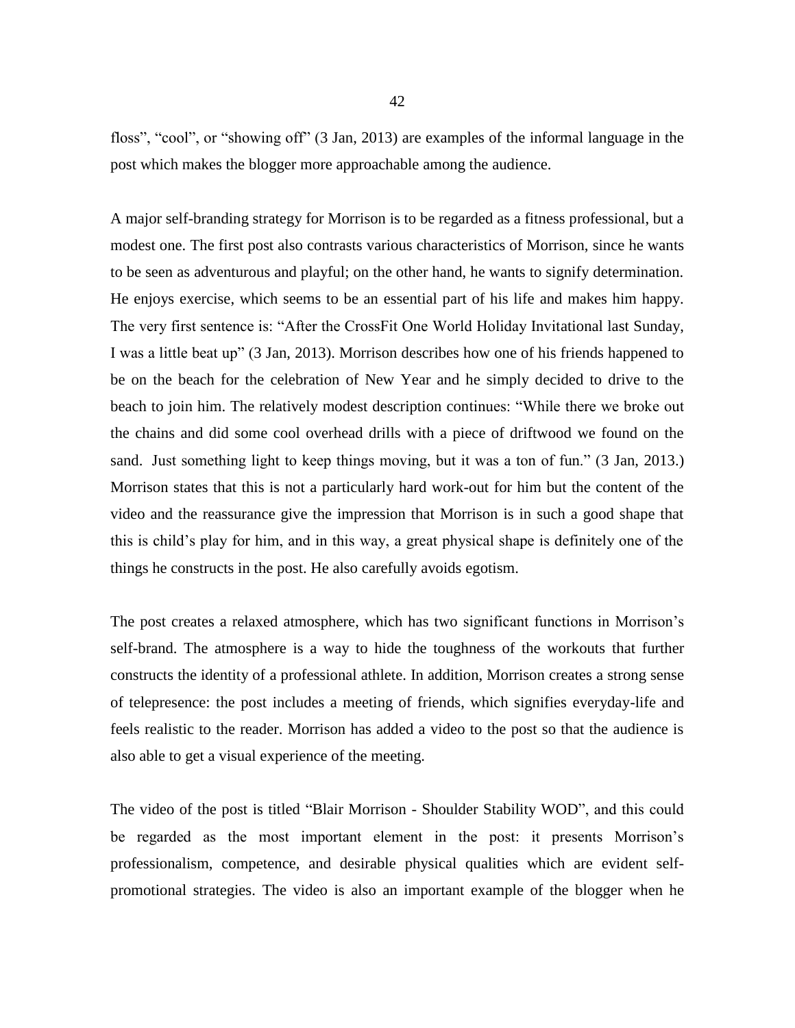floss", "cool", or "showing off" (3 Jan, 2013) are examples of the informal language in the post which makes the blogger more approachable among the audience.

A major self-branding strategy for Morrison is to be regarded as a fitness professional, but a modest one. The first post also contrasts various characteristics of Morrison, since he wants to be seen as adventurous and playful; on the other hand, he wants to signify determination. He enjoys exercise, which seems to be an essential part of his life and makes him happy. The very first sentence is: "After the CrossFit One World Holiday Invitational last Sunday, I was a little beat up" (3 Jan, 2013). Morrison describes how one of his friends happened to be on the beach for the celebration of New Year and he simply decided to drive to the beach to join him. The relatively modest description continues: "While there we broke out the chains and did some cool overhead drills with a piece of driftwood we found on the sand. Just something light to keep things moving, but it was a ton of fun." (3 Jan, 2013.) Morrison states that this is not a particularly hard work-out for him but the content of the video and the reassurance give the impression that Morrison is in such a good shape that this is child's play for him, and in this way, a great physical shape is definitely one of the things he constructs in the post. He also carefully avoids egotism.

The post creates a relaxed atmosphere, which has two significant functions in Morrison's self-brand. The atmosphere is a way to hide the toughness of the workouts that further constructs the identity of a professional athlete. In addition, Morrison creates a strong sense of telepresence: the post includes a meeting of friends, which signifies everyday-life and feels realistic to the reader. Morrison has added a video to the post so that the audience is also able to get a visual experience of the meeting.

The video of the post is titled "Blair Morrison - Shoulder Stability WOD", and this could be regarded as the most important element in the post: it presents Morrison's professionalism, competence, and desirable physical qualities which are evident self-promotional strategies. The video is also an important example of the blogger when he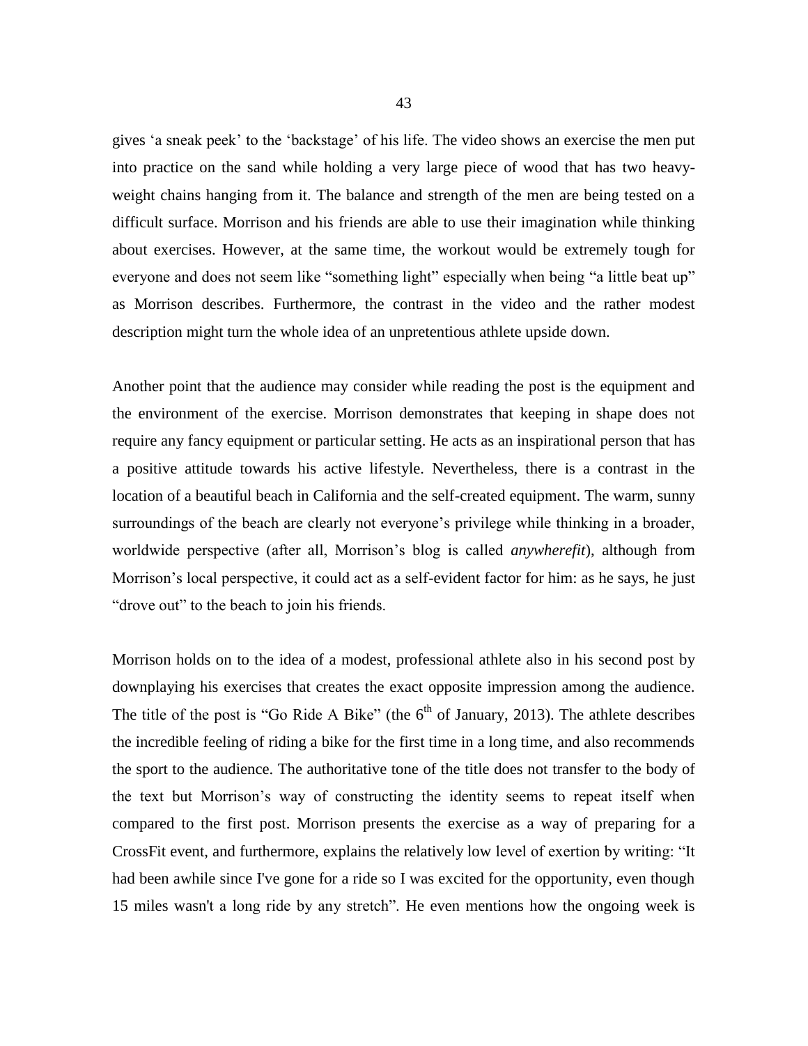gives 'a sneak peek' to the 'backstage' of his life. The video shows an exercise the men put into practice on the sand while holding a very large piece of wood that has two heavy-weight chains hanging from it. The balance and strength of the men are being tested on a difficult surface. Morrison and his friends are able to use their imagination while thinking about exercises. However, at the same time, the workout would be extremely tough for everyone and does not seem like "something light" especially when being "a little beat up" as Morrison describes. Furthermore, the contrast in the video and the rather modest description might turn the whole idea of an unpretentious athlete upside down.

Another point that the audience may consider while reading the post is the equipment and the environment of the exercise. Morrison demonstrates that keeping in shape does not require any fancy equipment or particular setting. He acts as an inspirational person that has a positive attitude towards his active lifestyle. Nevertheless, there is a contrast in the location of a beautiful beach in California and the self-created equipment. The warm, sunny surroundings of the beach are clearly not everyone's privilege while thinking in a broader, worldwide perspective (after all, Morrison's blog is called *anywherefit*), although from Morrison's local perspective, it could act as a self-evident factor for him: as he says, he just "drove out" to the beach to join his friends.

Morrison holds on to the idea of a modest, professional athlete also in his second post by downplaying his exercises that creates the exact opposite impression among the audience. The title of the post is "Go Ride A Bike" (the 6th of January, 2013). The athlete describes the incredible feeling of riding a bike for the first time in a long time, and also recommends the sport to the audience. The authoritative tone of the title does not transfer to the body of the text but Morrison's way of constructing the identity seems to repeat itself when compared to the first post. Morrison presents the exercise as a way of preparing for a CrossFit event, and furthermore, explains the relatively low level of exertion by writing: "It had been awhile since I've gone for a ride so I was excited for the opportunity, even though 15 miles wasn't a long ride by any stretch". He even mentions how the ongoing week is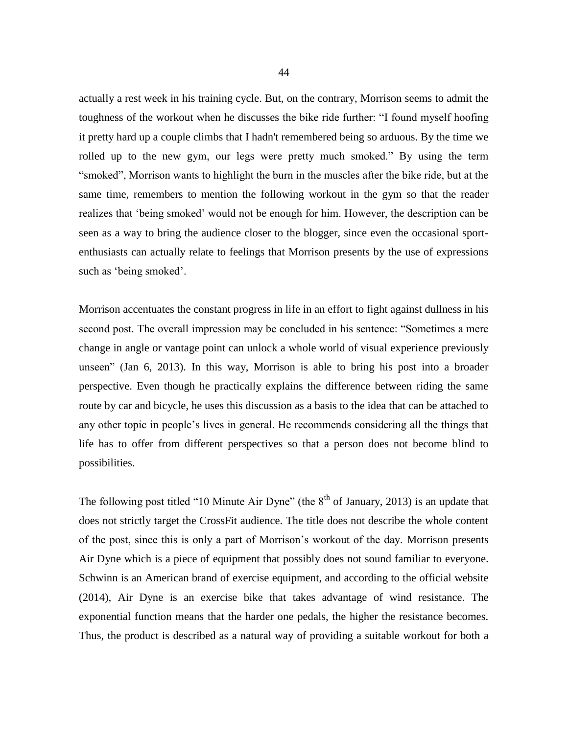actually a rest week in his training cycle. But, on the contrary, Morrison seems to admit the toughness of the workout when he discusses the bike ride further: “I found myself hoofing it pretty hard up a couple climbs that I hadn't remembered being so arduous. By the time we rolled up to the new gym, our legs were pretty much smoked.” By using the term “smoked”, Morrison wants to highlight the burn in the muscles after the bike ride, but at the same time, remembers to mention the following workout in the gym so that the reader realizes that ‘being smoked’ would not be enough for him. However, the description can be seen as a way to bring the audience closer to the blogger, since even the occasional sport-enthusiasts can actually relate to feelings that Morrison presents by the use of expressions such as ‘being smoked’.

Morrison accentuates the constant progress in life in an effort to fight against dullness in his second post. The overall impression may be concluded in his sentence: “Sometimes a mere change in angle or vantage point can unlock a whole world of visual experience previously unseen” (Jan 6, 2013). In this way, Morrison is able to bring his post into a broader perspective. Even though he practically explains the difference between riding the same route by car and bicycle, he uses this discussion as a basis to the idea that can be attached to any other topic in people’s lives in general. He recommends considering all the things that life has to offer from different perspectives so that a person does not become blind to possibilities.

The following post titled “10 Minute Air Dyne” (the 8th of January, 2013) is an update that does not strictly target the CrossFit audience. The title does not describe the whole content of the post, since this is only a part of Morrison’s workout of the day. Morrison presents Air Dyne which is a piece of equipment that possibly does not sound familiar to everyone. Schwinn is an American brand of exercise equipment, and according to the official website (2014), Air Dyne is an exercise bike that takes advantage of wind resistance. The exponential function means that the harder one pedals, the higher the resistance becomes. Thus, the product is described as a natural way of providing a suitable workout for both a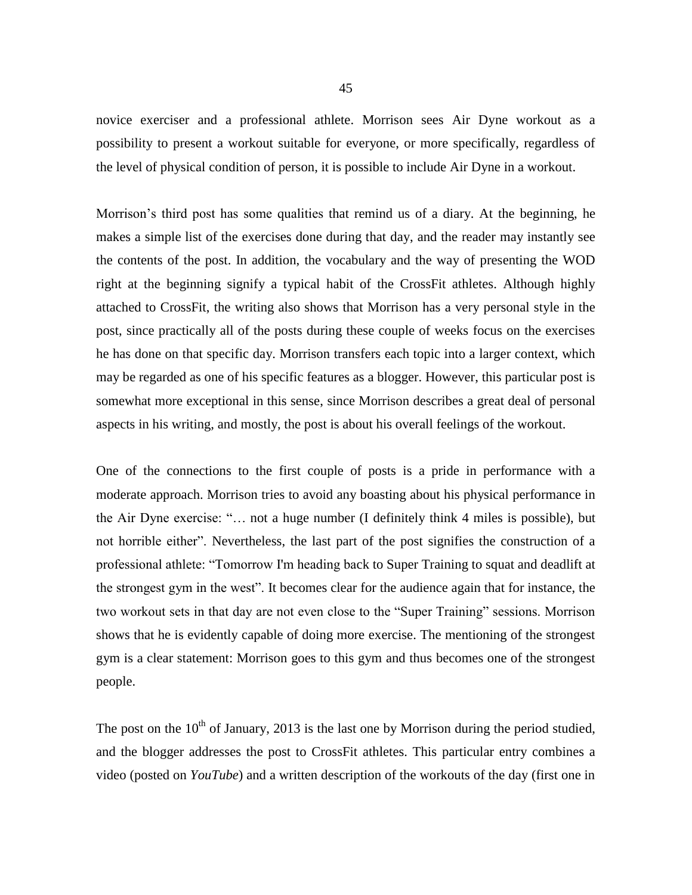novice exerciser and a professional athlete. Morrison sees Air Dyne workout as a possibility to present a workout suitable for everyone, or more specifically, regardless of the level of physical condition of person, it is possible to include Air Dyne in a workout.

Morrison's third post has some qualities that remind us of a diary. At the beginning, he makes a simple list of the exercises done during that day, and the reader may instantly see the contents of the post. In addition, the vocabulary and the way of presenting the WOD right at the beginning signify a typical habit of the CrossFit athletes. Although highly attached to CrossFit, the writing also shows that Morrison has a very personal style in the post, since practically all of the posts during these couple of weeks focus on the exercises he has done on that specific day. Morrison transfers each topic into a larger context, which may be regarded as one of his specific features as a blogger. However, this particular post is somewhat more exceptional in this sense, since Morrison describes a great deal of personal aspects in his writing, and mostly, the post is about his overall feelings of the workout.

One of the connections to the first couple of posts is a pride in performance with a moderate approach. Morrison tries to avoid any boasting about his physical performance in the Air Dyne exercise: "… not a huge number (I definitely think 4 miles is possible), but not horrible either". Nevertheless, the last part of the post signifies the construction of a professional athlete: "Tomorrow I'm heading back to Super Training to squat and deadlift at the strongest gym in the west". It becomes clear for the audience again that for instance, the two workout sets in that day are not even close to the "Super Training" sessions. Morrison shows that he is evidently capable of doing more exercise. The mentioning of the strongest gym is a clear statement: Morrison goes to this gym and thus becomes one of the strongest people.

The post on the 10th of January, 2013 is the last one by Morrison during the period studied, and the blogger addresses the post to CrossFit athletes. This particular entry combines a video (posted on *YouTube*) and a written description of the workouts of the day (first one in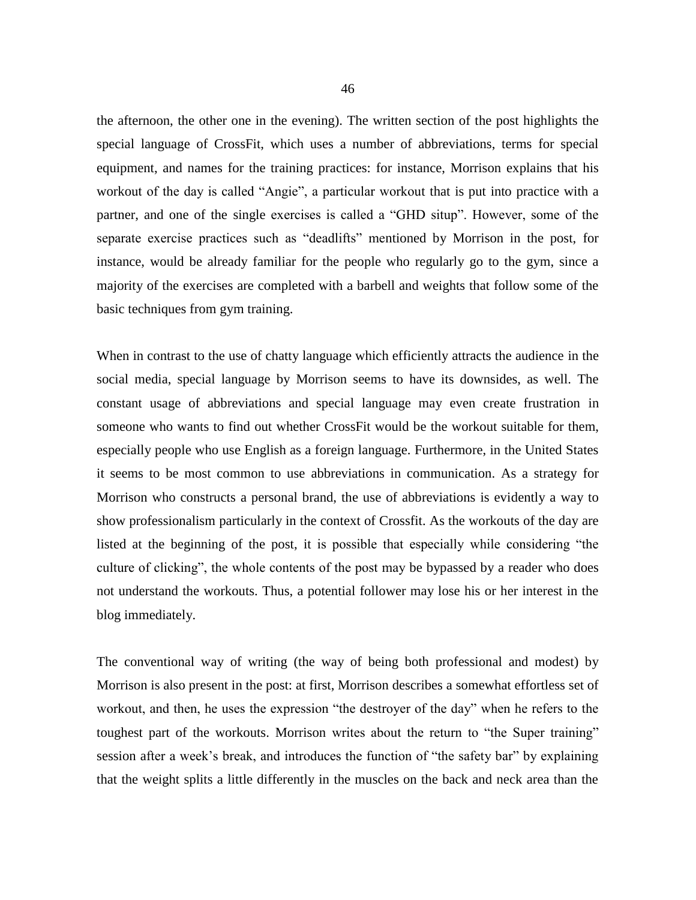the afternoon, the other one in the evening). The written section of the post highlights the special language of CrossFit, which uses a number of abbreviations, terms for special equipment, and names for the training practices: for instance, Morrison explains that his workout of the day is called "Angie", a particular workout that is put into practice with a partner, and one of the single exercises is called a "GHD situp". However, some of the separate exercise practices such as "deadlifts" mentioned by Morrison in the post, for instance, would be already familiar for the people who regularly go to the gym, since a majority of the exercises are completed with a barbell and weights that follow some of the basic techniques from gym training.

When in contrast to the use of chatty language which efficiently attracts the audience in the social media, special language by Morrison seems to have its downsides, as well. The constant usage of abbreviations and special language may even create frustration in someone who wants to find out whether CrossFit would be the workout suitable for them, especially people who use English as a foreign language. Furthermore, in the United States it seems to be most common to use abbreviations in communication. As a strategy for Morrison who constructs a personal brand, the use of abbreviations is evidently a way to show professionalism particularly in the context of Crossfit. As the workouts of the day are listed at the beginning of the post, it is possible that especially while considering "the culture of clicking", the whole contents of the post may be bypassed by a reader who does not understand the workouts. Thus, a potential follower may lose his or her interest in the blog immediately.

The conventional way of writing (the way of being both professional and modest) by Morrison is also present in the post: at first, Morrison describes a somewhat effortless set of workout, and then, he uses the expression "the destroyer of the day" when he refers to the toughest part of the workouts. Morrison writes about the return to "the Super training" session after a week's break, and introduces the function of "the safety bar" by explaining that the weight splits a little differently in the muscles on the back and neck area than the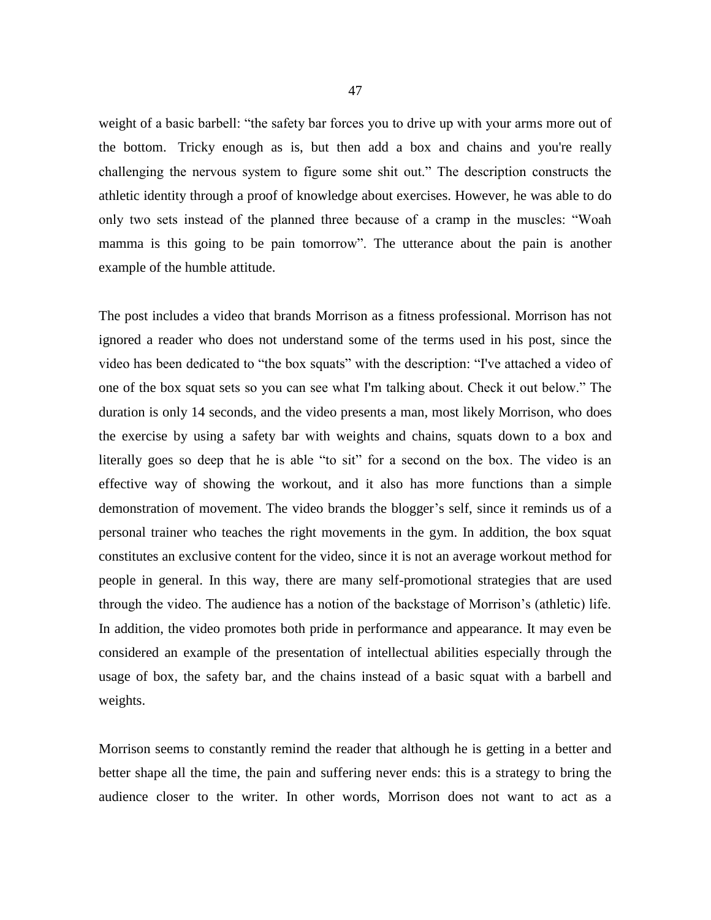weight of a basic barbell: "the safety bar forces you to drive up with your arms more out of the bottom. Tricky enough as is, but then add a box and chains and you're really challenging the nervous system to figure some shit out." The description constructs the athletic identity through a proof of knowledge about exercises. However, he was able to do only two sets instead of the planned three because of a cramp in the muscles: "Woah mamma is this going to be pain tomorrow". The utterance about the pain is another example of the humble attitude.

The post includes a video that brands Morrison as a fitness professional. Morrison has not ignored a reader who does not understand some of the terms used in his post, since the video has been dedicated to "the box squats" with the description: "I've attached a video of one of the box squat sets so you can see what I'm talking about. Check it out below." The duration is only 14 seconds, and the video presents a man, most likely Morrison, who does the exercise by using a safety bar with weights and chains, squats down to a box and literally goes so deep that he is able "to sit" for a second on the box. The video is an effective way of showing the workout, and it also has more functions than a simple demonstration of movement. The video brands the blogger's self, since it reminds us of a personal trainer who teaches the right movements in the gym. In addition, the box squat constitutes an exclusive content for the video, since it is not an average workout method for people in general. In this way, there are many self-promotional strategies that are used through the video. The audience has a notion of the backstage of Morrison's (athletic) life. In addition, the video promotes both pride in performance and appearance. It may even be considered an example of the presentation of intellectual abilities especially through the usage of box, the safety bar, and the chains instead of a basic squat with a barbell and weights.

Morrison seems to constantly remind the reader that although he is getting in a better and better shape all the time, the pain and suffering never ends: this is a strategy to bring the audience closer to the writer. In other words, Morrison does not want to act as a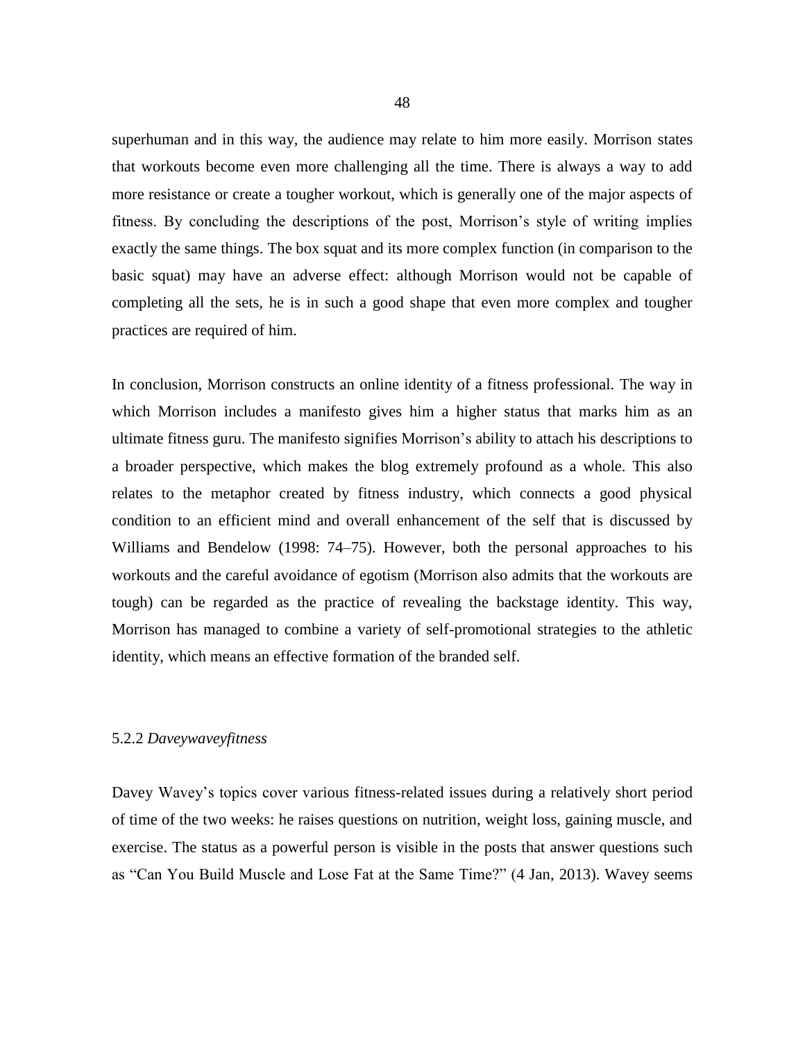superhuman and in this way, the audience may relate to him more easily. Morrison states that workouts become even more challenging all the time. There is always a way to add more resistance or create a tougher workout, which is generally one of the major aspects of fitness. By concluding the descriptions of the post, Morrison's style of writing implies exactly the same things. The box squat and its more complex function (in comparison to the basic squat) may have an adverse effect: although Morrison would not be capable of completing all the sets, he is in such a good shape that even more complex and tougher practices are required of him.

In conclusion, Morrison constructs an online identity of a fitness professional. The way in which Morrison includes a manifesto gives him a higher status that marks him as an ultimate fitness guru. The manifesto signifies Morrison's ability to attach his descriptions to a broader perspective, which makes the blog extremely profound as a whole. This also relates to the metaphor created by fitness industry, which connects a good physical condition to an efficient mind and overall enhancement of the self that is discussed by Williams and Bendelow (1998: 74–75). However, both the personal approaches to his workouts and the careful avoidance of egotism (Morrison also admits that the workouts are tough) can be regarded as the practice of revealing the backstage identity. This way, Morrison has managed to combine a variety of self-promotional strategies to the athletic identity, which means an effective formation of the branded self.

### 5.2.2 *Daveywaveyfitness*

Davey Wavey's topics cover various fitness-related issues during a relatively short period of time of the two weeks: he raises questions on nutrition, weight loss, gaining muscle, and exercise. The status as a powerful person is visible in the posts that answer questions such as "Can You Build Muscle and Lose Fat at the Same Time?" (4 Jan, 2013). Wavey seems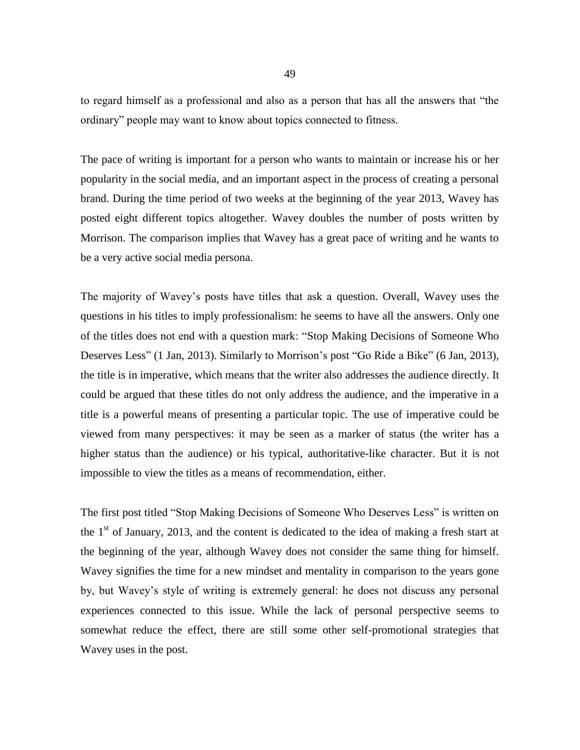to regard himself as a professional and also as a person that has all the answers that "the ordinary" people may want to know about topics connected to fitness.

The pace of writing is important for a person who wants to maintain or increase his or her popularity in the social media, and an important aspect in the process of creating a personal brand. During the time period of two weeks at the beginning of the year 2013, Wavey has posted eight different topics altogether. Wavey doubles the number of posts written by Morrison. The comparison implies that Wavey has a great pace of writing and he wants to be a very active social media persona.

The majority of Wavey's posts have titles that ask a question. Overall, Wavey uses the questions in his titles to imply professionalism: he seems to have all the answers. Only one of the titles does not end with a question mark: "Stop Making Decisions of Someone Who Deserves Less" (1 Jan, 2013). Similarly to Morrison's post "Go Ride a Bike" (6 Jan, 2013), the title is in imperative, which means that the writer also addresses the audience directly. It could be argued that these titles do not only address the audience, and the imperative in a title is a powerful means of presenting a particular topic. The use of imperative could be viewed from many perspectives: it may be seen as a marker of status (the writer has a higher status than the audience) or his typical, authoritative-like character. But it is not impossible to view the titles as a means of recommendation, either.

The first post titled "Stop Making Decisions of Someone Who Deserves Less" is written on the 1st of January, 2013, and the content is dedicated to the idea of making a fresh start at the beginning of the year, although Wavey does not consider the same thing for himself. Wavey signifies the time for a new mindset and mentality in comparison to the years gone by, but Wavey's style of writing is extremely general: he does not discuss any personal experiences connected to this issue. While the lack of personal perspective seems to somewhat reduce the effect, there are still some other self-promotional strategies that Wavey uses in the post.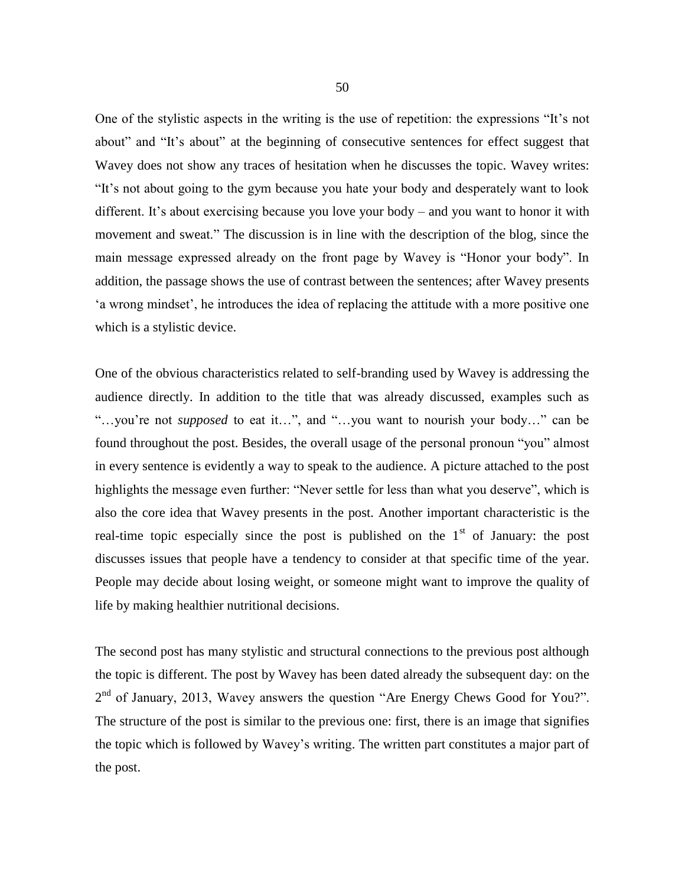One of the stylistic aspects in the writing is the use of repetition: the expressions "It's not about" and "It's about" at the beginning of consecutive sentences for effect suggest that Wavey does not show any traces of hesitation when he discusses the topic. Wavey writes: "It's not about going to the gym because you hate your body and desperately want to look different. It's about exercising because you love your body – and you want to honor it with movement and sweat." The discussion is in line with the description of the blog, since the main message expressed already on the front page by Wavey is "Honor your body". In addition, the passage shows the use of contrast between the sentences; after Wavey presents 'a wrong mindset', he introduces the idea of replacing the attitude with a more positive one which is a stylistic device.

One of the obvious characteristics related to self-branding used by Wavey is addressing the audience directly. In addition to the title that was already discussed, examples such as "…you're not *supposed* to eat it…", and "…you want to nourish your body…" can be found throughout the post. Besides, the overall usage of the personal pronoun "you" almost in every sentence is evidently a way to speak to the audience. A picture attached to the post highlights the message even further: "Never settle for less than what you deserve", which is also the core idea that Wavey presents in the post. Another important characteristic is the real-time topic especially since the post is published on the 1st of January: the post discusses issues that people have a tendency to consider at that specific time of the year. People may decide about losing weight, or someone might want to improve the quality of life by making healthier nutritional decisions.

The second post has many stylistic and structural connections to the previous post although the topic is different. The post by Wavey has been dated already the subsequent day: on the 2nd of January, 2013, Wavey answers the question "Are Energy Chews Good for You?". The structure of the post is similar to the previous one: first, there is an image that signifies the topic which is followed by Wavey's writing. The written part constitutes a major part of the post.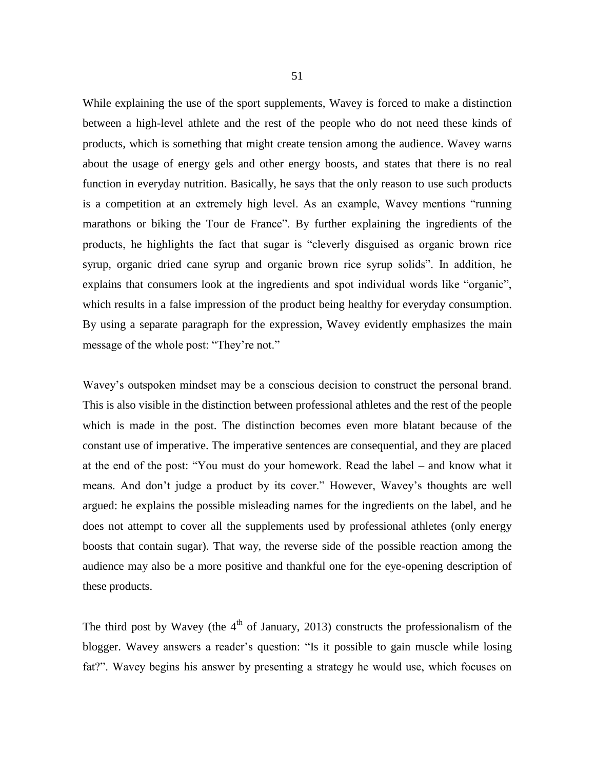While explaining the use of the sport supplements, Wavey is forced to make a distinction between a high-level athlete and the rest of the people who do not need these kinds of products, which is something that might create tension among the audience. Wavey warns about the usage of energy gels and other energy boosts, and states that there is no real function in everyday nutrition. Basically, he says that the only reason to use such products is a competition at an extremely high level. As an example, Wavey mentions "running marathons or biking the Tour de France". By further explaining the ingredients of the products, he highlights the fact that sugar is "cleverly disguised as organic brown rice syrup, organic dried cane syrup and organic brown rice syrup solids". In addition, he explains that consumers look at the ingredients and spot individual words like "organic", which results in a false impression of the product being healthy for everyday consumption. By using a separate paragraph for the expression, Wavey evidently emphasizes the main message of the whole post: "They're not."

Wavey's outspoken mindset may be a conscious decision to construct the personal brand. This is also visible in the distinction between professional athletes and the rest of the people which is made in the post. The distinction becomes even more blatant because of the constant use of imperative. The imperative sentences are consequential, and they are placed at the end of the post: "You must do your homework. Read the label – and know what it means. And don't judge a product by its cover." However, Wavey's thoughts are well argued: he explains the possible misleading names for the ingredients on the label, and he does not attempt to cover all the supplements used by professional athletes (only energy boosts that contain sugar). That way, the reverse side of the possible reaction among the audience may also be a more positive and thankful one for the eye-opening description of these products.

The third post by Wavey (the 4th of January, 2013) constructs the professionalism of the blogger. Wavey answers a reader's question: "Is it possible to gain muscle while losing fat?". Wavey begins his answer by presenting a strategy he would use, which focuses on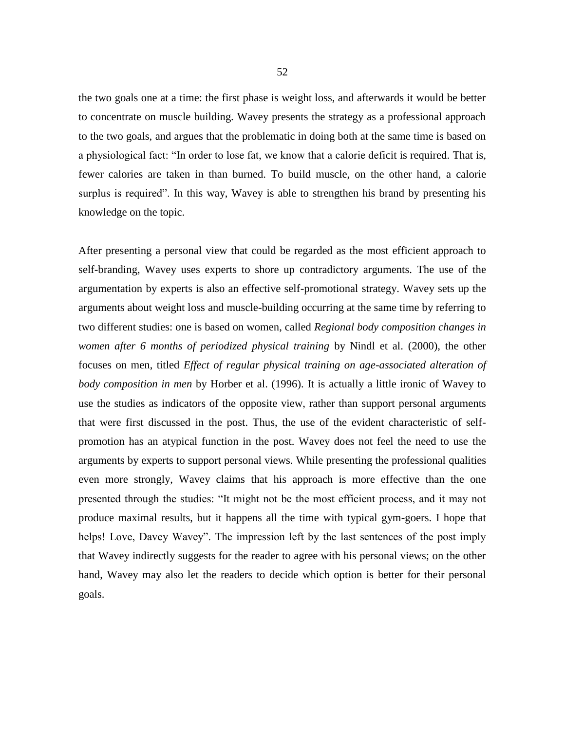the two goals one at a time: the first phase is weight loss, and afterwards it would be better to concentrate on muscle building. Wavey presents the strategy as a professional approach to the two goals, and argues that the problematic in doing both at the same time is based on a physiological fact: "In order to lose fat, we know that a calorie deficit is required. That is, fewer calories are taken in than burned. To build muscle, on the other hand, a calorie surplus is required". In this way, Wavey is able to strengthen his brand by presenting his knowledge on the topic.

After presenting a personal view that could be regarded as the most efficient approach to self-branding, Wavey uses experts to shore up contradictory arguments. The use of the argumentation by experts is also an effective self-promotional strategy. Wavey sets up the arguments about weight loss and muscle-building occurring at the same time by referring to two different studies: one is based on women, called *Regional body composition changes in women after 6 months of periodized physical training* by Nindl et al. (2000), the other focuses on men, titled *Effect of regular physical training on age-associated alteration of body composition in men* by Horber et al. (1996). It is actually a little ironic of Wavey to use the studies as indicators of the opposite view, rather than support personal arguments that were first discussed in the post. Thus, the use of the evident characteristic of self-promotion has an atypical function in the post. Wavey does not feel the need to use the arguments by experts to support personal views. While presenting the professional qualities even more strongly, Wavey claims that his approach is more effective than the one presented through the studies: "It might not be the most efficient process, and it may not produce maximal results, but it happens all the time with typical gym-goers. I hope that helps! Love, Davey Wavey". The impression left by the last sentences of the post imply that Wavey indirectly suggests for the reader to agree with his personal views; on the other hand, Wavey may also let the readers to decide which option is better for their personal goals.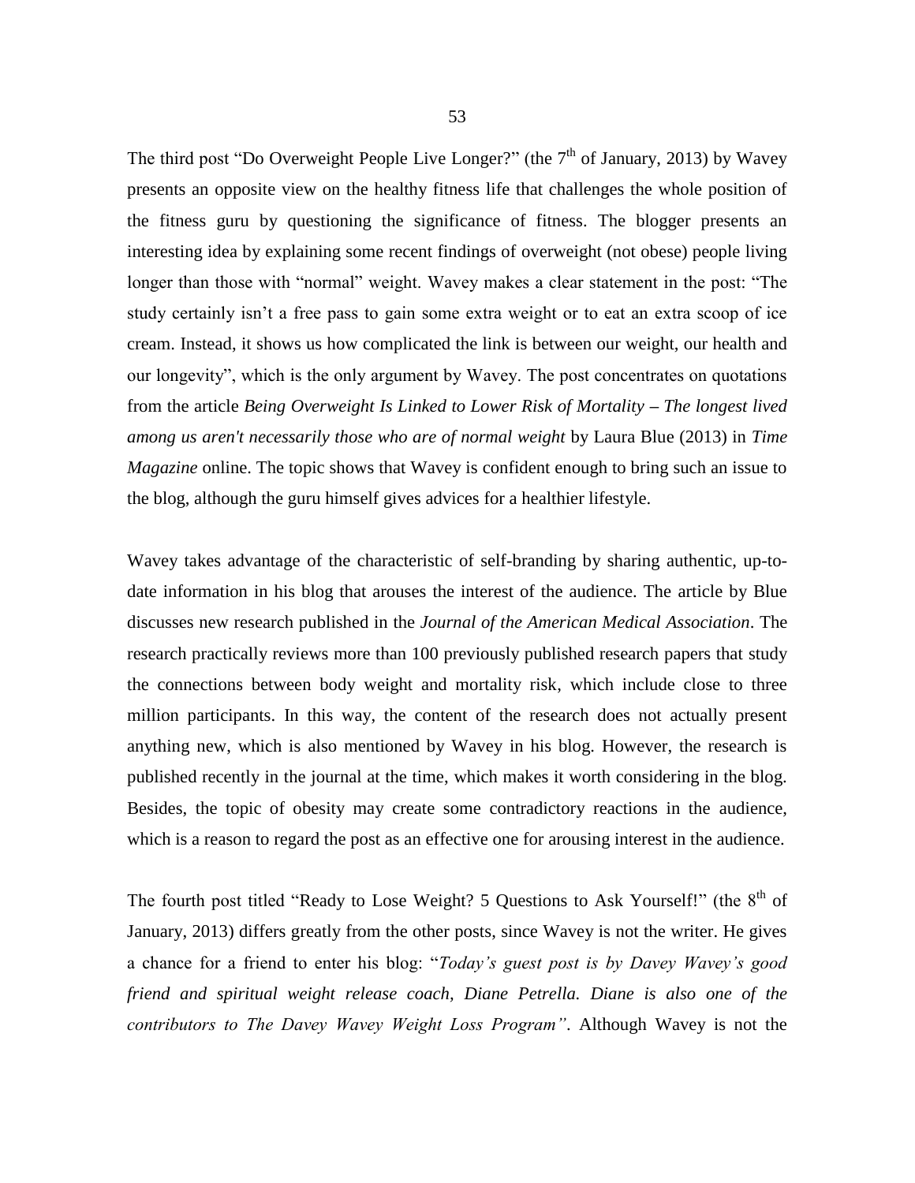The third post "Do Overweight People Live Longer?" (the 7th of January, 2013) by Wavey presents an opposite view on the healthy fitness life that challenges the whole position of the fitness guru by questioning the significance of fitness. The blogger presents an interesting idea by explaining some recent findings of overweight (not obese) people living longer than those with "normal" weight. Wavey makes a clear statement in the post: "The study certainly isn't a free pass to gain some extra weight or to eat an extra scoop of ice cream. Instead, it shows us how complicated the link is between our weight, our health and our longevity", which is the only argument by Wavey. The post concentrates on quotations from the article *Being Overweight Is Linked to Lower Risk of Mortality – The longest lived among us aren't necessarily those who are of normal weight* by Laura Blue (2013) in *Time Magazine* online. The topic shows that Wavey is confident enough to bring such an issue to the blog, although the guru himself gives advices for a healthier lifestyle.

Wavey takes advantage of the characteristic of self-branding by sharing authentic, up-to-date information in his blog that arouses the interest of the audience. The article by Blue discusses new research published in the *Journal of the American Medical Association*. The research practically reviews more than 100 previously published research papers that study the connections between body weight and mortality risk, which include close to three million participants. In this way, the content of the research does not actually present anything new, which is also mentioned by Wavey in his blog. However, the research is published recently in the journal at the time, which makes it worth considering in the blog. Besides, the topic of obesity may create some contradictory reactions in the audience, which is a reason to regard the post as an effective one for arousing interest in the audience.

The fourth post titled "Ready to Lose Weight? 5 Questions to Ask Yourself!" (the 8th of January, 2013) differs greatly from the other posts, since Wavey is not the writer. He gives a chance for a friend to enter his blog: "*Today's guest post is by Davey Wavey's good friend and spiritual weight release coach, Diane Petrella. Diane is also one of the contributors to The Davey Wavey Weight Loss Program*". Although Wavey is not the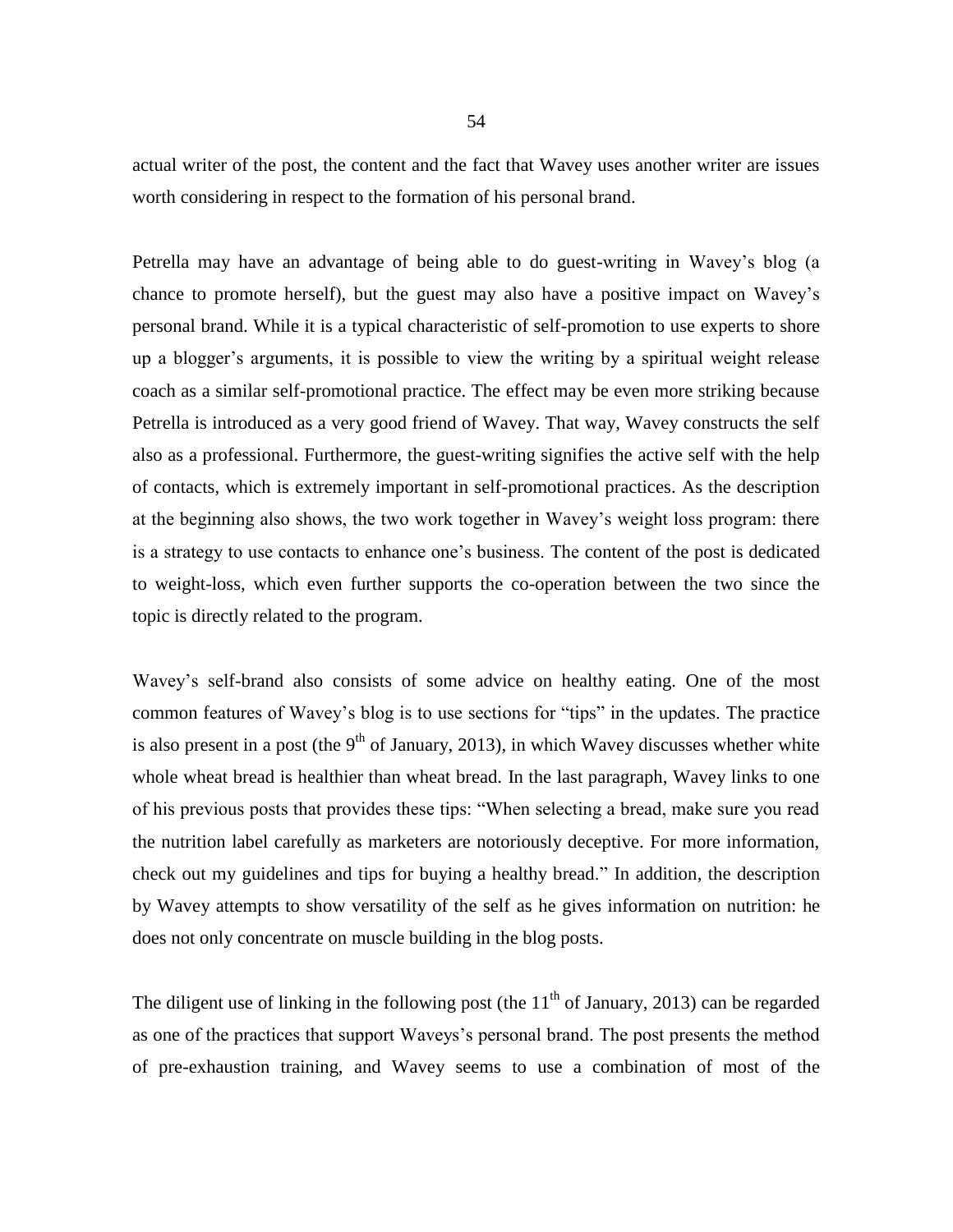actual writer of the post, the content and the fact that Wavey uses another writer are issues worth considering in respect to the formation of his personal brand.

Petrella may have an advantage of being able to do guest-writing in Wavey's blog (a chance to promote herself), but the guest may also have a positive impact on Wavey's personal brand. While it is a typical characteristic of self-promotion to use experts to shore up a blogger's arguments, it is possible to view the writing by a spiritual weight release coach as a similar self-promotional practice. The effect may be even more striking because Petrella is introduced as a very good friend of Wavey. That way, Wavey constructs the self also as a professional. Furthermore, the guest-writing signifies the active self with the help of contacts, which is extremely important in self-promotional practices. As the description at the beginning also shows, the two work together in Wavey's weight loss program: there is a strategy to use contacts to enhance one's business. The content of the post is dedicated to weight-loss, which even further supports the co-operation between the two since the topic is directly related to the program.

Wavey's self-brand also consists of some advice on healthy eating. One of the most common features of Wavey's blog is to use sections for "tips" in the updates. The practice is also present in a post (the 9th of January, 2013), in which Wavey discusses whether white whole wheat bread is healthier than wheat bread. In the last paragraph, Wavey links to one of his previous posts that provides these tips: "When selecting a bread, make sure you read the nutrition label carefully as marketers are notoriously deceptive. For more information, check out my guidelines and tips for buying a healthy bread." In addition, the description by Wavey attempts to show versatility of the self as he gives information on nutrition: he does not only concentrate on muscle building in the blog posts.

The diligent use of linking in the following post (the 11th of January, 2013) can be regarded as one of the practices that support Waveys's personal brand. The post presents the method of pre-exhaustion training, and Wavey seems to use a combination of most of the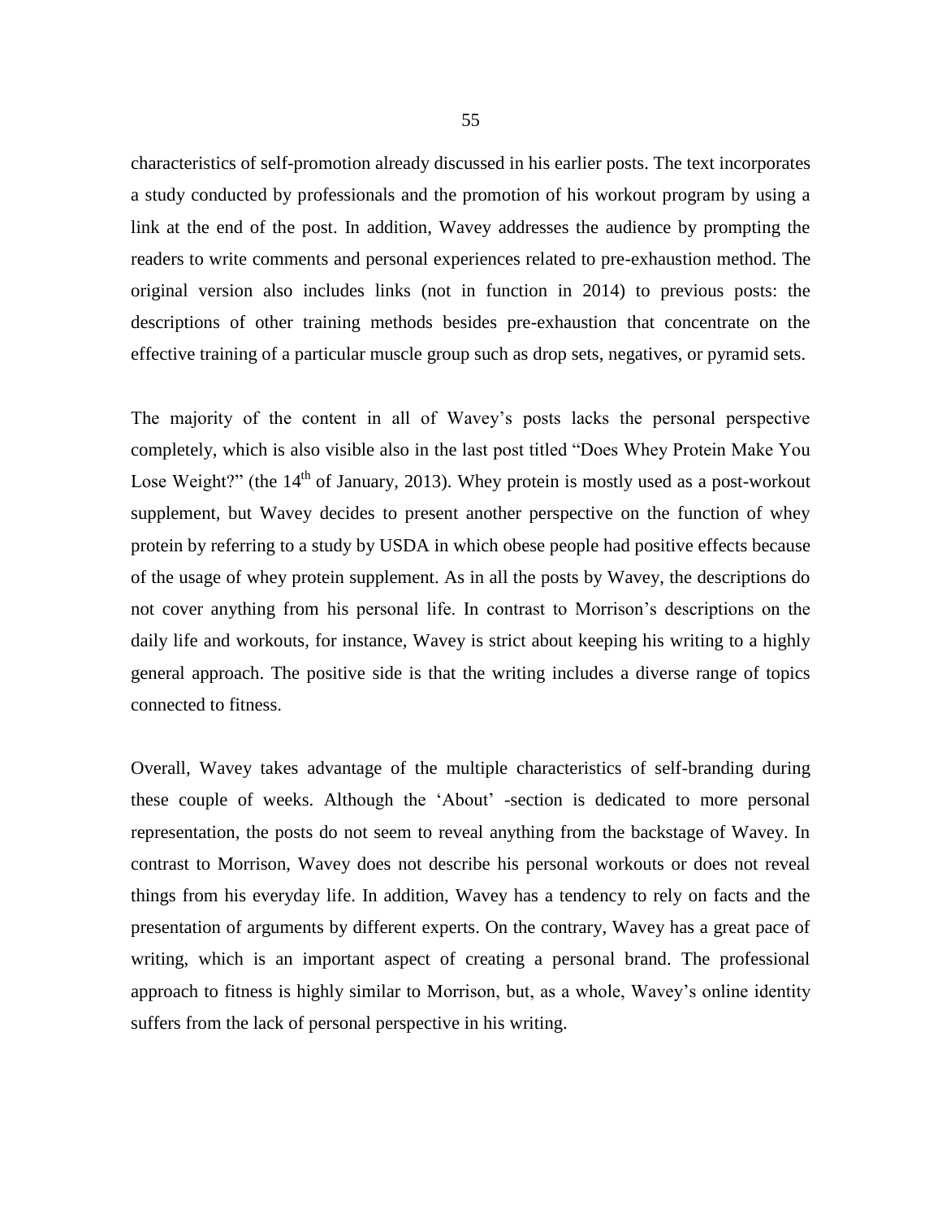characteristics of self-promotion already discussed in his earlier posts. The text incorporates a study conducted by professionals and the promotion of his workout program by using a link at the end of the post. In addition, Wavey addresses the audience by prompting the readers to write comments and personal experiences related to pre-exhaustion method. The original version also includes links (not in function in 2014) to previous posts: the descriptions of other training methods besides pre-exhaustion that concentrate on the effective training of a particular muscle group such as drop sets, negatives, or pyramid sets.

The majority of the content in all of Wavey's posts lacks the personal perspective completely, which is also visible also in the last post titled "Does Whey Protein Make You Lose Weight?" (the 14th of January, 2013). Whey protein is mostly used as a post-workout supplement, but Wavey decides to present another perspective on the function of whey protein by referring to a study by USDA in which obese people had positive effects because of the usage of whey protein supplement. As in all the posts by Wavey, the descriptions do not cover anything from his personal life. In contrast to Morrison's descriptions on the daily life and workouts, for instance, Wavey is strict about keeping his writing to a highly general approach. The positive side is that the writing includes a diverse range of topics connected to fitness.

Overall, Wavey takes advantage of the multiple characteristics of self-branding during these couple of weeks. Although the 'About' -section is dedicated to more personal representation, the posts do not seem to reveal anything from the backstage of Wavey. In contrast to Morrison, Wavey does not describe his personal workouts or does not reveal things from his everyday life. In addition, Wavey has a tendency to rely on facts and the presentation of arguments by different experts. On the contrary, Wavey has a great pace of writing, which is an important aspect of creating a personal brand. The professional approach to fitness is highly similar to Morrison, but, as a whole, Wavey's online identity suffers from the lack of personal perspective in his writing.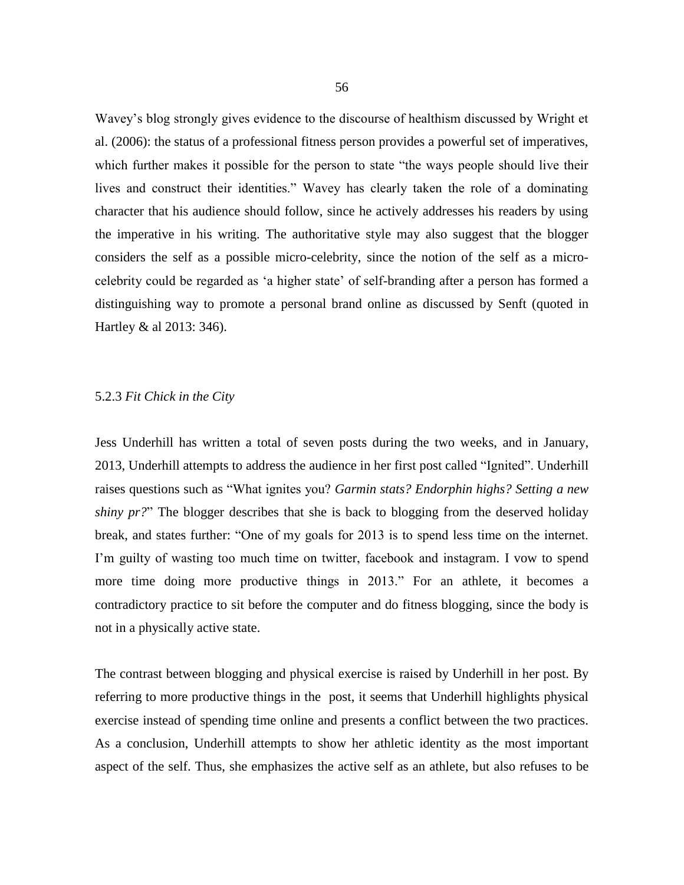Wavey's blog strongly gives evidence to the discourse of healthism discussed by Wright et al. (2006): the status of a professional fitness person provides a powerful set of imperatives, which further makes it possible for the person to state "the ways people should live their lives and construct their identities." Wavey has clearly taken the role of a dominating character that his audience should follow, since he actively addresses his readers by using the imperative in his writing. The authoritative style may also suggest that the blogger considers the self as a possible micro-celebrity, since the notion of the self as a micro-celebrity could be regarded as 'a higher state' of self-branding after a person has formed a distinguishing way to promote a personal brand online as discussed by Senft (quoted in Hartley & al 2013: 346).

### 5.2.3 *Fit Chick in the City*

Jess Underhill has written a total of seven posts during the two weeks, and in January, 2013, Underhill attempts to address the audience in her first post called "Ignited". Underhill raises questions such as "What ignites you? *Garmin stats? Endorphin highs? Setting a new shiny pr?*" The blogger describes that she is back to blogging from the deserved holiday break, and states further: "One of my goals for 2013 is to spend less time on the internet. I'm guilty of wasting too much time on twitter, facebook and instagram. I vow to spend more time doing more productive things in 2013." For an athlete, it becomes a contradictory practice to sit before the computer and do fitness blogging, since the body is not in a physically active state.

The contrast between blogging and physical exercise is raised by Underhill in her post. By referring to more productive things in the post, it seems that Underhill highlights physical exercise instead of spending time online and presents a conflict between the two practices. As a conclusion, Underhill attempts to show her athletic identity as the most important aspect of the self. Thus, she emphasizes the active self as an athlete, but also refuses to be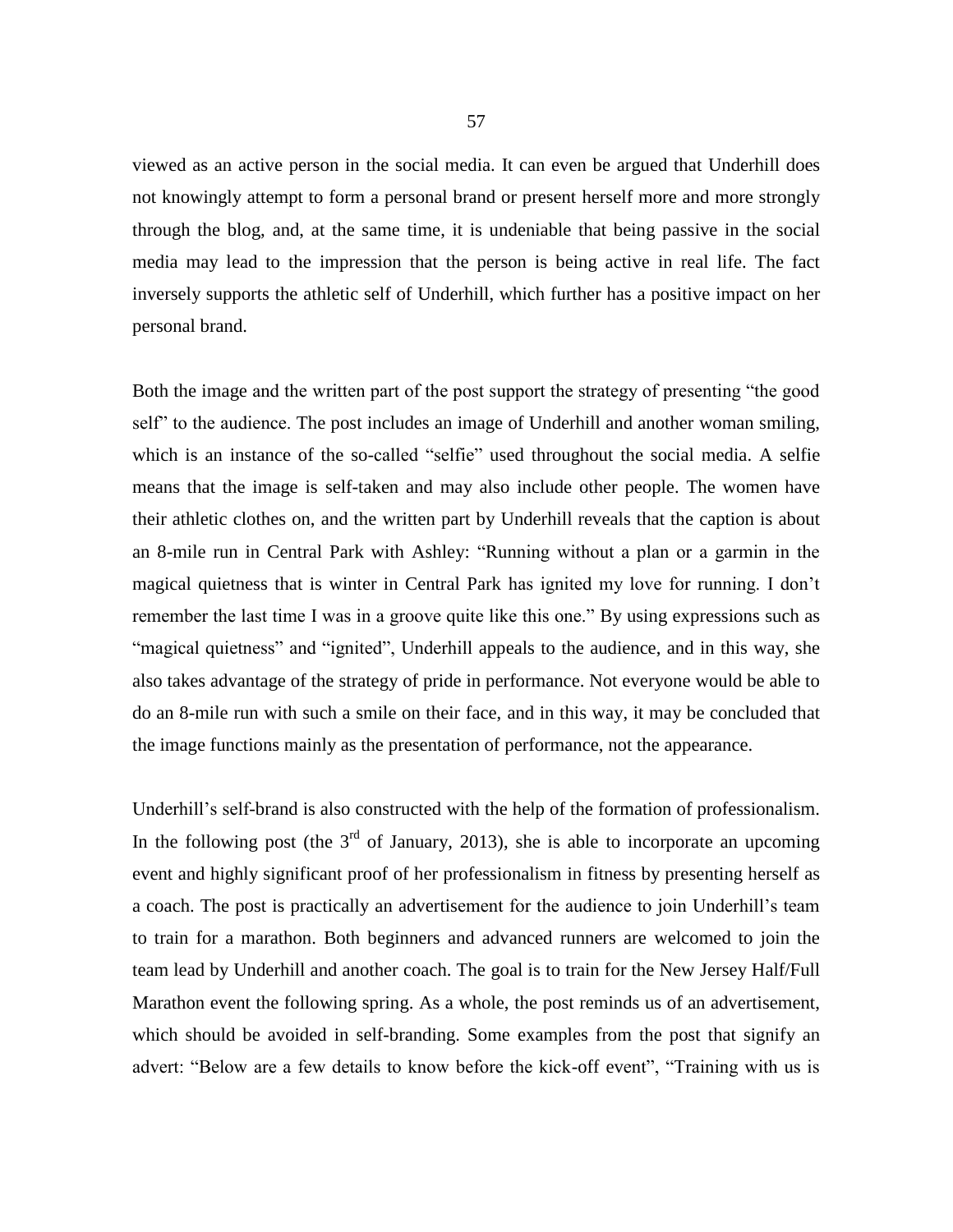viewed as an active person in the social media. It can even be argued that Underhill does not knowingly attempt to form a personal brand or present herself more and more strongly through the blog, and, at the same time, it is undeniable that being passive in the social media may lead to the impression that the person is being active in real life. The fact inversely supports the athletic self of Underhill, which further has a positive impact on her personal brand.

Both the image and the written part of the post support the strategy of presenting "the good self" to the audience. The post includes an image of Underhill and another woman smiling, which is an instance of the so-called "selfie" used throughout the social media. A selfie means that the image is self-taken and may also include other people. The women have their athletic clothes on, and the written part by Underhill reveals that the caption is about an 8-mile run in Central Park with Ashley: "Running without a plan or a garmin in the magical quietness that is winter in Central Park has ignited my love for running. I don't remember the last time I was in a groove quite like this one." By using expressions such as "magical quietness" and "ignited", Underhill appeals to the audience, and in this way, she also takes advantage of the strategy of pride in performance. Not everyone would be able to do an 8-mile run with such a smile on their face, and in this way, it may be concluded that the image functions mainly as the presentation of performance, not the appearance.

Underhill's self-brand is also constructed with the help of the formation of professionalism. In the following post (the 3rd of January, 2013), she is able to incorporate an upcoming event and highly significant proof of her professionalism in fitness by presenting herself as a coach. The post is practically an advertisement for the audience to join Underhill's team to train for a marathon. Both beginners and advanced runners are welcomed to join the team lead by Underhill and another coach. The goal is to train for the New Jersey Half/Full Marathon event the following spring. As a whole, the post reminds us of an advertisement, which should be avoided in self-branding. Some examples from the post that signify an advert: "Below are a few details to know before the kick-off event", "Training with us is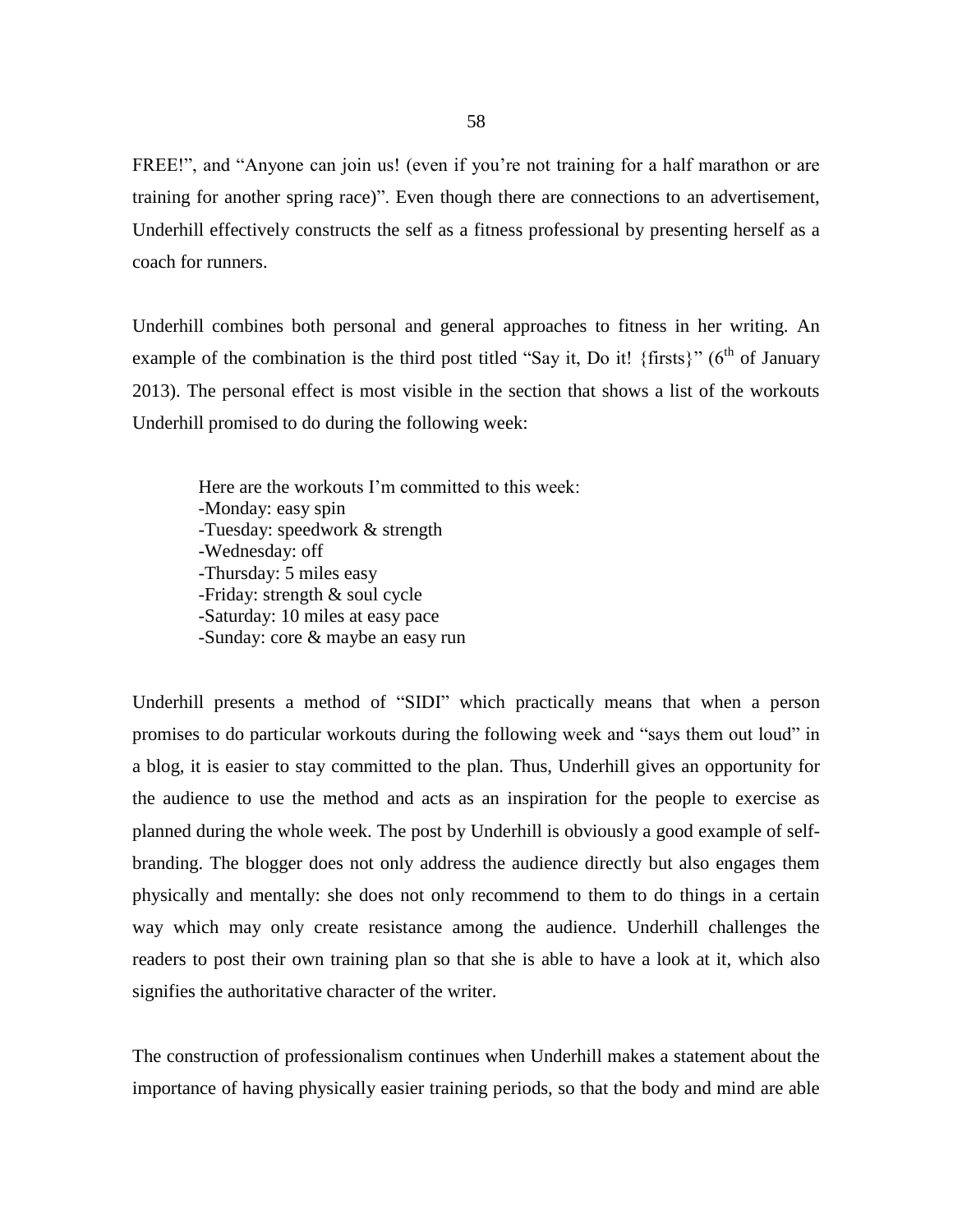FREE!", and "Anyone can join us! (even if you're not training for a half marathon or are training for another spring race)". Even though there are connections to an advertisement, Underhill effectively constructs the self as a fitness professional by presenting herself as a coach for runners.

Underhill combines both personal and general approaches to fitness in her writing. An example of the combination is the third post titled "Say it, Do it! {firsts}" (6th of January 2013). The personal effect is most visible in the section that shows a list of the workouts Underhill promised to do during the following week:

> Here are the workouts I'm committed to this week:
> -Monday: easy spin
> -Tuesday: speedwork & strength
> -Wednesday: off
> -Thursday: 5 miles easy
> -Friday: strength & soul cycle
> -Saturday: 10 miles at easy pace
> -Sunday: core & maybe an easy run

Underhill presents a method of "SIDI" which practically means that when a person promises to do particular workouts during the following week and "says them out loud" in a blog, it is easier to stay committed to the plan. Thus, Underhill gives an opportunity for the audience to use the method and acts as an inspiration for the people to exercise as planned during the whole week. The post by Underhill is obviously a good example of self-branding. The blogger does not only address the audience directly but also engages them physically and mentally: she does not only recommend to them to do things in a certain way which may only create resistance among the audience. Underhill challenges the readers to post their own training plan so that she is able to have a look at it, which also signifies the authoritative character of the writer.

The construction of professionalism continues when Underhill makes a statement about the importance of having physically easier training periods, so that the body and mind are able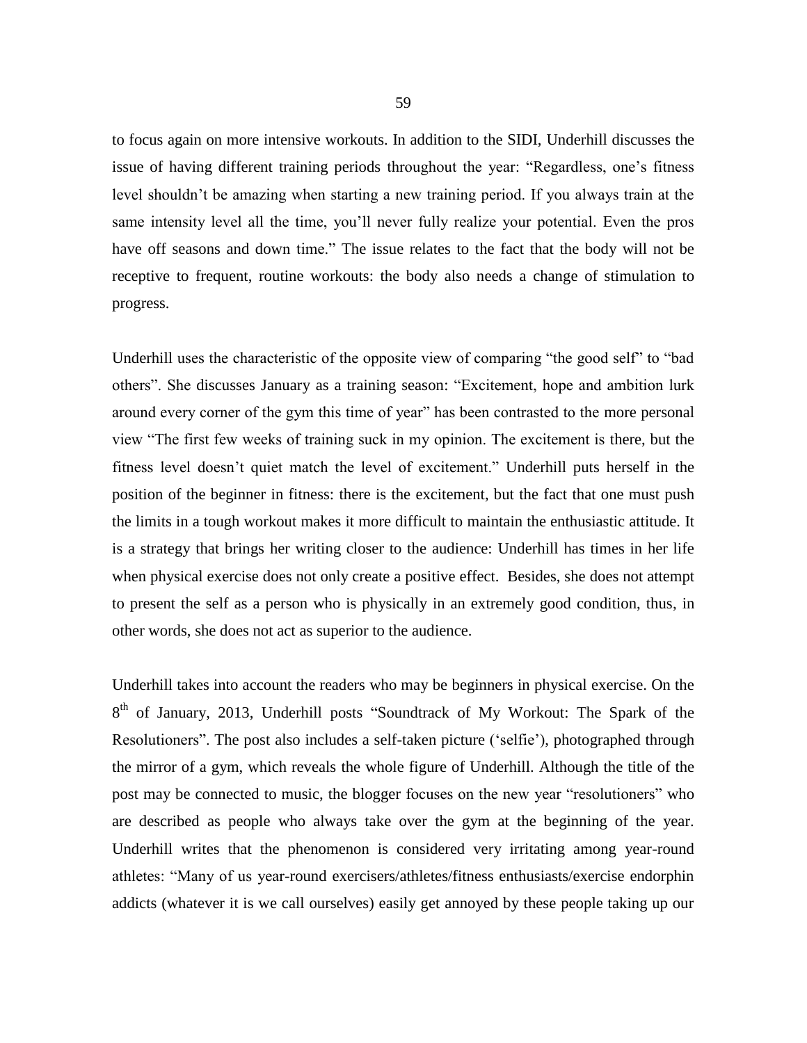to focus again on more intensive workouts. In addition to the SIDI, Underhill discusses the issue of having different training periods throughout the year: "Regardless, one's fitness level shouldn't be amazing when starting a new training period. If you always train at the same intensity level all the time, you'll never fully realize your potential. Even the pros have off seasons and down time." The issue relates to the fact that the body will not be receptive to frequent, routine workouts: the body also needs a change of stimulation to progress.

Underhill uses the characteristic of the opposite view of comparing "the good self" to "bad others". She discusses January as a training season: "Excitement, hope and ambition lurk around every corner of the gym this time of year" has been contrasted to the more personal view "The first few weeks of training suck in my opinion. The excitement is there, but the fitness level doesn't quiet match the level of excitement." Underhill puts herself in the position of the beginner in fitness: there is the excitement, but the fact that one must push the limits in a tough workout makes it more difficult to maintain the enthusiastic attitude. It is a strategy that brings her writing closer to the audience: Underhill has times in her life when physical exercise does not only create a positive effect. Besides, she does not attempt to present the self as a person who is physically in an extremely good condition, thus, in other words, she does not act as superior to the audience.

Underhill takes into account the readers who may be beginners in physical exercise. On the 8th of January, 2013, Underhill posts "Soundtrack of My Workout: The Spark of the Resolutioners". The post also includes a self-taken picture ('selfie'), photographed through the mirror of a gym, which reveals the whole figure of Underhill. Although the title of the post may be connected to music, the blogger focuses on the new year "resolutioners" who are described as people who always take over the gym at the beginning of the year. Underhill writes that the phenomenon is considered very irritating among year-round athletes: "Many of us year-round exercisers/athletes/fitness enthusiasts/exercise endorphin addicts (whatever it is we call ourselves) easily get annoyed by these people taking up our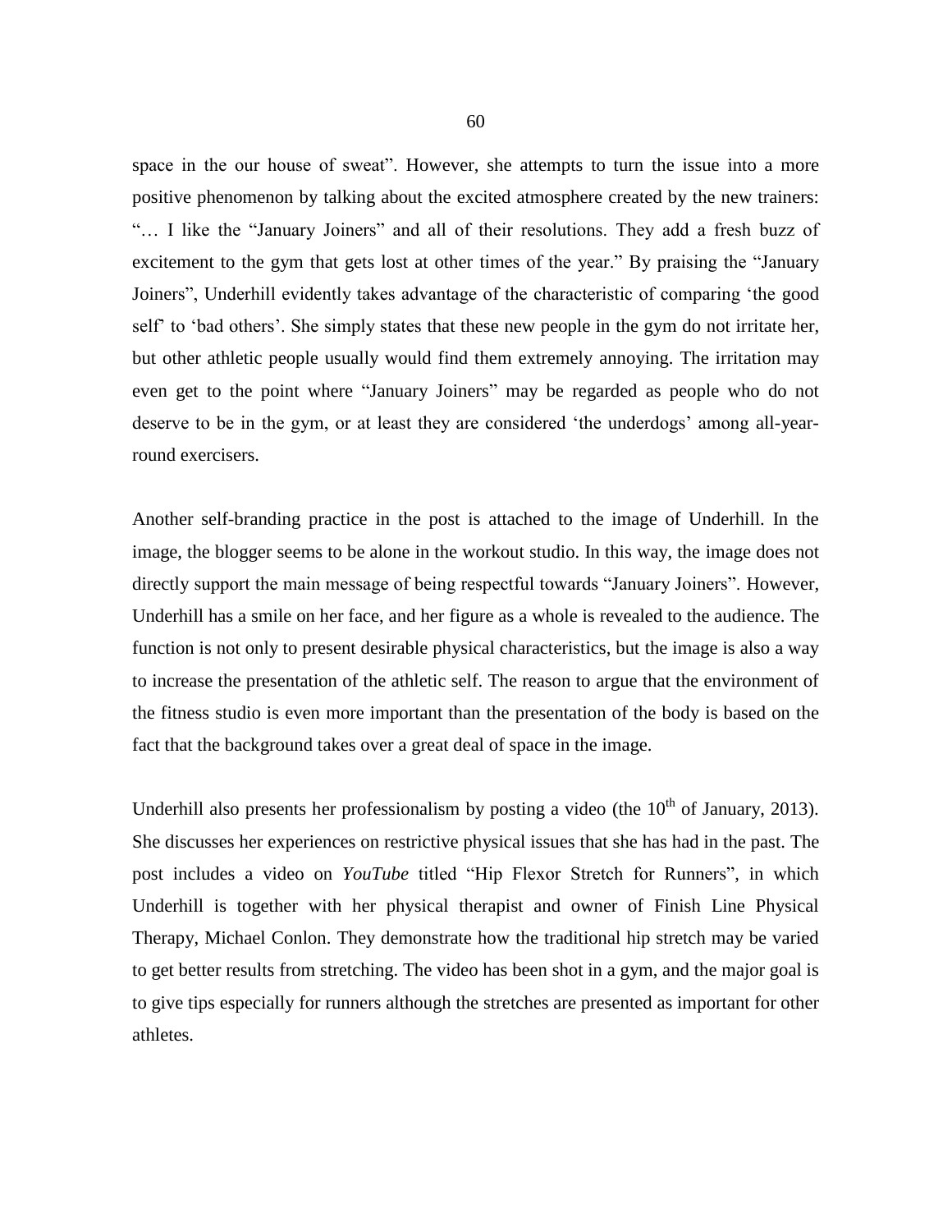space in the our house of sweat". However, she attempts to turn the issue into a more positive phenomenon by talking about the excited atmosphere created by the new trainers: "… I like the "January Joiners" and all of their resolutions. They add a fresh buzz of excitement to the gym that gets lost at other times of the year." By praising the "January Joiners", Underhill evidently takes advantage of the characteristic of comparing 'the good self' to 'bad others'. She simply states that these new people in the gym do not irritate her, but other athletic people usually would find them extremely annoying. The irritation may even get to the point where "January Joiners" may be regarded as people who do not deserve to be in the gym, or at least they are considered 'the underdogs' among all-year-round exercisers.

Another self-branding practice in the post is attached to the image of Underhill. In the image, the blogger seems to be alone in the workout studio. In this way, the image does not directly support the main message of being respectful towards "January Joiners". However, Underhill has a smile on her face, and her figure as a whole is revealed to the audience. The function is not only to present desirable physical characteristics, but the image is also a way to increase the presentation of the athletic self. The reason to argue that the environment of the fitness studio is even more important than the presentation of the body is based on the fact that the background takes over a great deal of space in the image.

Underhill also presents her professionalism by posting a video (the 10th of January, 2013). She discusses her experiences on restrictive physical issues that she has had in the past. The post includes a video on *YouTube* titled "Hip Flexor Stretch for Runners", in which Underhill is together with her physical therapist and owner of Finish Line Physical Therapy, Michael Conlon. They demonstrate how the traditional hip stretch may be varied to get better results from stretching. The video has been shot in a gym, and the major goal is to give tips especially for runners although the stretches are presented as important for other athletes.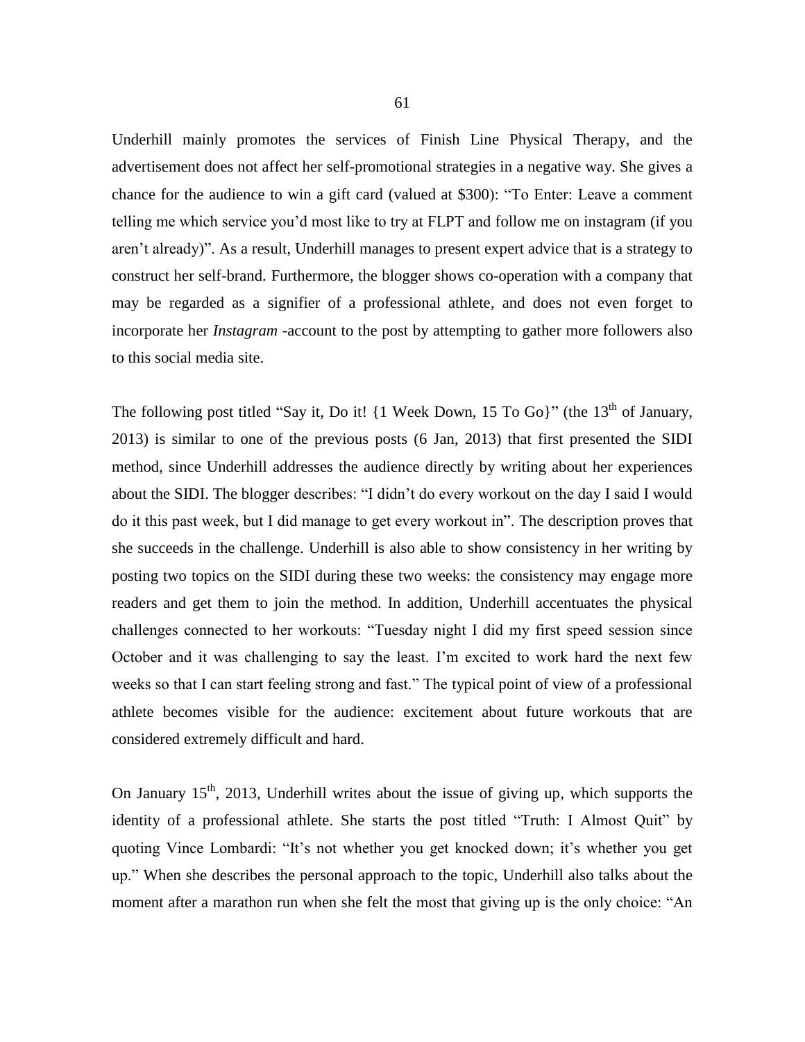Underhill mainly promotes the services of Finish Line Physical Therapy, and the advertisement does not affect her self-promotional strategies in a negative way. She gives a chance for the audience to win a gift card (valued at $300): "To Enter: Leave a comment telling me which service you'd most like to try at FLPT and follow me on instagram (if you aren't already)". As a result, Underhill manages to present expert advice that is a strategy to construct her self-brand. Furthermore, the blogger shows co-operation with a company that may be regarded as a signifier of a professional athlete, and does not even forget to incorporate her *Instagram* -account to the post by attempting to gather more followers also to this social media site.

The following post titled "Say it, Do it! {1 Week Down, 15 To Go}" (the 13th of January, 2013) is similar to one of the previous posts (6 Jan, 2013) that first presented the SIDI method, since Underhill addresses the audience directly by writing about her experiences about the SIDI. The blogger describes: "I didn't do every workout on the day I said I would do it this past week, but I did manage to get every workout in". The description proves that she succeeds in the challenge. Underhill is also able to show consistency in her writing by posting two topics on the SIDI during these two weeks: the consistency may engage more readers and get them to join the method. In addition, Underhill accentuates the physical challenges connected to her workouts: "Tuesday night I did my first speed session since October and it was challenging to say the least. I'm excited to work hard the next few weeks so that I can start feeling strong and fast." The typical point of view of a professional athlete becomes visible for the audience: excitement about future workouts that are considered extremely difficult and hard.

On January 15th, 2013, Underhill writes about the issue of giving up, which supports the identity of a professional athlete. She starts the post titled "Truth: I Almost Quit" by quoting Vince Lombardi: "It's not whether you get knocked down; it's whether you get up." When she describes the personal approach to the topic, Underhill also talks about the moment after a marathon run when she felt the most that giving up is the only choice: "An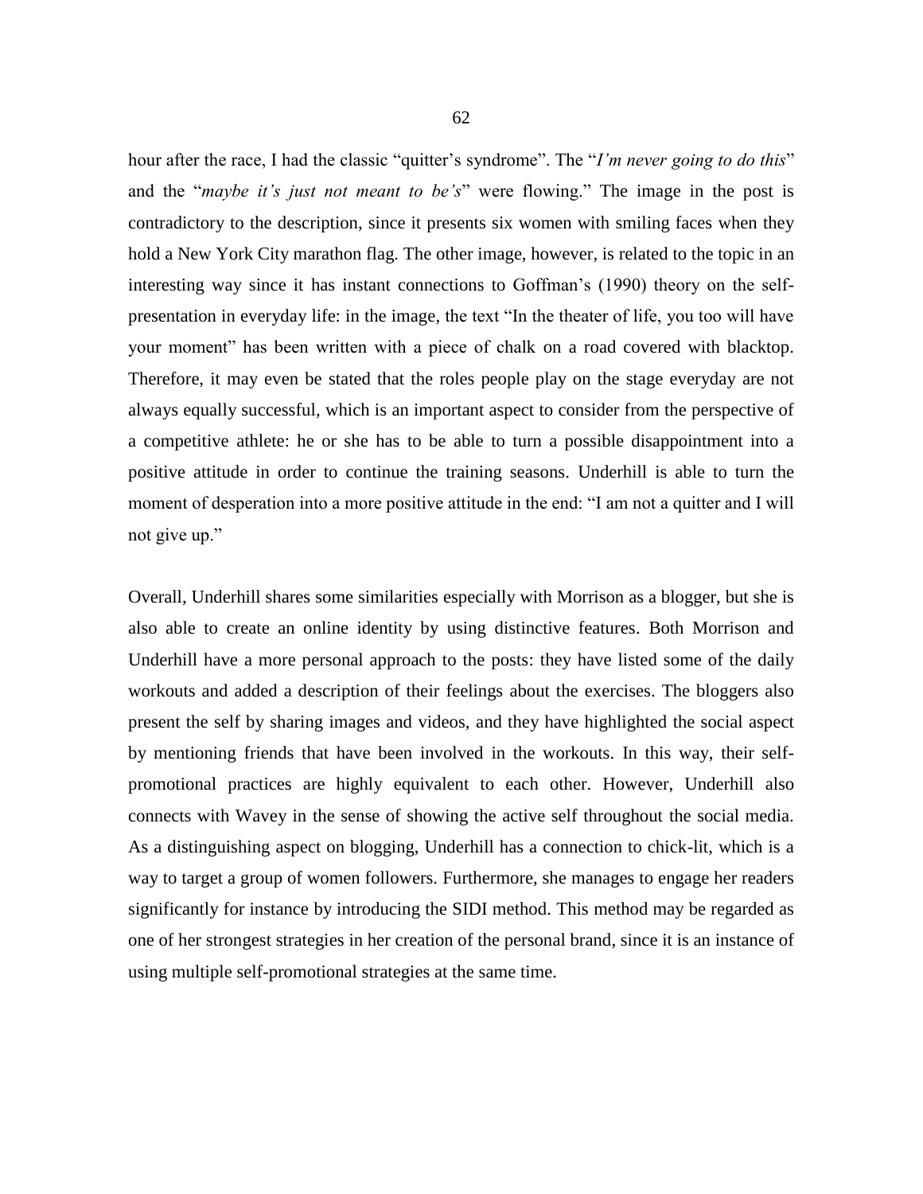hour after the race, I had the classic "quitter's syndrome". The "*I'm never going to do this*" and the "*maybe it's just not meant to be's*" were flowing." The image in the post is contradictory to the description, since it presents six women with smiling faces when they hold a New York City marathon flag. The other image, however, is related to the topic in an interesting way since it has instant connections to Goffman's (1990) theory on the self-presentation in everyday life: in the image, the text "In the theater of life, you too will have your moment" has been written with a piece of chalk on a road covered with blacktop. Therefore, it may even be stated that the roles people play on the stage everyday are not always equally successful, which is an important aspect to consider from the perspective of a competitive athlete: he or she has to be able to turn a possible disappointment into a positive attitude in order to continue the training seasons. Underhill is able to turn the moment of desperation into a more positive attitude in the end: "I am not a quitter and I will not give up."

Overall, Underhill shares some similarities especially with Morrison as a blogger, but she is also able to create an online identity by using distinctive features. Both Morrison and Underhill have a more personal approach to the posts: they have listed some of the daily workouts and added a description of their feelings about the exercises. The bloggers also present the self by sharing images and videos, and they have highlighted the social aspect by mentioning friends that have been involved in the workouts. In this way, their self-promotional practices are highly equivalent to each other. However, Underhill also connects with Wavey in the sense of showing the active self throughout the social media. As a distinguishing aspect on blogging, Underhill has a connection to chick-lit, which is a way to target a group of women followers. Furthermore, she manages to engage her readers significantly for instance by introducing the SIDI method. This method may be regarded as one of her strongest strategies in her creation of the personal brand, since it is an instance of using multiple self-promotional strategies at the same time.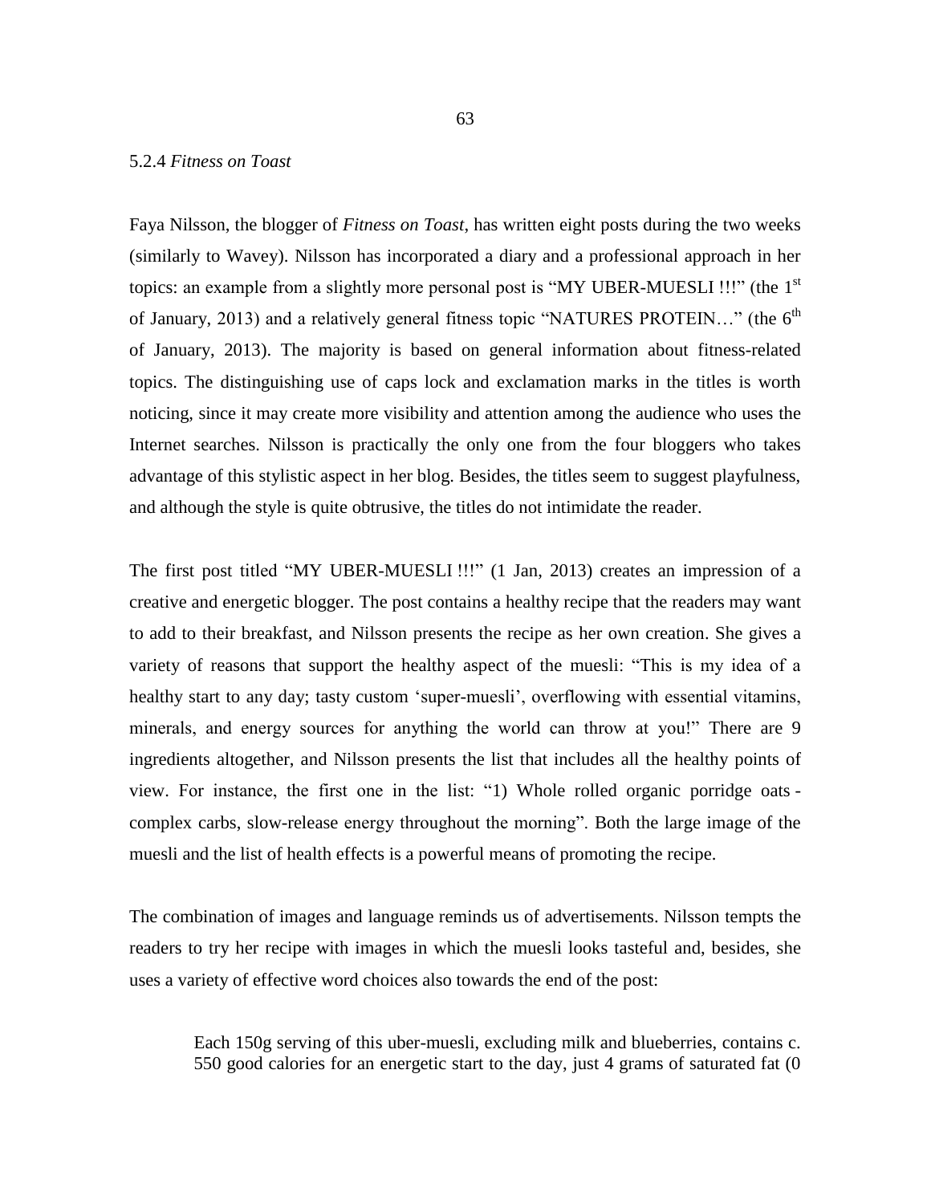### 5.2.4 *Fitness on Toast*

Faya Nilsson, the blogger of *Fitness on Toast*, has written eight posts during the two weeks (similarly to Wavey). Nilsson has incorporated a diary and a professional approach in her topics: an example from a slightly more personal post is "MY UBER-MUESLI !!!" (the 1st of January, 2013) and a relatively general fitness topic "NATURES PROTEIN…" (the 6th of January, 2013). The majority is based on general information about fitness-related topics. The distinguishing use of caps lock and exclamation marks in the titles is worth noticing, since it may create more visibility and attention among the audience who uses the Internet searches. Nilsson is practically the only one from the four bloggers who takes advantage of this stylistic aspect in her blog. Besides, the titles seem to suggest playfulness, and although the style is quite obtrusive, the titles do not intimidate the reader.

The first post titled "MY UBER-MUESLI !!!" (1 Jan, 2013) creates an impression of a creative and energetic blogger. The post contains a healthy recipe that the readers may want to add to their breakfast, and Nilsson presents the recipe as her own creation. She gives a variety of reasons that support the healthy aspect of the muesli: "This is my idea of a healthy start to any day; tasty custom 'super-muesli', overflowing with essential vitamins, minerals, and energy sources for anything the world can throw at you!" There are 9 ingredients altogether, and Nilsson presents the list that includes all the healthy points of view. For instance, the first one in the list: "1) Whole rolled organic porridge oats - complex carbs, slow-release energy throughout the morning". Both the large image of the muesli and the list of health effects is a powerful means of promoting the recipe.

The combination of images and language reminds us of advertisements. Nilsson tempts the readers to try her recipe with images in which the muesli looks tasteful and, besides, she uses a variety of effective word choices also towards the end of the post:

> Each 150g serving of this uber-muesli, excluding milk and blueberries, contains c. 550 good calories for an energetic start to the day, just 4 grams of saturated fat (0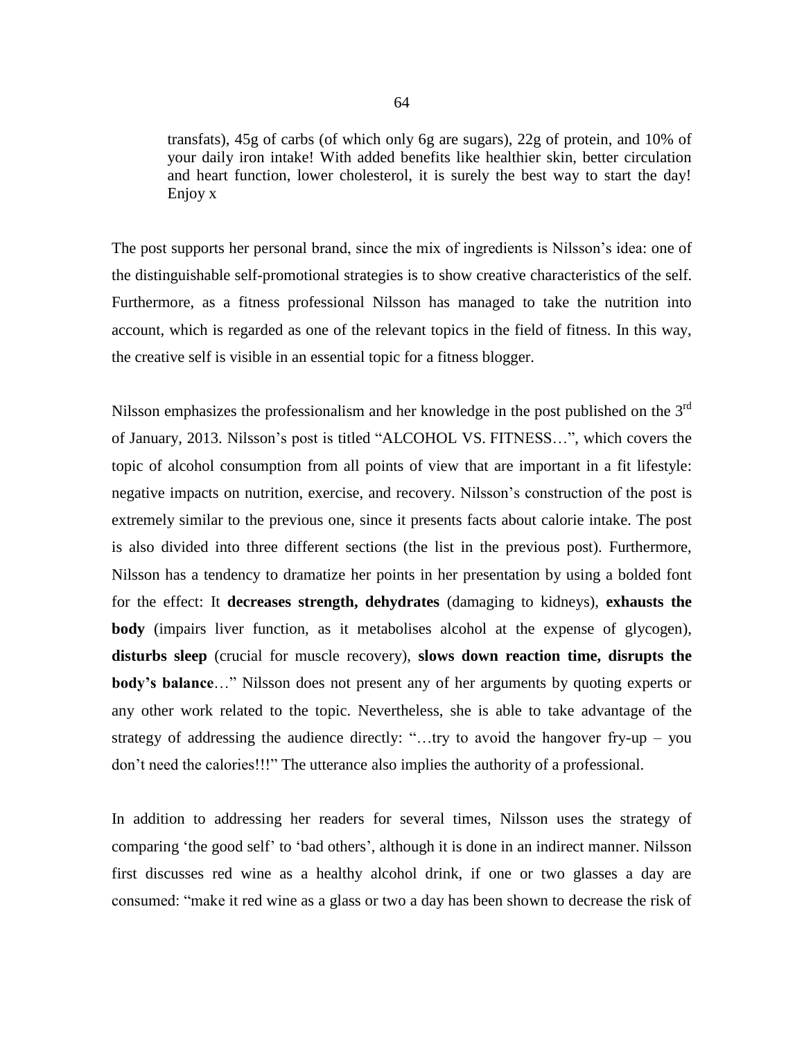> transfats), 45g of carbs (of which only 6g are sugars), 22g of protein, and 10% of your daily iron intake! With added benefits like healthier skin, better circulation and heart function, lower cholesterol, it is surely the best way to start the day! Enjoy x

The post supports her personal brand, since the mix of ingredients is Nilsson's idea: one of the distinguishable self-promotional strategies is to show creative characteristics of the self. Furthermore, as a fitness professional Nilsson has managed to take the nutrition into account, which is regarded as one of the relevant topics in the field of fitness. In this way, the creative self is visible in an essential topic for a fitness blogger.

Nilsson emphasizes the professionalism and her knowledge in the post published on the 3rd of January, 2013. Nilsson's post is titled "ALCOHOL VS. FITNESS…", which covers the topic of alcohol consumption from all points of view that are important in a fit lifestyle: negative impacts on nutrition, exercise, and recovery. Nilsson's construction of the post is extremely similar to the previous one, since it presents facts about calorie intake. The post is also divided into three different sections (the list in the previous post). Furthermore, Nilsson has a tendency to dramatize her points in her presentation by using a bolded font for the effect: It **decreases strength, dehydrates** (damaging to kidneys), **exhausts the body** (impairs liver function, as it metabolises alcohol at the expense of glycogen), **disturbs sleep** (crucial for muscle recovery), **slows down reaction time, disrupts the body's balance**…" Nilsson does not present any of her arguments by quoting experts or any other work related to the topic. Nevertheless, she is able to take advantage of the strategy of addressing the audience directly: "…try to avoid the hangover fry-up – you don't need the calories!!!" The utterance also implies the authority of a professional.

In addition to addressing her readers for several times, Nilsson uses the strategy of comparing 'the good self' to 'bad others', although it is done in an indirect manner. Nilsson first discusses red wine as a healthy alcohol drink, if one or two glasses a day are consumed: "make it red wine as a glass or two a day has been shown to decrease the risk of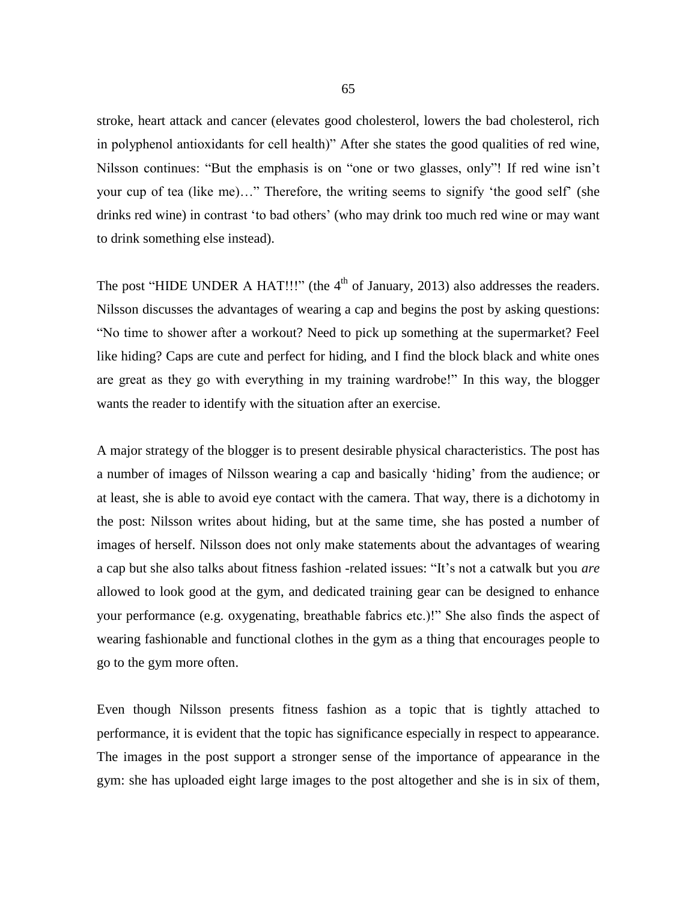stroke, heart attack and cancer (elevates good cholesterol, lowers the bad cholesterol, rich in polyphenol antioxidants for cell health)" After she states the good qualities of red wine, Nilsson continues: "But the emphasis is on "one or two glasses, only"! If red wine isn't your cup of tea (like me)…" Therefore, the writing seems to signify 'the good self' (she drinks red wine) in contrast 'to bad others' (who may drink too much red wine or may want to drink something else instead).

The post "HIDE UNDER A HAT!!!" (the 4th of January, 2013) also addresses the readers. Nilsson discusses the advantages of wearing a cap and begins the post by asking questions: "No time to shower after a workout? Need to pick up something at the supermarket? Feel like hiding? Caps are cute and perfect for hiding, and I find the block black and white ones are great as they go with everything in my training wardrobe!" In this way, the blogger wants the reader to identify with the situation after an exercise.

A major strategy of the blogger is to present desirable physical characteristics. The post has a number of images of Nilsson wearing a cap and basically 'hiding' from the audience; or at least, she is able to avoid eye contact with the camera. That way, there is a dichotomy in the post: Nilsson writes about hiding, but at the same time, she has posted a number of images of herself. Nilsson does not only make statements about the advantages of wearing a cap but she also talks about fitness fashion -related issues: "It's not a catwalk but you *are* allowed to look good at the gym, and dedicated training gear can be designed to enhance your performance (e.g. oxygenating, breathable fabrics etc.)!" She also finds the aspect of wearing fashionable and functional clothes in the gym as a thing that encourages people to go to the gym more often.

Even though Nilsson presents fitness fashion as a topic that is tightly attached to performance, it is evident that the topic has significance especially in respect to appearance. The images in the post support a stronger sense of the importance of appearance in the gym: she has uploaded eight large images to the post altogether and she is in six of them,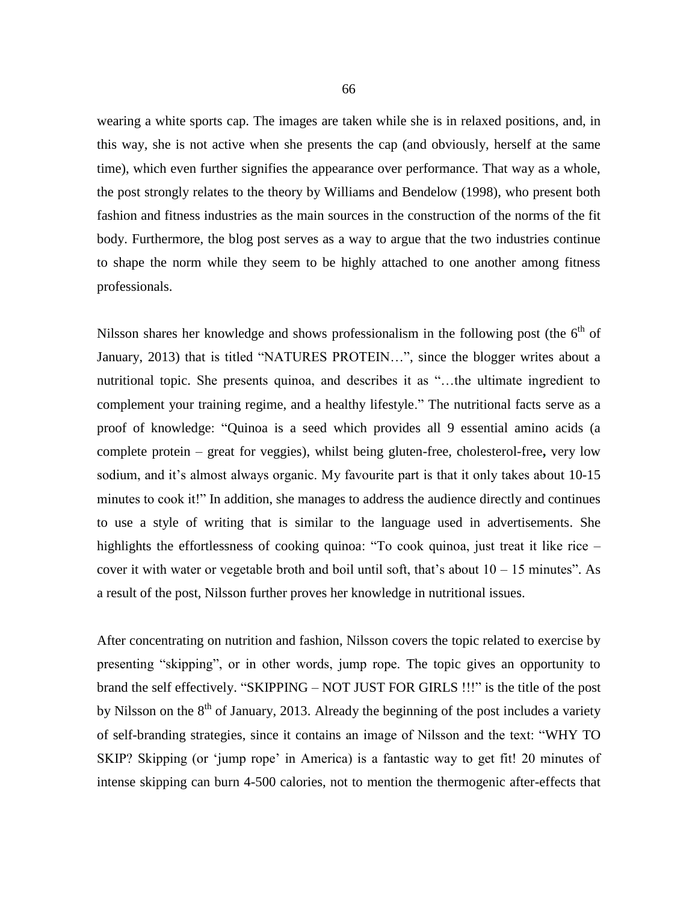wearing a white sports cap. The images are taken while she is in relaxed positions, and, in this way, she is not active when she presents the cap (and obviously, herself at the same time), which even further signifies the appearance over performance. That way as a whole, the post strongly relates to the theory by Williams and Bendelow (1998), who present both fashion and fitness industries as the main sources in the construction of the norms of the fit body. Furthermore, the blog post serves as a way to argue that the two industries continue to shape the norm while they seem to be highly attached to one another among fitness professionals.

Nilsson shares her knowledge and shows professionalism in the following post (the 6th of January, 2013) that is titled "NATURES PROTEIN…", since the blogger writes about a nutritional topic. She presents quinoa, and describes it as "…the ultimate ingredient to complement your training regime, and a healthy lifestyle." The nutritional facts serve as a proof of knowledge: "Quinoa is a seed which provides all 9 essential amino acids (a complete protein – great for veggies), whilst being gluten-free, cholesterol-free**,** very low sodium, and it's almost always organic. My favourite part is that it only takes about 10-15 minutes to cook it!" In addition, she manages to address the audience directly and continues to use a style of writing that is similar to the language used in advertisements. She highlights the effortlessness of cooking quinoa: "To cook quinoa, just treat it like rice – cover it with water or vegetable broth and boil until soft, that's about 10 – 15 minutes". As a result of the post, Nilsson further proves her knowledge in nutritional issues.

After concentrating on nutrition and fashion, Nilsson covers the topic related to exercise by presenting "skipping", or in other words, jump rope. The topic gives an opportunity to brand the self effectively. "SKIPPING – NOT JUST FOR GIRLS !!!" is the title of the post by Nilsson on the 8th of January, 2013. Already the beginning of the post includes a variety of self-branding strategies, since it contains an image of Nilsson and the text: "WHY TO SKIP? Skipping (or 'jump rope' in America) is a fantastic way to get fit! 20 minutes of intense skipping can burn 4-500 calories, not to mention the thermogenic after-effects that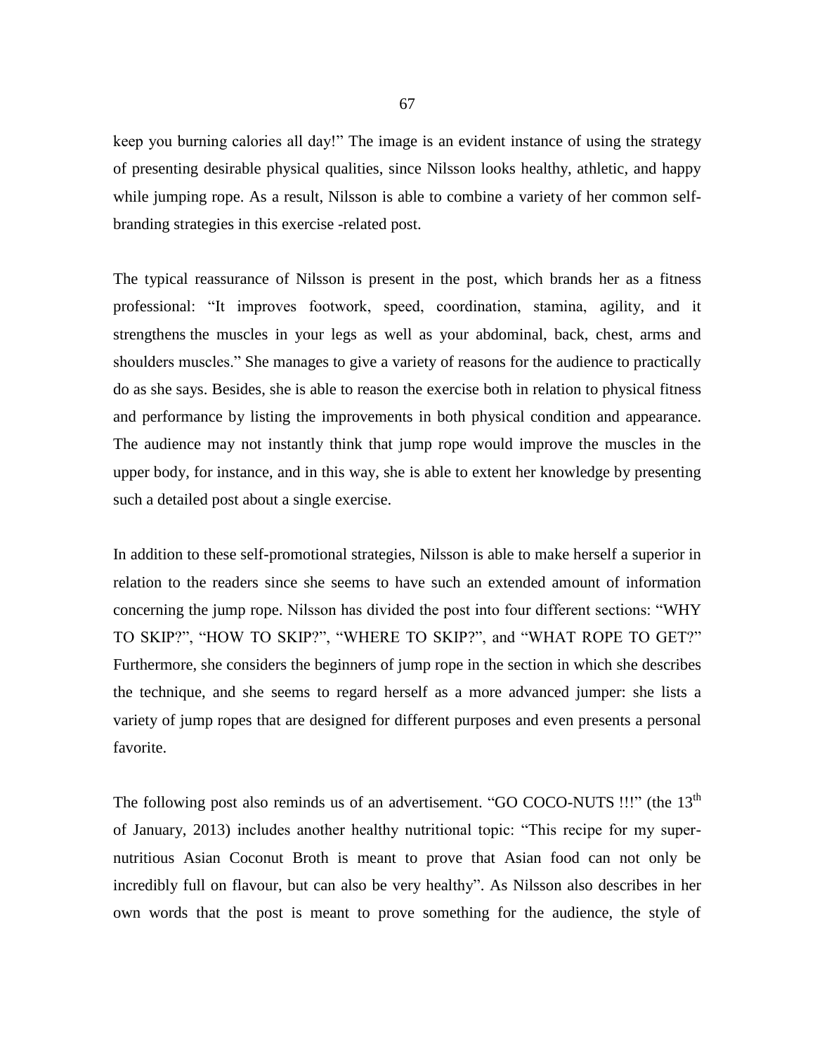keep you burning calories all day!" The image is an evident instance of using the strategy of presenting desirable physical qualities, since Nilsson looks healthy, athletic, and happy while jumping rope. As a result, Nilsson is able to combine a variety of her common self-branding strategies in this exercise -related post.

The typical reassurance of Nilsson is present in the post, which brands her as a fitness professional: "It improves footwork, speed, coordination, stamina, agility, and it strengthens the muscles in your legs as well as your abdominal, back, chest, arms and shoulders muscles." She manages to give a variety of reasons for the audience to practically do as she says. Besides, she is able to reason the exercise both in relation to physical fitness and performance by listing the improvements in both physical condition and appearance. The audience may not instantly think that jump rope would improve the muscles in the upper body, for instance, and in this way, she is able to extent her knowledge by presenting such a detailed post about a single exercise.

In addition to these self-promotional strategies, Nilsson is able to make herself a superior in relation to the readers since she seems to have such an extended amount of information concerning the jump rope. Nilsson has divided the post into four different sections: "WHY TO SKIP?", "HOW TO SKIP?", "WHERE TO SKIP?", and "WHAT ROPE TO GET?" Furthermore, she considers the beginners of jump rope in the section in which she describes the technique, and she seems to regard herself as a more advanced jumper: she lists a variety of jump ropes that are designed for different purposes and even presents a personal favorite.

The following post also reminds us of an advertisement. "GO COCO-NUTS !!!" (the 13th of January, 2013) includes another healthy nutritional topic: "This recipe for my super-nutritious Asian Coconut Broth is meant to prove that Asian food can not only be incredibly full on flavour, but can also be very healthy". As Nilsson also describes in her own words that the post is meant to prove something for the audience, the style of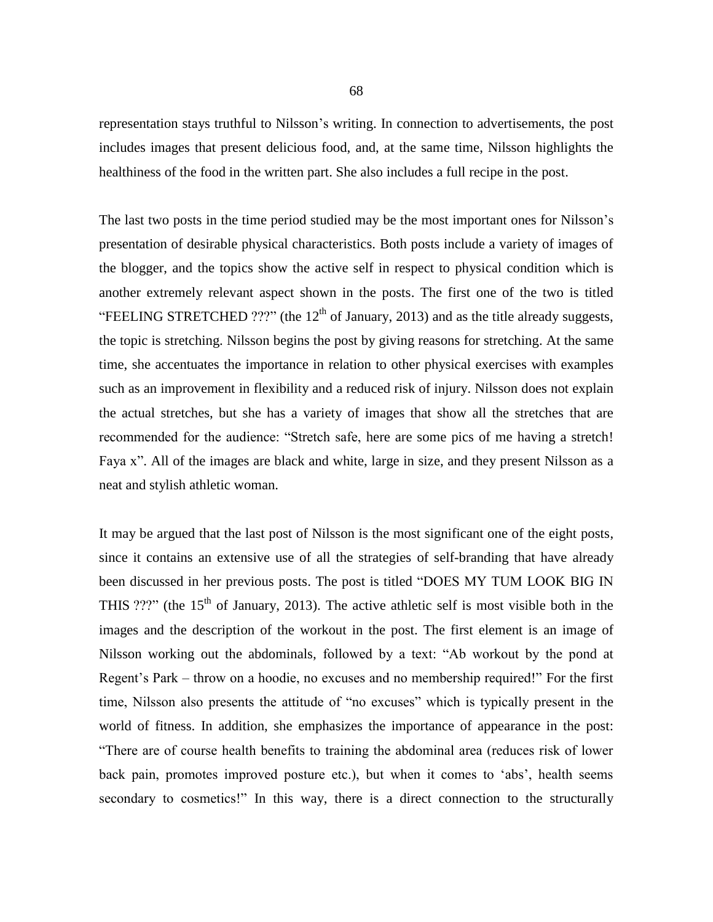representation stays truthful to Nilsson's writing. In connection to advertisements, the post includes images that present delicious food, and, at the same time, Nilsson highlights the healthiness of the food in the written part. She also includes a full recipe in the post.

The last two posts in the time period studied may be the most important ones for Nilsson's presentation of desirable physical characteristics. Both posts include a variety of images of the blogger, and the topics show the active self in respect to physical condition which is another extremely relevant aspect shown in the posts. The first one of the two is titled "FEELING STRETCHED ???" (the 12th of January, 2013) and as the title already suggests, the topic is stretching. Nilsson begins the post by giving reasons for stretching. At the same time, she accentuates the importance in relation to other physical exercises with examples such as an improvement in flexibility and a reduced risk of injury. Nilsson does not explain the actual stretches, but she has a variety of images that show all the stretches that are recommended for the audience: "Stretch safe, here are some pics of me having a stretch! Faya x". All of the images are black and white, large in size, and they present Nilsson as a neat and stylish athletic woman.

It may be argued that the last post of Nilsson is the most significant one of the eight posts, since it contains an extensive use of all the strategies of self-branding that have already been discussed in her previous posts. The post is titled "DOES MY TUM LOOK BIG IN THIS ???" (the 15th of January, 2013). The active athletic self is most visible both in the images and the description of the workout in the post. The first element is an image of Nilsson working out the abdominals, followed by a text: "Ab workout by the pond at Regent's Park – throw on a hoodie, no excuses and no membership required!" For the first time, Nilsson also presents the attitude of "no excuses" which is typically present in the world of fitness. In addition, she emphasizes the importance of appearance in the post: "There are of course health benefits to training the abdominal area (reduces risk of lower back pain, promotes improved posture etc.), but when it comes to 'abs', health seems secondary to cosmetics!" In this way, there is a direct connection to the structurally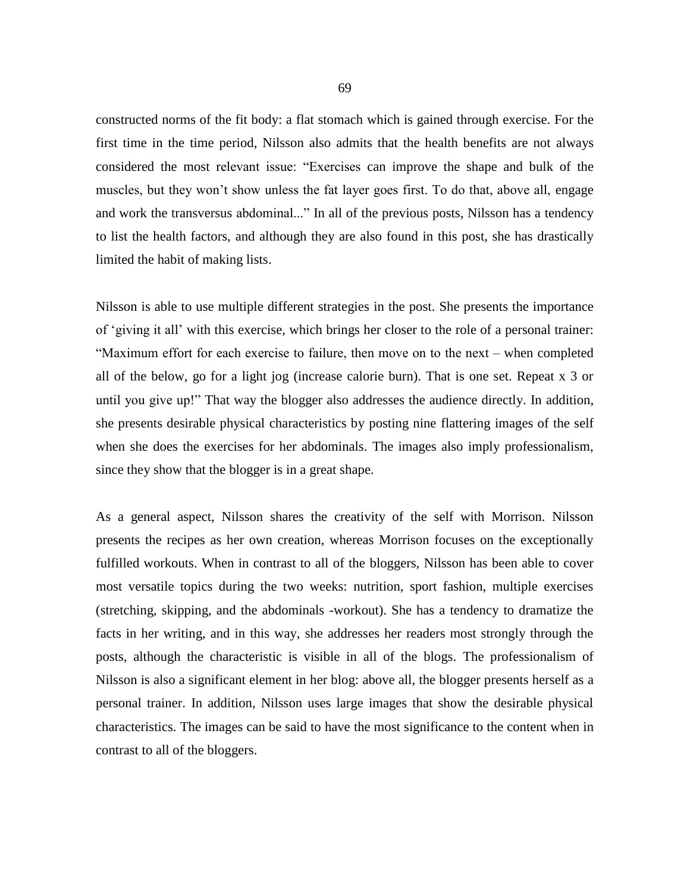constructed norms of the fit body: a flat stomach which is gained through exercise. For the first time in the time period, Nilsson also admits that the health benefits are not always considered the most relevant issue: “Exercises can improve the shape and bulk of the muscles, but they won’t show unless the fat layer goes first. To do that, above all, engage and work the transversus abdominal...” In all of the previous posts, Nilsson has a tendency to list the health factors, and although they are also found in this post, she has drastically limited the habit of making lists.

Nilsson is able to use multiple different strategies in the post. She presents the importance of ‘giving it all’ with this exercise, which brings her closer to the role of a personal trainer: “Maximum effort for each exercise to failure, then move on to the next – when completed all of the below, go for a light jog (increase calorie burn). That is one set. Repeat x 3 or until you give up!” That way the blogger also addresses the audience directly. In addition, she presents desirable physical characteristics by posting nine flattering images of the self when she does the exercises for her abdominals. The images also imply professionalism, since they show that the blogger is in a great shape.

As a general aspect, Nilsson shares the creativity of the self with Morrison. Nilsson presents the recipes as her own creation, whereas Morrison focuses on the exceptionally fulfilled workouts. When in contrast to all of the bloggers, Nilsson has been able to cover most versatile topics during the two weeks: nutrition, sport fashion, multiple exercises (stretching, skipping, and the abdominals -workout). She has a tendency to dramatize the facts in her writing, and in this way, she addresses her readers most strongly through the posts, although the characteristic is visible in all of the blogs. The professionalism of Nilsson is also a significant element in her blog: above all, the blogger presents herself as a personal trainer. In addition, Nilsson uses large images that show the desirable physical characteristics. The images can be said to have the most significance to the content when in contrast to all of the bloggers.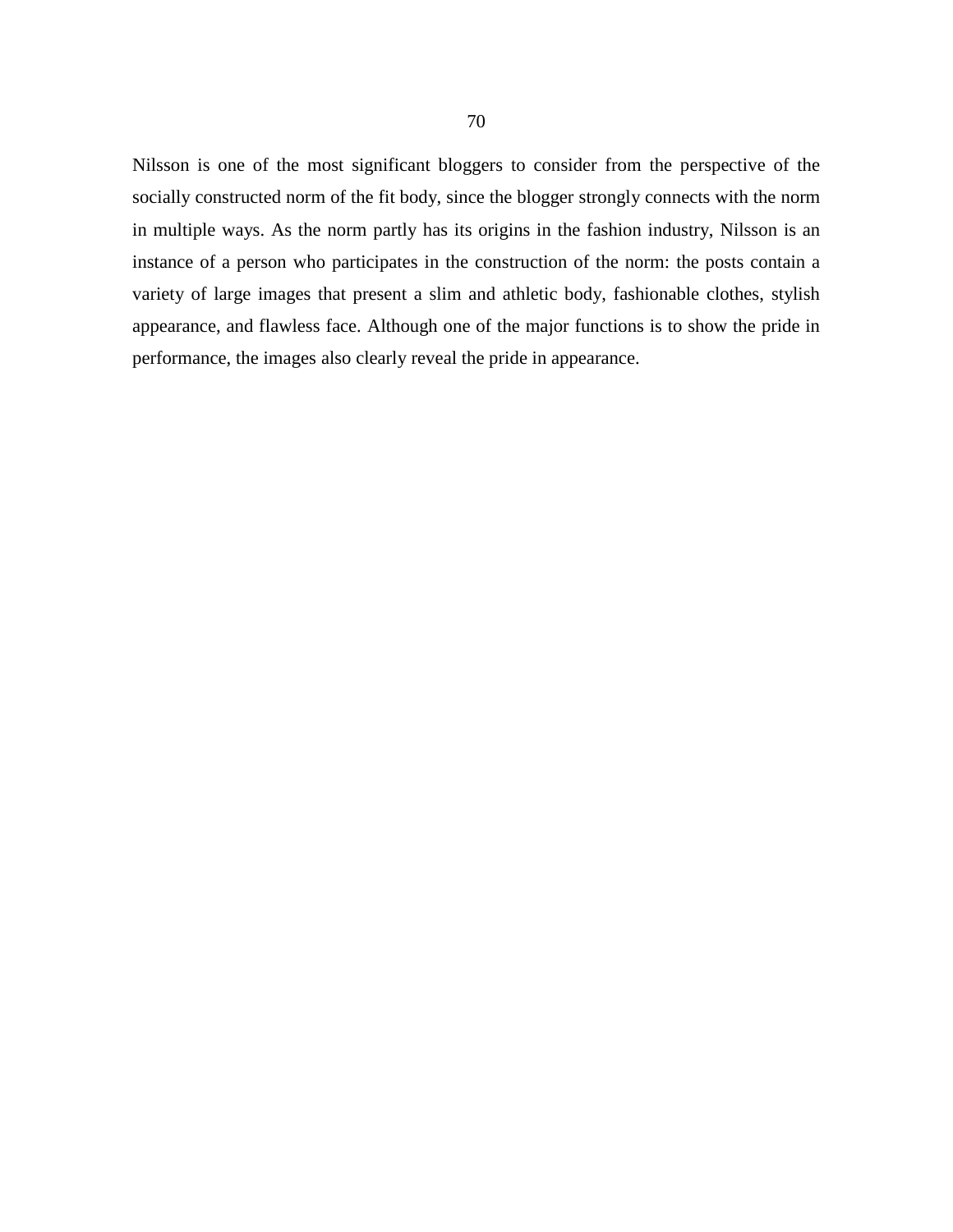Nilsson is one of the most significant bloggers to consider from the perspective of the socially constructed norm of the fit body, since the blogger strongly connects with the norm in multiple ways. As the norm partly has its origins in the fashion industry, Nilsson is an instance of a person who participates in the construction of the norm: the posts contain a variety of large images that present a slim and athletic body, fashionable clothes, stylish appearance, and flawless face. Although one of the major functions is to show the pride in performance, the images also clearly reveal the pride in appearance.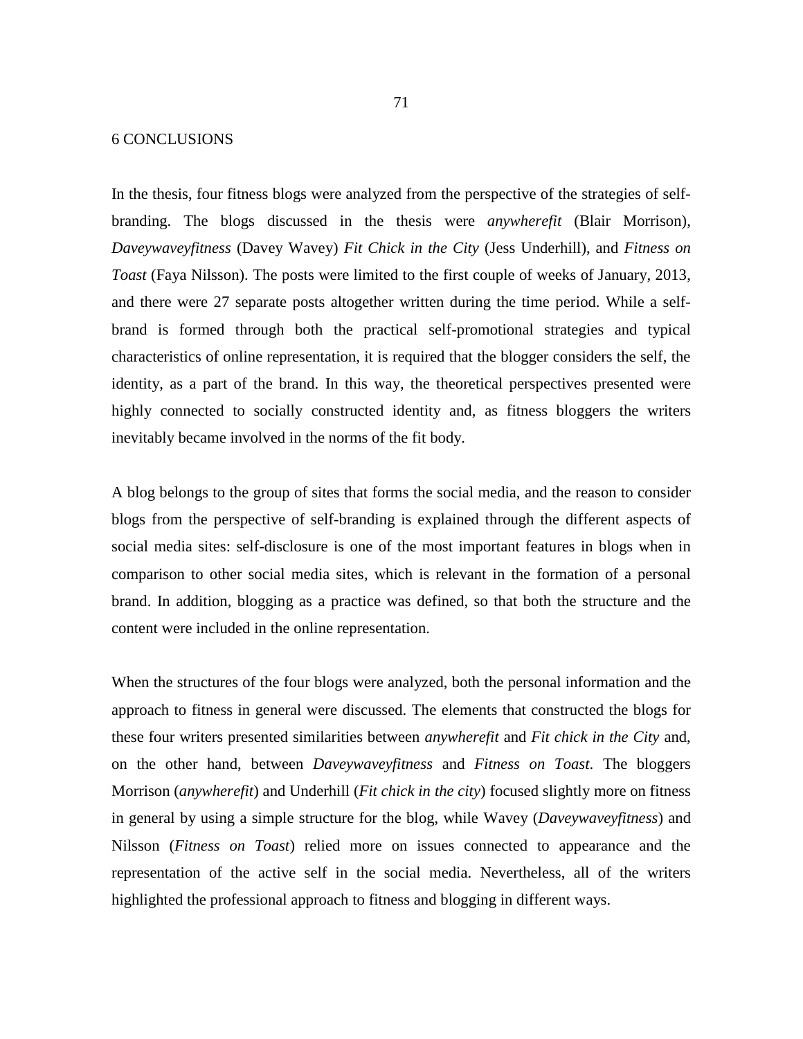# 6 CONCLUSIONS

In the thesis, four fitness blogs were analyzed from the perspective of the strategies of self-branding. The blogs discussed in the thesis were *anywherefit* (Blair Morrison), *Daveywaveyfitness* (Davey Wavey) *Fit Chick in the City* (Jess Underhill), and *Fitness on Toast* (Faya Nilsson). The posts were limited to the first couple of weeks of January, 2013, and there were 27 separate posts altogether written during the time period. While a self-brand is formed through both the practical self-promotional strategies and typical characteristics of online representation, it is required that the blogger considers the self, the identity, as a part of the brand. In this way, the theoretical perspectives presented were highly connected to socially constructed identity and, as fitness bloggers the writers inevitably became involved in the norms of the fit body.

A blog belongs to the group of sites that forms the social media, and the reason to consider blogs from the perspective of self-branding is explained through the different aspects of social media sites: self-disclosure is one of the most important features in blogs when in comparison to other social media sites, which is relevant in the formation of a personal brand. In addition, blogging as a practice was defined, so that both the structure and the content were included in the online representation.

When the structures of the four blogs were analyzed, both the personal information and the approach to fitness in general were discussed. The elements that constructed the blogs for these four writers presented similarities between *anywherefit* and *Fit chick in the City* and, on the other hand, between *Daveywaveyfitness* and *Fitness on Toast*. The bloggers Morrison (*anywherefit*) and Underhill (*Fit chick in the city*) focused slightly more on fitness in general by using a simple structure for the blog, while Wavey (*Daveywaveyfitness*) and Nilsson (*Fitness on Toast*) relied more on issues connected to appearance and the representation of the active self in the social media. Nevertheless, all of the writers highlighted the professional approach to fitness and blogging in different ways.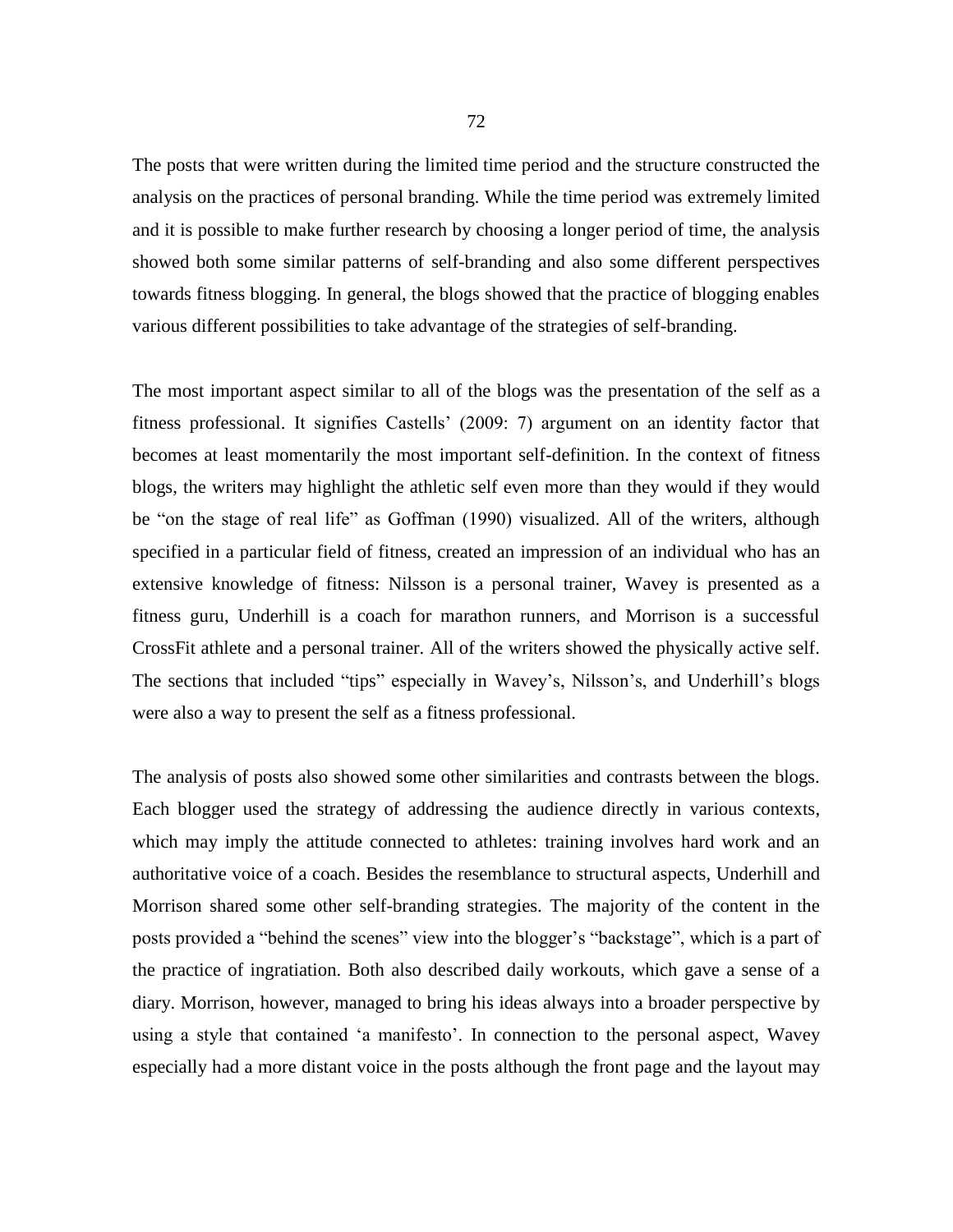The posts that were written during the limited time period and the structure constructed the analysis on the practices of personal branding. While the time period was extremely limited and it is possible to make further research by choosing a longer period of time, the analysis showed both some similar patterns of self-branding and also some different perspectives towards fitness blogging. In general, the blogs showed that the practice of blogging enables various different possibilities to take advantage of the strategies of self-branding.

The most important aspect similar to all of the blogs was the presentation of the self as a fitness professional. It signifies Castells' (2009: 7) argument on an identity factor that becomes at least momentarily the most important self-definition. In the context of fitness blogs, the writers may highlight the athletic self even more than they would if they would be "on the stage of real life" as Goffman (1990) visualized. All of the writers, although specified in a particular field of fitness, created an impression of an individual who has an extensive knowledge of fitness: Nilsson is a personal trainer, Wavey is presented as a fitness guru, Underhill is a coach for marathon runners, and Morrison is a successful CrossFit athlete and a personal trainer. All of the writers showed the physically active self. The sections that included "tips" especially in Wavey's, Nilsson's, and Underhill's blogs were also a way to present the self as a fitness professional.

The analysis of posts also showed some other similarities and contrasts between the blogs. Each blogger used the strategy of addressing the audience directly in various contexts, which may imply the attitude connected to athletes: training involves hard work and an authoritative voice of a coach. Besides the resemblance to structural aspects, Underhill and Morrison shared some other self-branding strategies. The majority of the content in the posts provided a "behind the scenes" view into the blogger's "backstage", which is a part of the practice of ingratiation. Both also described daily workouts, which gave a sense of a diary. Morrison, however, managed to bring his ideas always into a broader perspective by using a style that contained 'a manifesto'. In connection to the personal aspect, Wavey especially had a more distant voice in the posts although the front page and the layout may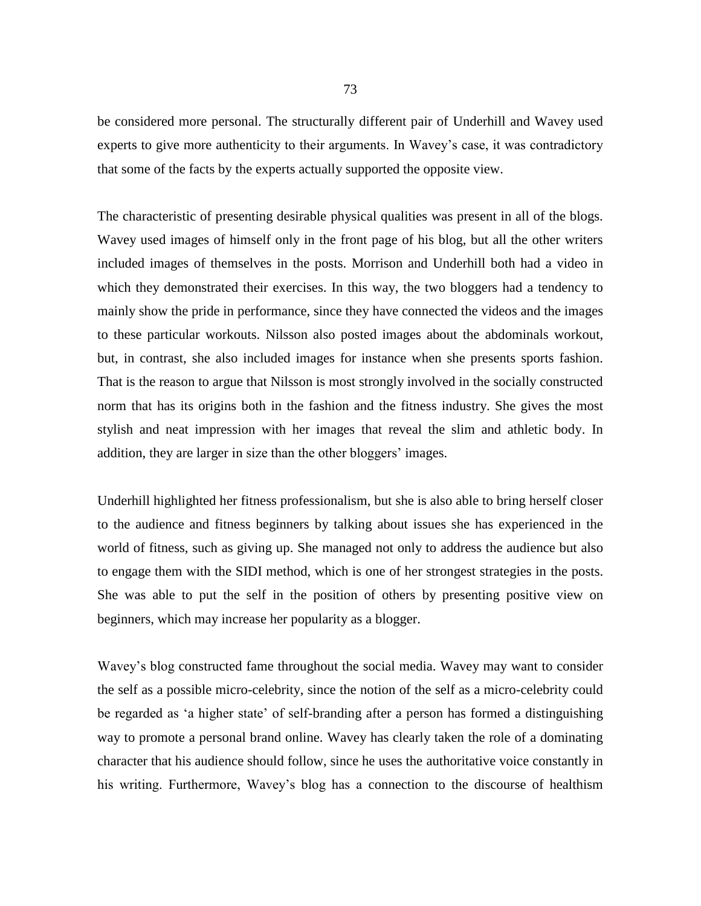be considered more personal. The structurally different pair of Underhill and Wavey used experts to give more authenticity to their arguments. In Wavey's case, it was contradictory that some of the facts by the experts actually supported the opposite view.

The characteristic of presenting desirable physical qualities was present in all of the blogs. Wavey used images of himself only in the front page of his blog, but all the other writers included images of themselves in the posts. Morrison and Underhill both had a video in which they demonstrated their exercises. In this way, the two bloggers had a tendency to mainly show the pride in performance, since they have connected the videos and the images to these particular workouts. Nilsson also posted images about the abdominals workout, but, in contrast, she also included images for instance when she presents sports fashion. That is the reason to argue that Nilsson is most strongly involved in the socially constructed norm that has its origins both in the fashion and the fitness industry. She gives the most stylish and neat impression with her images that reveal the slim and athletic body. In addition, they are larger in size than the other bloggers' images.

Underhill highlighted her fitness professionalism, but she is also able to bring herself closer to the audience and fitness beginners by talking about issues she has experienced in the world of fitness, such as giving up. She managed not only to address the audience but also to engage them with the SIDI method, which is one of her strongest strategies in the posts. She was able to put the self in the position of others by presenting positive view on beginners, which may increase her popularity as a blogger.

Wavey's blog constructed fame throughout the social media. Wavey may want to consider the self as a possible micro-celebrity, since the notion of the self as a micro-celebrity could be regarded as 'a higher state' of self-branding after a person has formed a distinguishing way to promote a personal brand online. Wavey has clearly taken the role of a dominating character that his audience should follow, since he uses the authoritative voice constantly in his writing. Furthermore, Wavey's blog has a connection to the discourse of healthism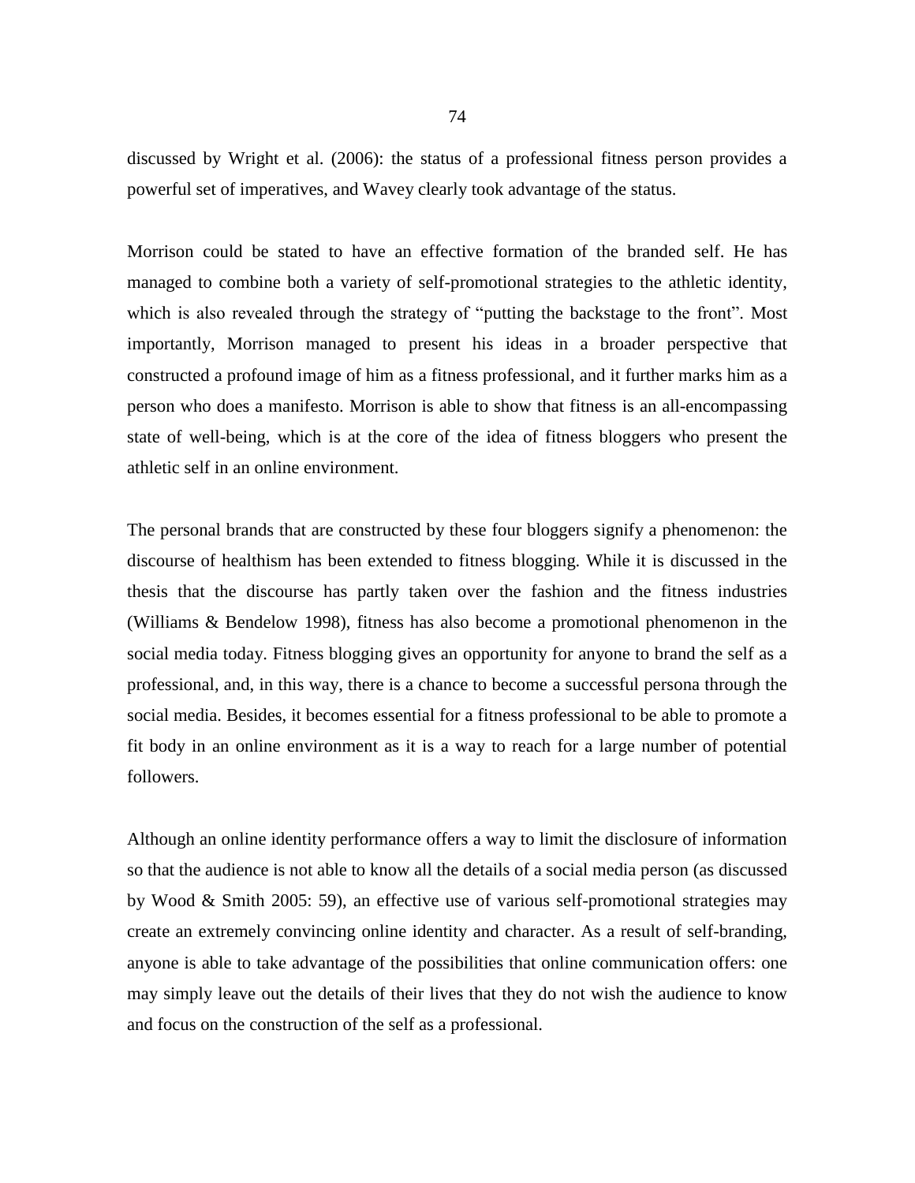discussed by Wright et al. (2006): the status of a professional fitness person provides a powerful set of imperatives, and Wavey clearly took advantage of the status.

Morrison could be stated to have an effective formation of the branded self. He has managed to combine both a variety of self-promotional strategies to the athletic identity, which is also revealed through the strategy of "putting the backstage to the front". Most importantly, Morrison managed to present his ideas in a broader perspective that constructed a profound image of him as a fitness professional, and it further marks him as a person who does a manifesto. Morrison is able to show that fitness is an all-encompassing state of well-being, which is at the core of the idea of fitness bloggers who present the athletic self in an online environment.

The personal brands that are constructed by these four bloggers signify a phenomenon: the discourse of healthism has been extended to fitness blogging. While it is discussed in the thesis that the discourse has partly taken over the fashion and the fitness industries (Williams & Bendelow 1998), fitness has also become a promotional phenomenon in the social media today. Fitness blogging gives an opportunity for anyone to brand the self as a professional, and, in this way, there is a chance to become a successful persona through the social media. Besides, it becomes essential for a fitness professional to be able to promote a fit body in an online environment as it is a way to reach for a large number of potential followers.

Although an online identity performance offers a way to limit the disclosure of information so that the audience is not able to know all the details of a social media person (as discussed by Wood & Smith 2005: 59), an effective use of various self-promotional strategies may create an extremely convincing online identity and character. As a result of self-branding, anyone is able to take advantage of the possibilities that online communication offers: one may simply leave out the details of their lives that they do not wish the audience to know and focus on the construction of the self as a professional.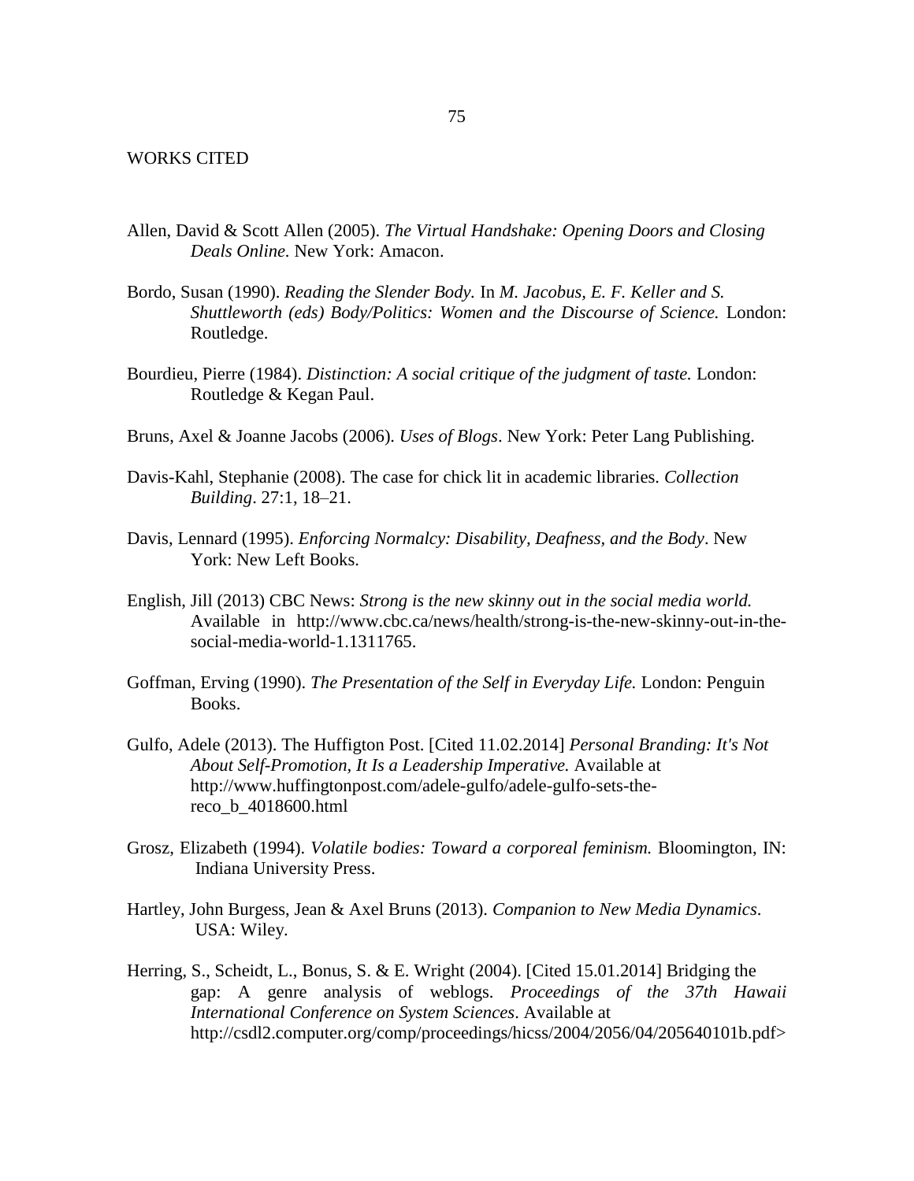# WORKS CITED

Allen, David & Scott Allen (2005). *The Virtual Handshake: Opening Doors and Closing Deals Online.* New York: Amacon.

Bordo, Susan (1990). *Reading the Slender Body.* In *M. Jacobus, E. F. Keller and S. Shuttleworth (eds) Body/Politics: Women and the Discourse of Science.* London: Routledge.

Bourdieu, Pierre (1984). *Distinction: A social critique of the judgment of taste.* London: Routledge & Kegan Paul.

Bruns, Axel & Joanne Jacobs (2006). *Uses of Blogs*. New York: Peter Lang Publishing.

Davis-Kahl, Stephanie (2008). The case for chick lit in academic libraries. *Collection Building*. 27:1, 18–21.

Davis, Lennard (1995). *Enforcing Normalcy: Disability, Deafness, and the Body*. New York: New Left Books.

English, Jill (2013) CBC News: *Strong is the new skinny out in the social media world.* Available in http://www.cbc.ca/news/health/strong-is-the-new-skinny-out-in-the-social-media-world-1.1311765.

Goffman, Erving (1990). *The Presentation of the Self in Everyday Life.* London: Penguin Books.

Gulfo, Adele (2013). The Huffigton Post. [Cited 11.02.2014] *Personal Branding: It's Not About Self-Promotion, It Is a Leadership Imperative.* Available at http://www.huffingtonpost.com/adele-gulfo/adele-gulfo-sets-the-reco_b_4018600.html

Grosz, Elizabeth (1994). *Volatile bodies: Toward a corporeal feminism.* Bloomington, IN: Indiana University Press.

Hartley, John Burgess, Jean & Axel Bruns (2013). *Companion to New Media Dynamics*. USA: Wiley.

Herring, S., Scheidt, L., Bonus, S. & E. Wright (2004). [Cited 15.01.2014] Bridging the gap: A genre analysis of weblogs. *Proceedings of the 37th Hawaii International Conference on System Sciences*. Available at http://csdl2.computer.org/comp/proceedings/hicss/2004/2056/04/205640101b.pdf>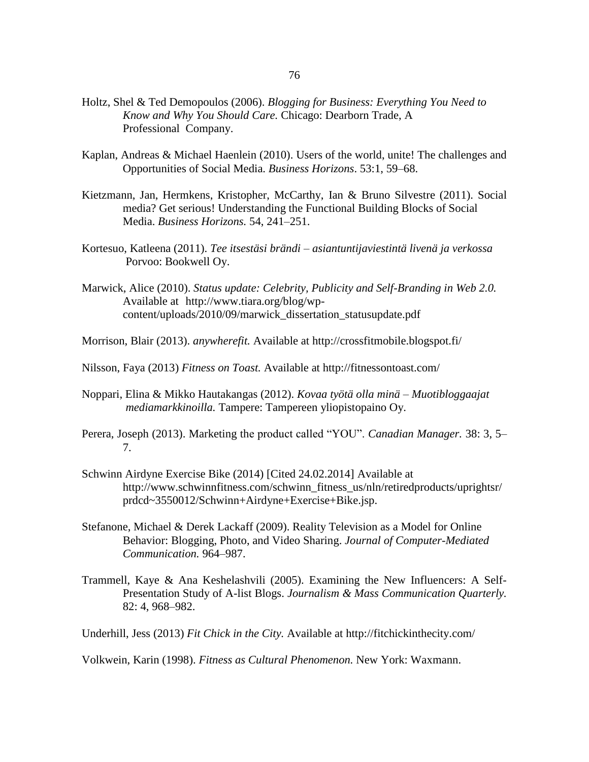Holtz, Shel & Ted Demopoulos (2006). *Blogging for Business: Everything You Need to Know and Why You Should Care.* Chicago: Dearborn Trade, A Professional Company.

Kaplan, Andreas & Michael Haenlein (2010). Users of the world, unite! The challenges and Opportunities of Social Media. *Business Horizons*. 53:1, 59–68.

Kietzmann, Jan, Hermkens, Kristopher, McCarthy, Ian & Bruno Silvestre (2011). Social media? Get serious! Understanding the Functional Building Blocks of Social Media. *Business Horizons.* 54, 241–251.

Kortesuo, Katleena (2011). *Tee itsestäsi brändi – asiantuntijaviestintä livenä ja verkossa* Porvoo: Bookwell Oy.

Marwick, Alice (2010). *Status update: Celebrity, Publicity and Self-Branding in Web 2.0.* Available at http://www.tiara.org/blog/wp-content/uploads/2010/09/marwick_dissertation_statusupdate.pdf

Morrison, Blair (2013). *anywherefit.* Available at http://crossfitmobile.blogspot.fi/

Nilsson, Faya (2013) *Fitness on Toast.* Available at http://fitnessontoast.com/

Noppari, Elina & Mikko Hautakangas (2012). *Kovaa työtä olla minä – Muotibloggaajat mediamarkkinoilla.* Tampere: Tampereen yliopistopaino Oy.

Perera, Joseph (2013). Marketing the product called "YOU". *Canadian Manager.* 38: 3, 5–7.

Schwinn Airdyne Exercise Bike (2014) [Cited 24.02.2014] Available at http://www.schwinnfitness.com/schwinn_fitness_us/nln/retiredproducts/uprightsr/prdcd~3550012/Schwinn+Airdyne+Exercise+Bike.jsp.

Stefanone, Michael & Derek Lackaff (2009). Reality Television as a Model for Online Behavior: Blogging, Photo, and Video Sharing. *Journal of Computer-Mediated Communication.* 964–987.

Trammell, Kaye & Ana Keshelashvili (2005). Examining the New Influencers: A Self-Presentation Study of A-list Blogs. *Journalism & Mass Communication Quarterly.* 82: 4, 968–982.

Underhill, Jess (2013) *Fit Chick in the City.* Available at http://fitchickinthecity.com/

Volkwein, Karin (1998). *Fitness as Cultural Phenomenon.* New York: Waxmann.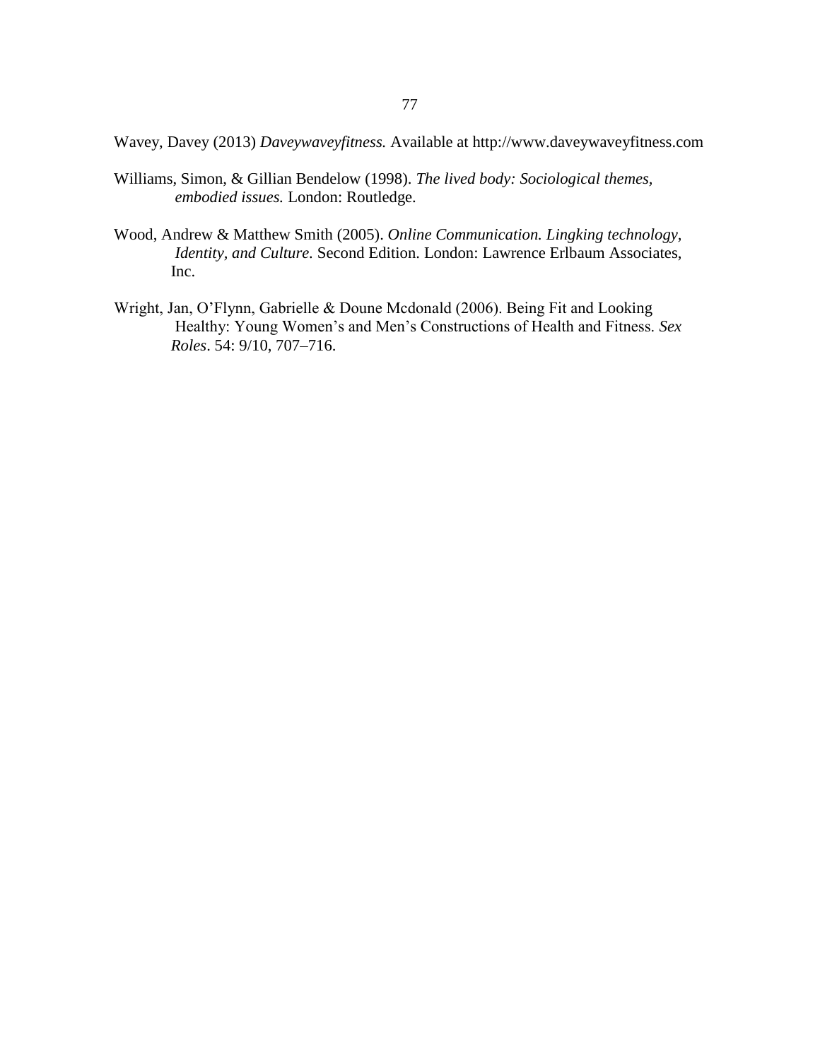Wavey, Davey (2013) *Daveywaveyfitness.* Available at http://www.daveywaveyfitness.com

Williams, Simon, & Gillian Bendelow (1998). *The lived body: Sociological themes, embodied issues.* London: Routledge.

Wood, Andrew & Matthew Smith (2005). *Online Communication. Lingking technology, Identity, and Culture.* Second Edition. London: Lawrence Erlbaum Associates, Inc.

Wright, Jan, O'Flynn, Gabrielle & Doune Mcdonald (2006). Being Fit and Looking Healthy: Young Women's and Men's Constructions of Health and Fitness. *Sex Roles*. 54: 9/10, 707–716.